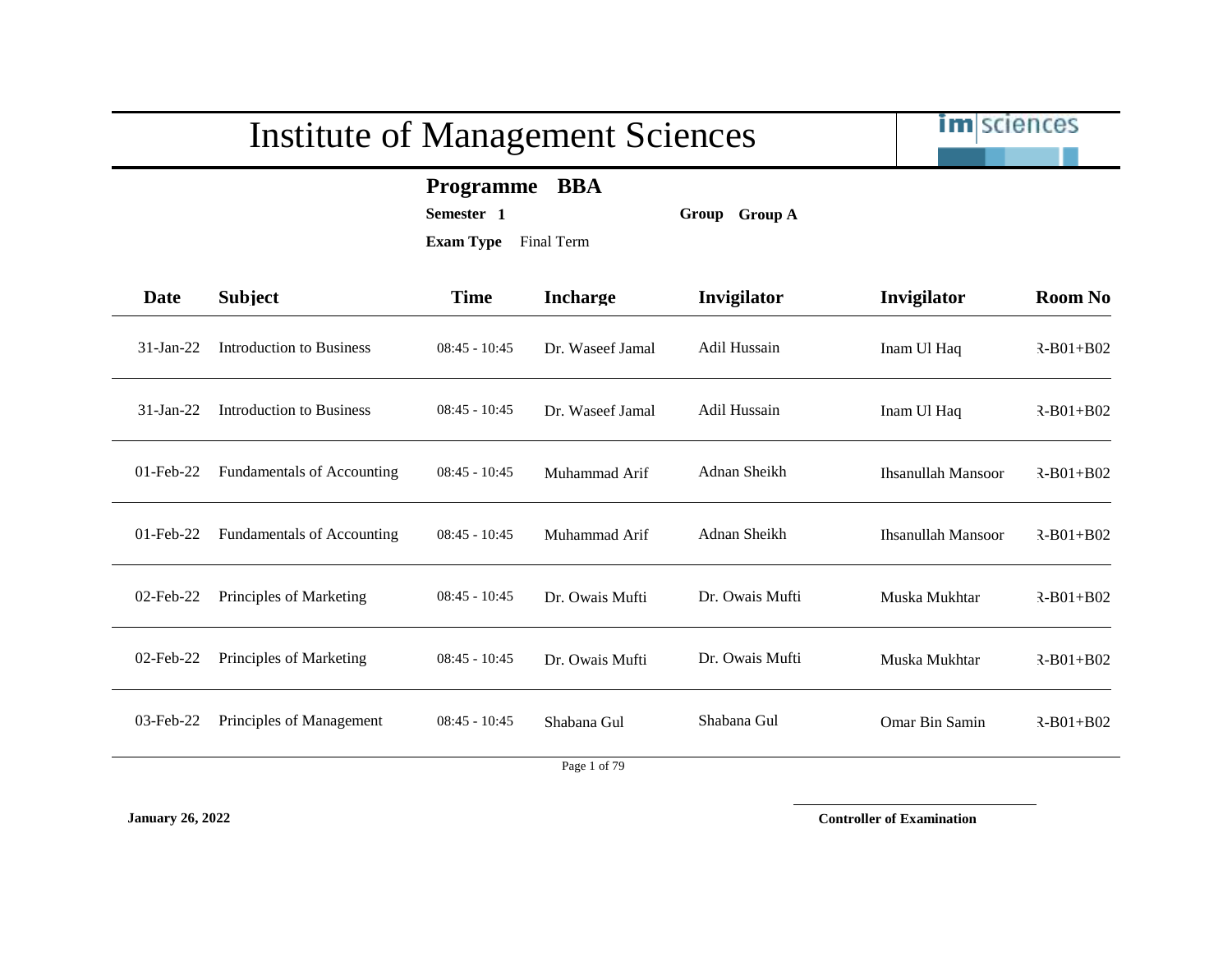# Institute of Management Sciences

**Programme** **BBA**

**Semester** **1** **Group** **Group A**

**Exam Type** Final Term

| Date | Subject | Time | Incharge | Invigilator | Invigilator | Room No |
|---|---|---|---|---|---|---|
| 31-Jan-22 | Introduction to Business | 08:45 - 10:45 | Dr. Waseef Jamal | Adil Hussain | Inam Ul Haq | ར-B01+B02 |
| 31-Jan-22 | Introduction to Business | 08:45 - 10:45 | Dr. Waseef Jamal | Adil Hussain | Inam Ul Haq | ར-B01+B02 |
| 01-Feb-22 | Fundamentals of Accounting | 08:45 - 10:45 | Muhammad Arif | Adnan Sheikh | Ihsanullah Mansoor | ར-B01+B02 |
| 01-Feb-22 | Fundamentals of Accounting | 08:45 - 10:45 | Muhammad Arif | Adnan Sheikh | Ihsanullah Mansoor | ར-B01+B02 |
| 02-Feb-22 | Principles of Marketing | 08:45 - 10:45 | Dr. Owais Mufti | Dr. Owais Mufti | Muska Mukhtar | ར-B01+B02 |
| 02-Feb-22 | Principles of Marketing | 08:45 - 10:45 | Dr. Owais Mufti | Dr. Owais Mufti | Muska Mukhtar | ར-B01+B02 |
| 03-Feb-22 | Principles of Management | 08:45 - 10:45 | Shabana Gul | Shabana Gul | Omar Bin Samin | ར-B01+B02 |

**January 26, 2022**

**Controller of Examination**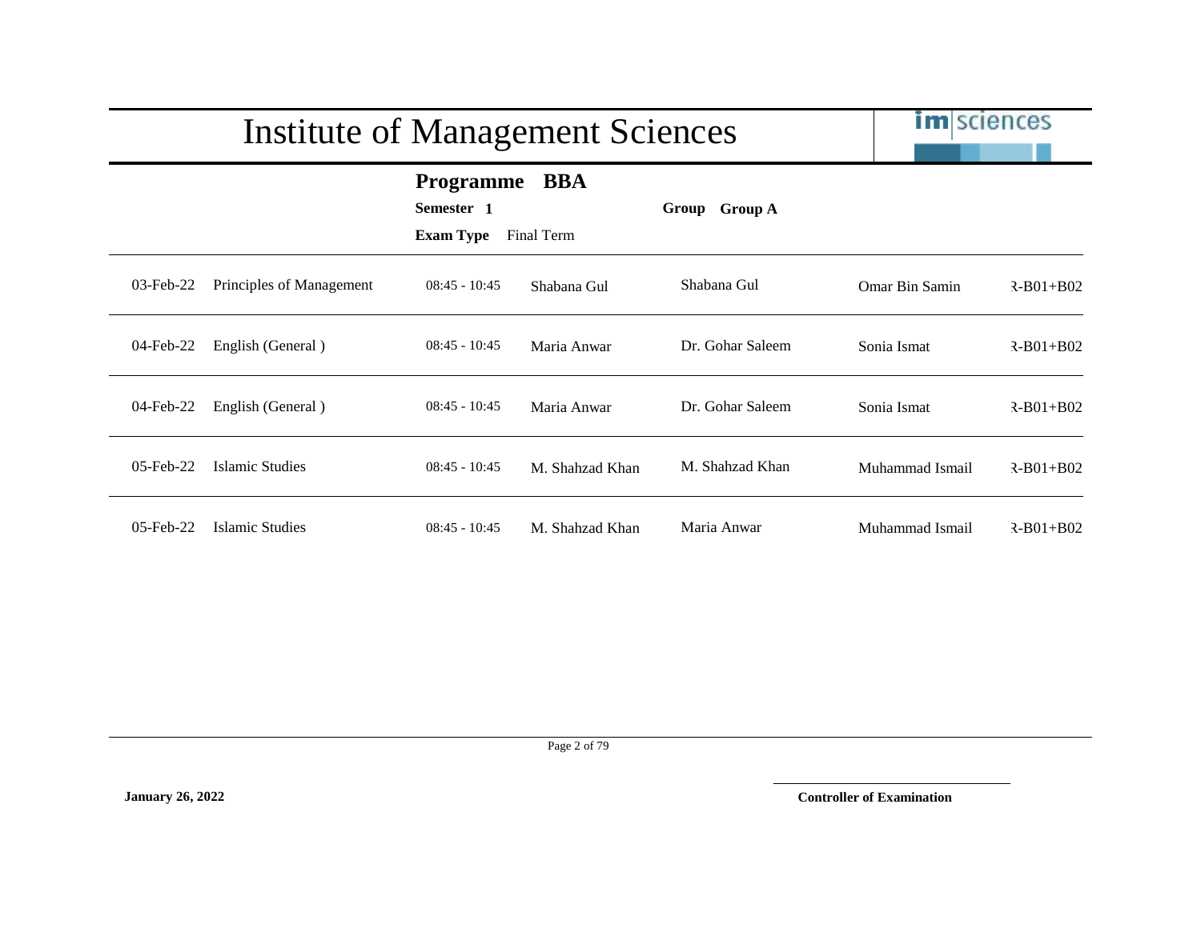# Institute of Management Sciences

**Programme BBA**

**Semester 1** **Group Group A**

**Exam Type** Final Term

| | | | | | | |
|---|---|---|---|---|---|---|
| 03-Feb-22 | Principles of Management | 08:45 - 10:45 | Shabana Gul | Shabana Gul | Omar Bin Samin | ꝛ-B01+B02 |
| 04-Feb-22 | English (General ) | 08:45 - 10:45 | Maria Anwar | Dr. Gohar Saleem | Sonia Ismat | ꝛ-B01+B02 |
| 04-Feb-22 | English (General ) | 08:45 - 10:45 | Maria Anwar | Dr. Gohar Saleem | Sonia Ismat | ꝛ-B01+B02 |
| 05-Feb-22 | Islamic Studies | 08:45 - 10:45 | M. Shahzad Khan | M. Shahzad Khan | Muhammad Ismail | ꝛ-B01+B02 |
| 05-Feb-22 | Islamic Studies | 08:45 - 10:45 | M. Shahzad Khan | Maria Anwar | Muhammad Ismail | ꝛ-B01+B02 |

**January 26, 2022**

**Controller of Examination**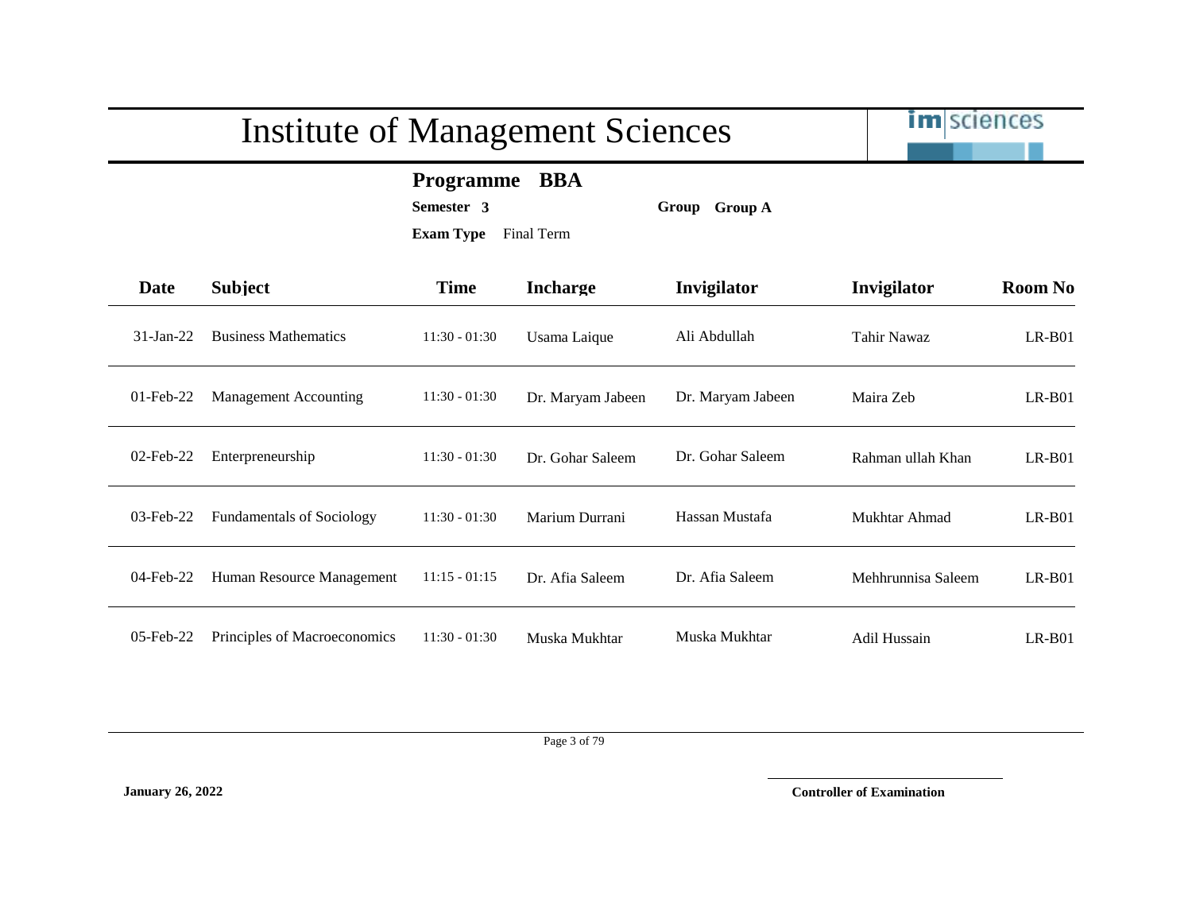# Institute of Management Sciences

**Programme BBA**

**Semester 3** **Group Group A**

**Exam Type** Final Term

| Date | Subject | Time | Incharge | Invigilator | Invigilator | Room No |
|---|---|---|---|---|---|---|
| 31-Jan-22 | Business Mathematics | 11:30 - 01:30 | Usama Laique | Ali Abdullah | Tahir Nawaz | LR-B01 |
| 01-Feb-22 | Management Accounting | 11:30 - 01:30 | Dr. Maryam Jabeen | Dr. Maryam Jabeen | Maira Zeb | LR-B01 |
| 02-Feb-22 | Enterpreneurship | 11:30 - 01:30 | Dr. Gohar Saleem | Dr. Gohar Saleem | Rahman ullah Khan | LR-B01 |
| 03-Feb-22 | Fundamentals of Sociology | 11:30 - 01:30 | Marium Durrani | Hassan Mustafa | Mukhtar Ahmad | LR-B01 |
| 04-Feb-22 | Human Resource Management | 11:15 - 01:15 | Dr. Afia Saleem | Dr. Afia Saleem | Mehhrunnisa Saleem | LR-B01 |
| 05-Feb-22 | Principles of Macroeconomics | 11:30 - 01:30 | Muska Mukhtar | Muska Mukhtar | Adil Hussain | LR-B01 |

**January 26, 2022**

**Controller of Examination**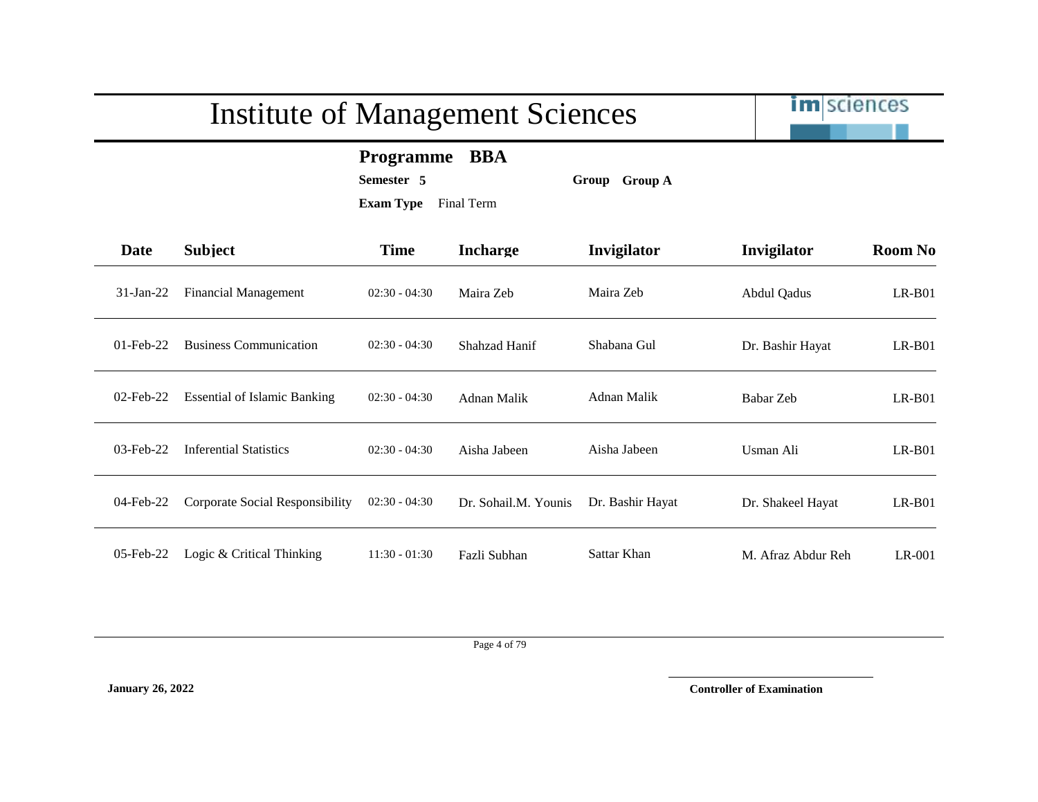# Institute of Management Sciences

**Programme** **BBA**

**Semester** **5** **Group** **Group A**

**Exam Type** Final Term

| Date | Subject | Time | Incharge | Invigilator | Invigilator | Room No |
|---|---|---|---|---|---|---|
| 31-Jan-22 | Financial Management | 02:30 - 04:30 | Maira Zeb | Maira Zeb | Abdul Qadus | LR-B01 |
| 01-Feb-22 | Business Communication | 02:30 - 04:30 | Shahzad Hanif | Shabana Gul | Dr. Bashir Hayat | LR-B01 |
| 02-Feb-22 | Essential of Islamic Banking | 02:30 - 04:30 | Adnan Malik | Adnan Malik | Babar Zeb | LR-B01 |
| 03-Feb-22 | Inferential Statistics | 02:30 - 04:30 | Aisha Jabeen | Aisha Jabeen | Usman Ali | LR-B01 |
| 04-Feb-22 | Corporate Social Responsibility | 02:30 - 04:30 | Dr. Sohail.M. Younis | Dr. Bashir Hayat | Dr. Shakeel Hayat | LR-B01 |
| 05-Feb-22 | Logic & Critical Thinking | 11:30 - 01:30 | Fazli Subhan | Sattar Khan | M. Afraz Abdur Reh | LR-001 |

**January 26, 2022**

**Controller of Examination**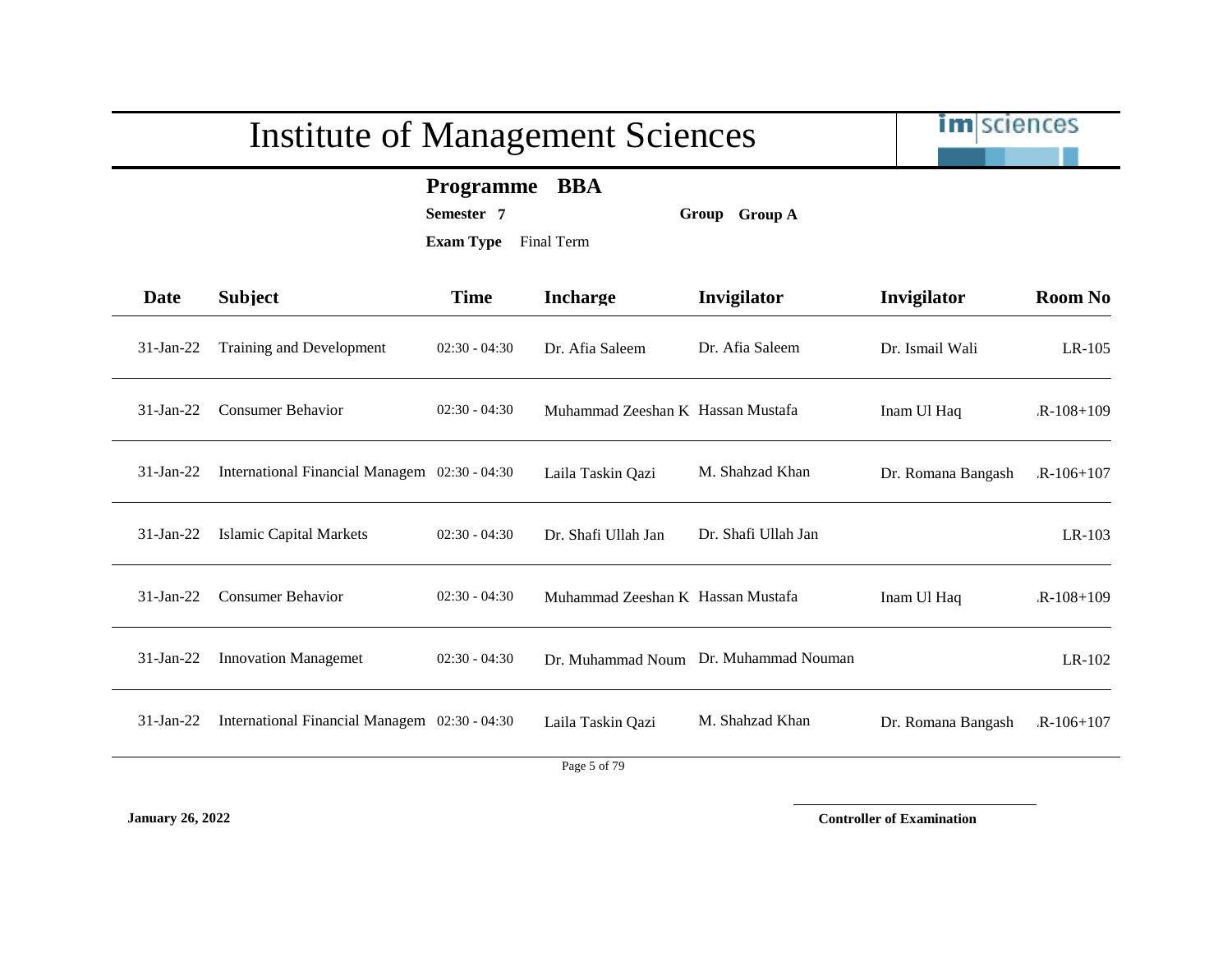# Institute of Management Sciences

**Programme** **BBA**

**Semester** **7** **Group** **Group A**

**Exam Type** Final Term

| Date | Subject | Time | Incharge | Invigilator | Invigilator | Room No |
|---|---|---|---|---|---|---|
| 31-Jan-22 | Training and Development | 02:30 - 04:30 | Dr. Afia Saleem | Dr. Afia Saleem | Dr. Ismail Wali | LR-105 |
| 31-Jan-22 | Consumer Behavior | 02:30 - 04:30 | Muhammad Zeeshan K | Hassan Mustafa | Inam Ul Haq | .R-108+109 |
| 31-Jan-22 | International Financial Managem | 02:30 - 04:30 | Laila Taskin Qazi | M. Shahzad Khan | Dr. Romana Bangash | .R-106+107 |
| 31-Jan-22 | Islamic Capital Markets | 02:30 - 04:30 | Dr. Shafi Ullah Jan | Dr. Shafi Ullah Jan | | LR-103 |
| 31-Jan-22 | Consumer Behavior | 02:30 - 04:30 | Muhammad Zeeshan K | Hassan Mustafa | Inam Ul Haq | .R-108+109 |
| 31-Jan-22 | Innovation Managemet | 02:30 - 04:30 | Dr. Muhammad Noum | Dr. Muhammad Nouman | | LR-102 |
| 31-Jan-22 | International Financial Managem | 02:30 - 04:30 | Laila Taskin Qazi | M. Shahzad Khan | Dr. Romana Bangash | .R-106+107 |

**January 26, 2022**

**Controller of Examination**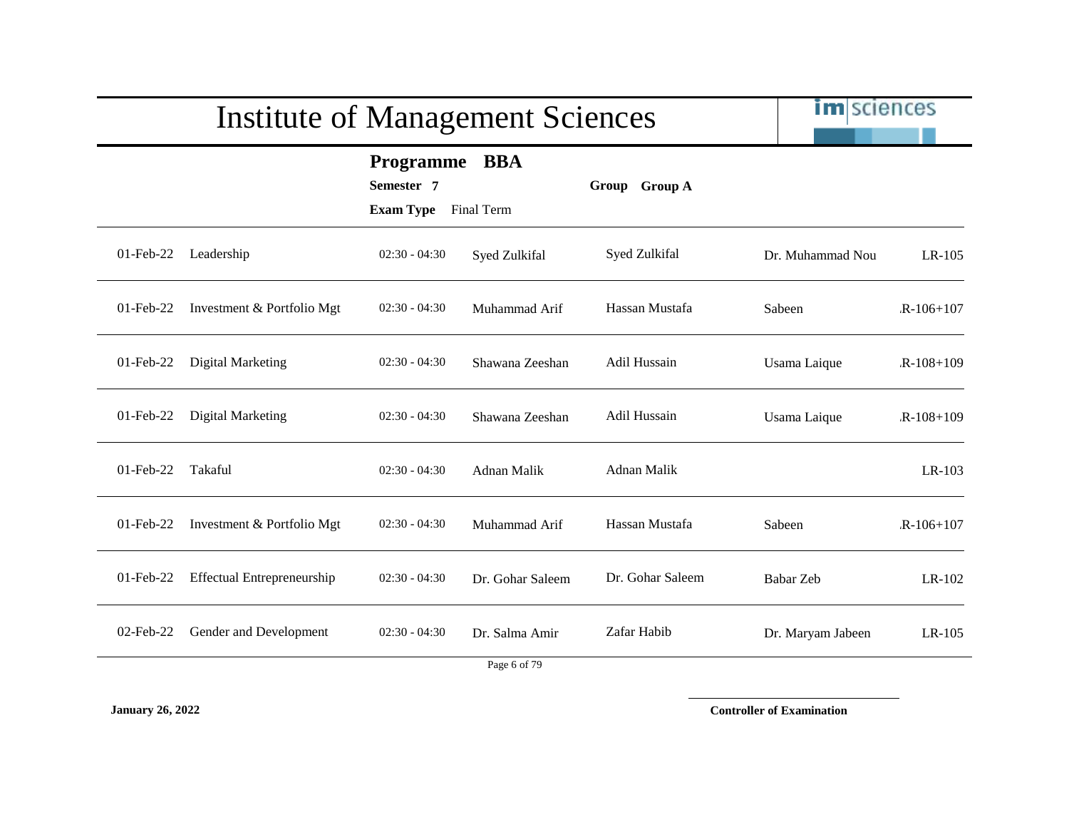# Institute of Management Sciences

**Programme** **BBA**

**Semester** **7** **Group** **Group A**

**Exam Type** Final Term

| Date | Course | Time | | | | Room |
|---|---|---|---|---|---|---|
| 01-Feb-22 | Leadership | 02:30 - 04:30 | Syed Zulkifal | Syed Zulkifal | Dr. Muhammad Nou | LR-105 |
| 01-Feb-22 | Investment & Portfolio Mgt | 02:30 - 04:30 | Muhammad Arif | Hassan Mustafa | Sabeen | .R-106+107 |
| 01-Feb-22 | Digital Marketing | 02:30 - 04:30 | Shawana Zeeshan | Adil Hussain | Usama Laique | .R-108+109 |
| 01-Feb-22 | Digital Marketing | 02:30 - 04:30 | Shawana Zeeshan | Adil Hussain | Usama Laique | .R-108+109 |
| 01-Feb-22 | Takaful | 02:30 - 04:30 | Adnan Malik | Adnan Malik | | LR-103 |
| 01-Feb-22 | Investment & Portfolio Mgt | 02:30 - 04:30 | Muhammad Arif | Hassan Mustafa | Sabeen | .R-106+107 |
| 01-Feb-22 | Effectual Entrepreneurship | 02:30 - 04:30 | Dr. Gohar Saleem | Dr. Gohar Saleem | Babar Zeb | LR-102 |
| 02-Feb-22 | Gender and Development | 02:30 - 04:30 | Dr. Salma Amir | Zafar Habib | Dr. Maryam Jabeen | LR-105 |

**January 26, 2022**

**Controller of Examination**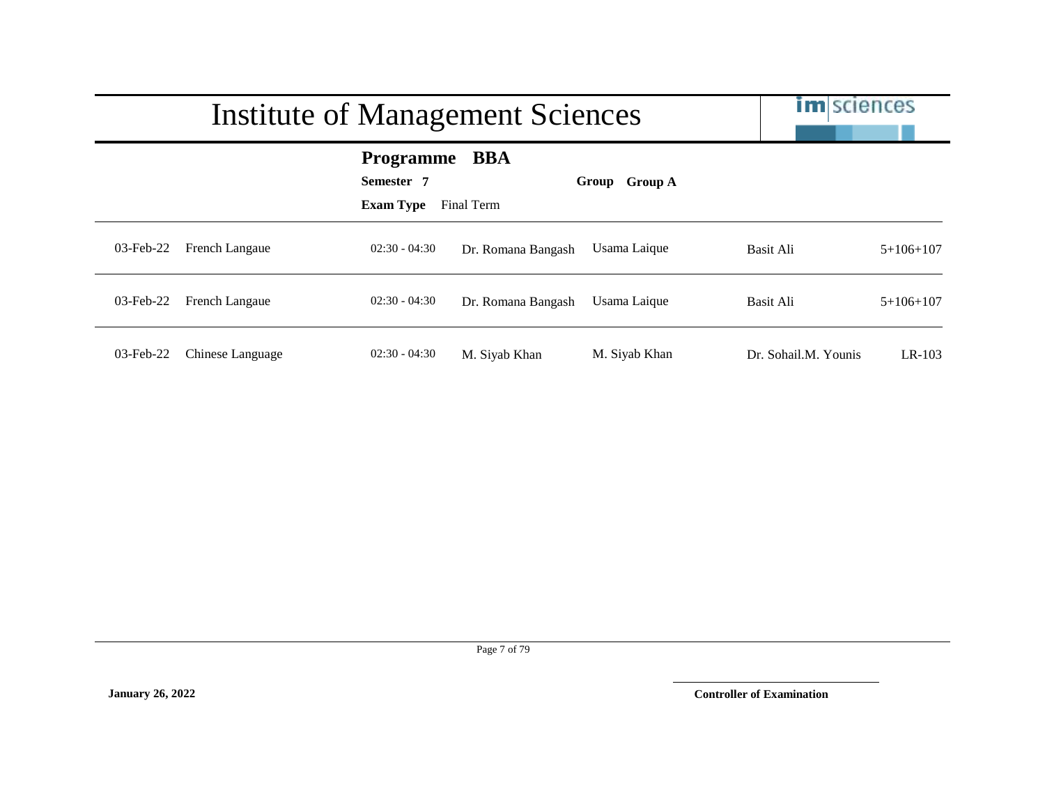# Institute of Management Sciences

**Programme** **BBA**

**Semester** **7**

**Group** **Group A**

**Exam Type** Final Term

| Date | Course | Time | Teacher | Invigilator | Invigilator | Room |
|---|---|---|---|---|---|---|
| 03-Feb-22 | French Langaue | 02:30 - 04:30 | Dr. Romana Bangash | Usama Laique | Basit Ali | 5+106+107 |
| 03-Feb-22 | French Langaue | 02:30 - 04:30 | Dr. Romana Bangash | Usama Laique | Basit Ali | 5+106+107 |
| 03-Feb-22 | Chinese Language | 02:30 - 04:30 | M. Siyab Khan | M. Siyab Khan | Dr. Sohail.M. Younis | LR-103 |

**January 26, 2022**

**Controller of Examination**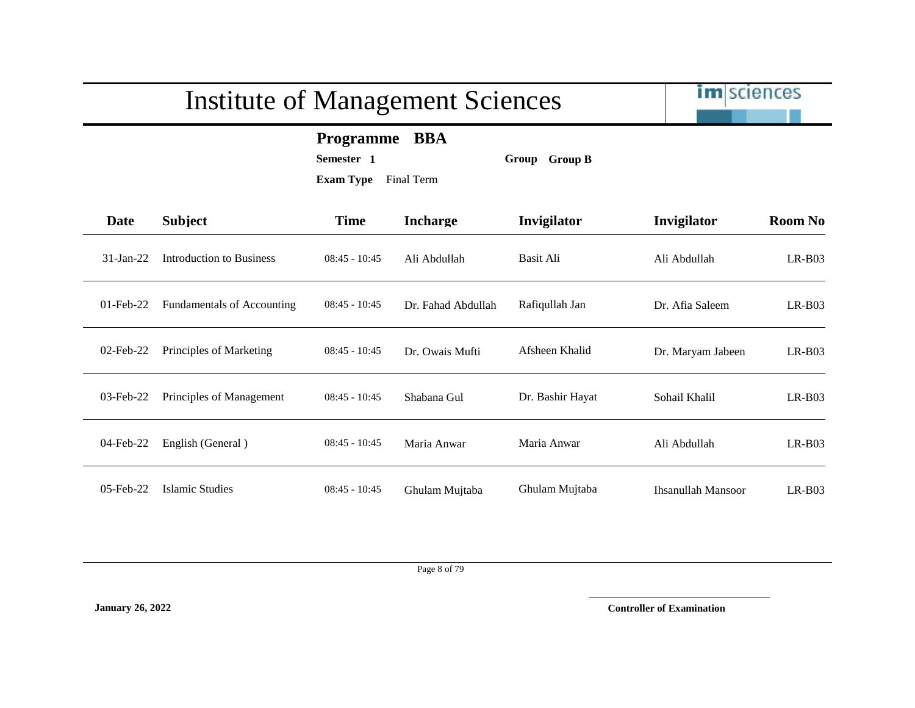# Institute of Management Sciences

**Programme BBA**

**Semester 1** **Group Group B**

**Exam Type** Final Term

| Date | Subject | Time | Incharge | Invigilator | Invigilator | Room No |
|---|---|---|---|---|---|---|
| 31-Jan-22 | Introduction to Business | 08:45 - 10:45 | Ali Abdullah | Basit Ali | Ali Abdullah | LR-B03 |
| 01-Feb-22 | Fundamentals of Accounting | 08:45 - 10:45 | Dr. Fahad Abdullah | Rafiqullah Jan | Dr. Afia Saleem | LR-B03 |
| 02-Feb-22 | Principles of Marketing | 08:45 - 10:45 | Dr. Owais Mufti | Afsheen Khalid | Dr. Maryam Jabeen | LR-B03 |
| 03-Feb-22 | Principles of Management | 08:45 - 10:45 | Shabana Gul | Dr. Bashir Hayat | Sohail Khalil | LR-B03 |
| 04-Feb-22 | English (General ) | 08:45 - 10:45 | Maria Anwar | Maria Anwar | Ali Abdullah | LR-B03 |
| 05-Feb-22 | Islamic Studies | 08:45 - 10:45 | Ghulam Mujtaba | Ghulam Mujtaba | Ihsanullah Mansoor | LR-B03 |

**January 26, 2022**

**Controller of Examination**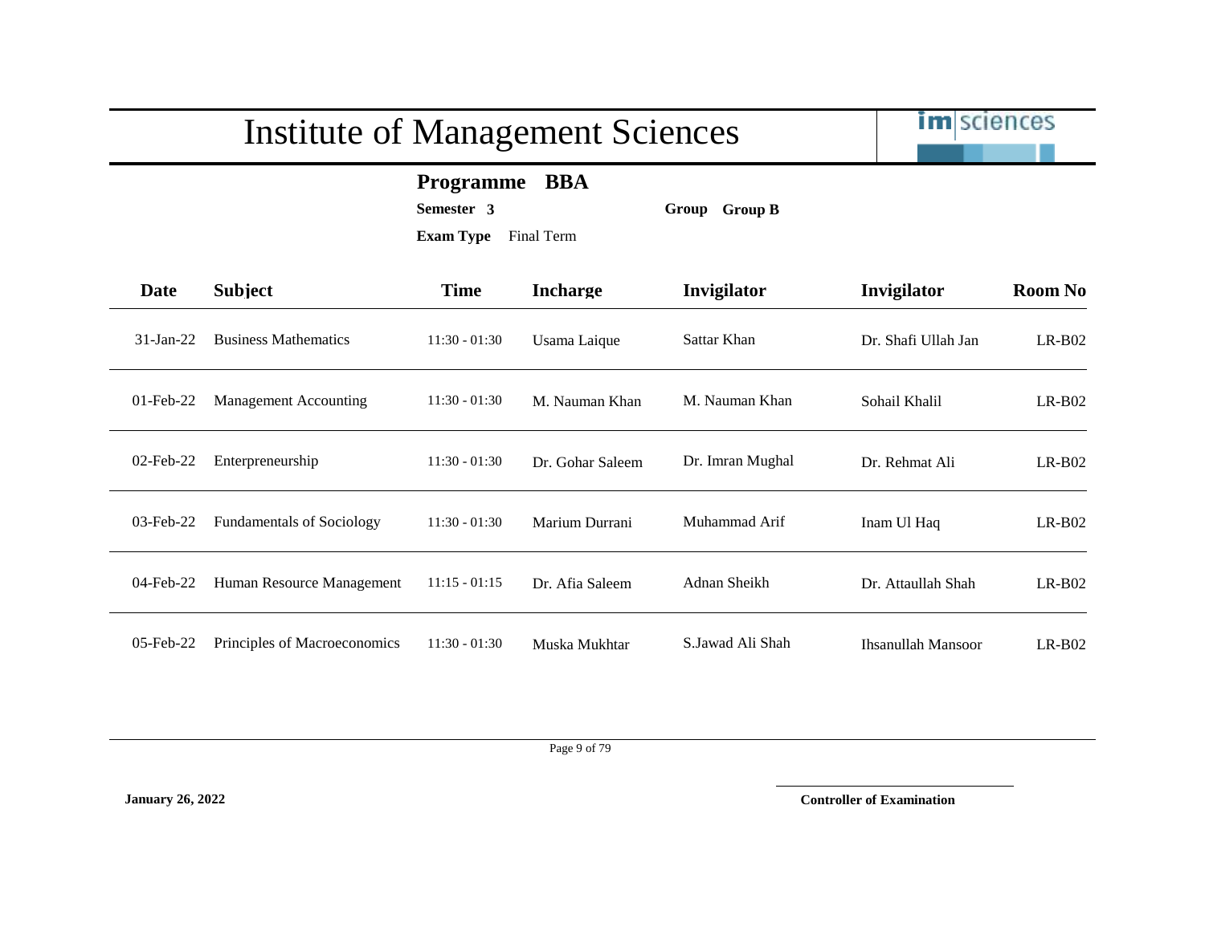# Institute of Management Sciences

**Programme BBA**

**Semester 3** **Group Group B**

**Exam Type** Final Term

| Date | Subject | Time | Incharge | Invigilator | Invigilator | Room No |
|---|---|---|---|---|---|---|
| 31-Jan-22 | Business Mathematics | 11:30 - 01:30 | Usama Laique | Sattar Khan | Dr. Shafi Ullah Jan | LR-B02 |
| 01-Feb-22 | Management Accounting | 11:30 - 01:30 | M. Nauman Khan | M. Nauman Khan | Sohail Khalil | LR-B02 |
| 02-Feb-22 | Enterpreneurship | 11:30 - 01:30 | Dr. Gohar Saleem | Dr. Imran Mughal | Dr. Rehmat Ali | LR-B02 |
| 03-Feb-22 | Fundamentals of Sociology | 11:30 - 01:30 | Marium Durrani | Muhammad Arif | Inam Ul Haq | LR-B02 |
| 04-Feb-22 | Human Resource Management | 11:15 - 01:15 | Dr. Afia Saleem | Adnan Sheikh | Dr. Attaullah Shah | LR-B02 |
| 05-Feb-22 | Principles of Macroeconomics | 11:30 - 01:30 | Muska Mukhtar | S.Jawad Ali Shah | Ihsanullah Mansoor | LR-B02 |

**January 26, 2022**

**Controller of Examination**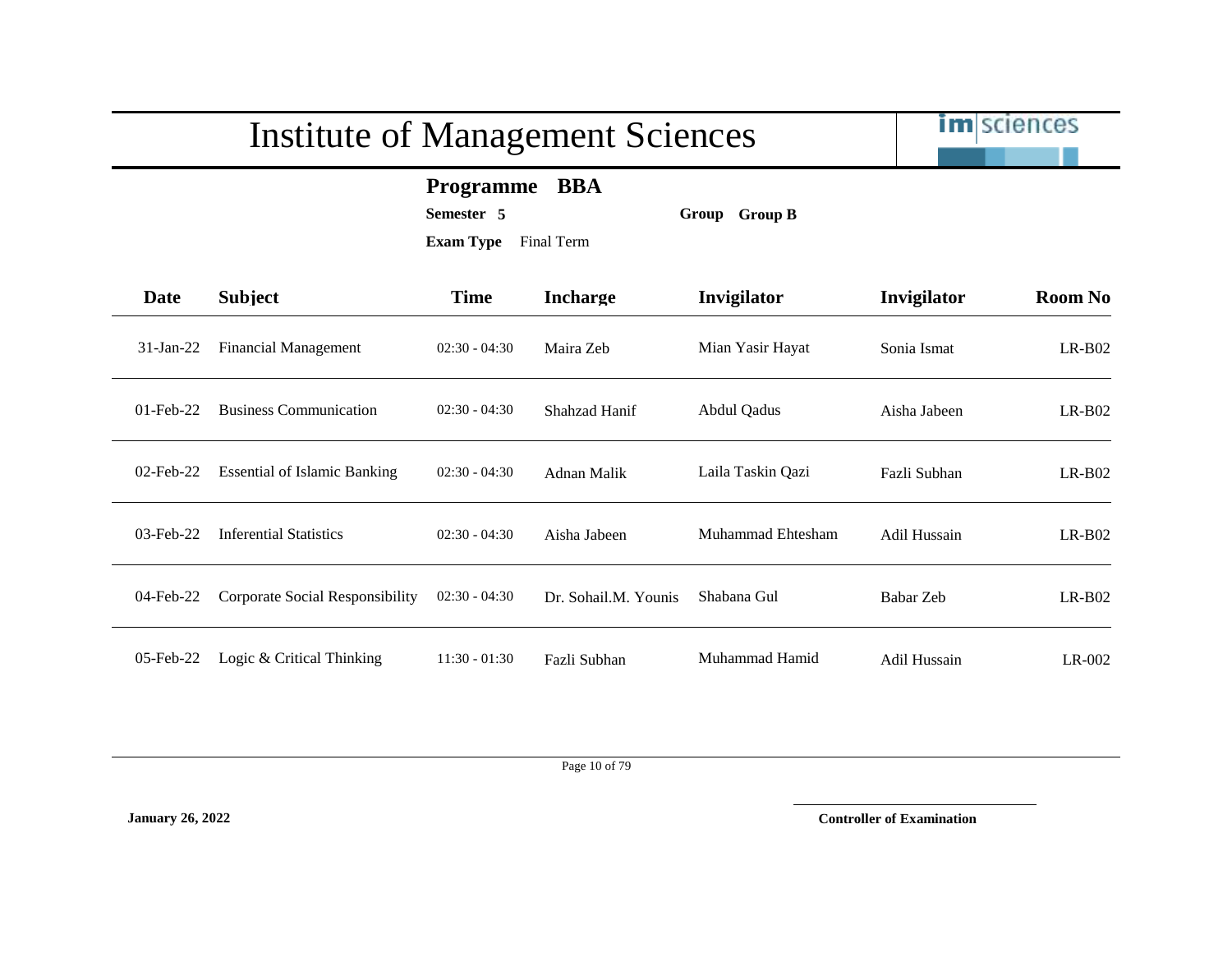# Institute of Management Sciences

**Programme** **BBA**

**Semester** **5** **Group** **Group B**

**Exam Type** Final Term

| Date | Subject | Time | Incharge | Invigilator | Invigilator | Room No |
|---|---|---|---|---|---|---|
| 31-Jan-22 | Financial Management | 02:30 - 04:30 | Maira Zeb | Mian Yasir Hayat | Sonia Ismat | LR-B02 |
| 01-Feb-22 | Business Communication | 02:30 - 04:30 | Shahzad Hanif | Abdul Qadus | Aisha Jabeen | LR-B02 |
| 02-Feb-22 | Essential of Islamic Banking | 02:30 - 04:30 | Adnan Malik | Laila Taskin Qazi | Fazli Subhan | LR-B02 |
| 03-Feb-22 | Inferential Statistics | 02:30 - 04:30 | Aisha Jabeen | Muhammad Ehtesham | Adil Hussain | LR-B02 |
| 04-Feb-22 | Corporate Social Responsibility | 02:30 - 04:30 | Dr. Sohail.M. Younis | Shabana Gul | Babar Zeb | LR-B02 |
| 05-Feb-22 | Logic & Critical Thinking | 11:30 - 01:30 | Fazli Subhan | Muhammad Hamid | Adil Hussain | LR-002 |

**January 26, 2022**

**Controller of Examination**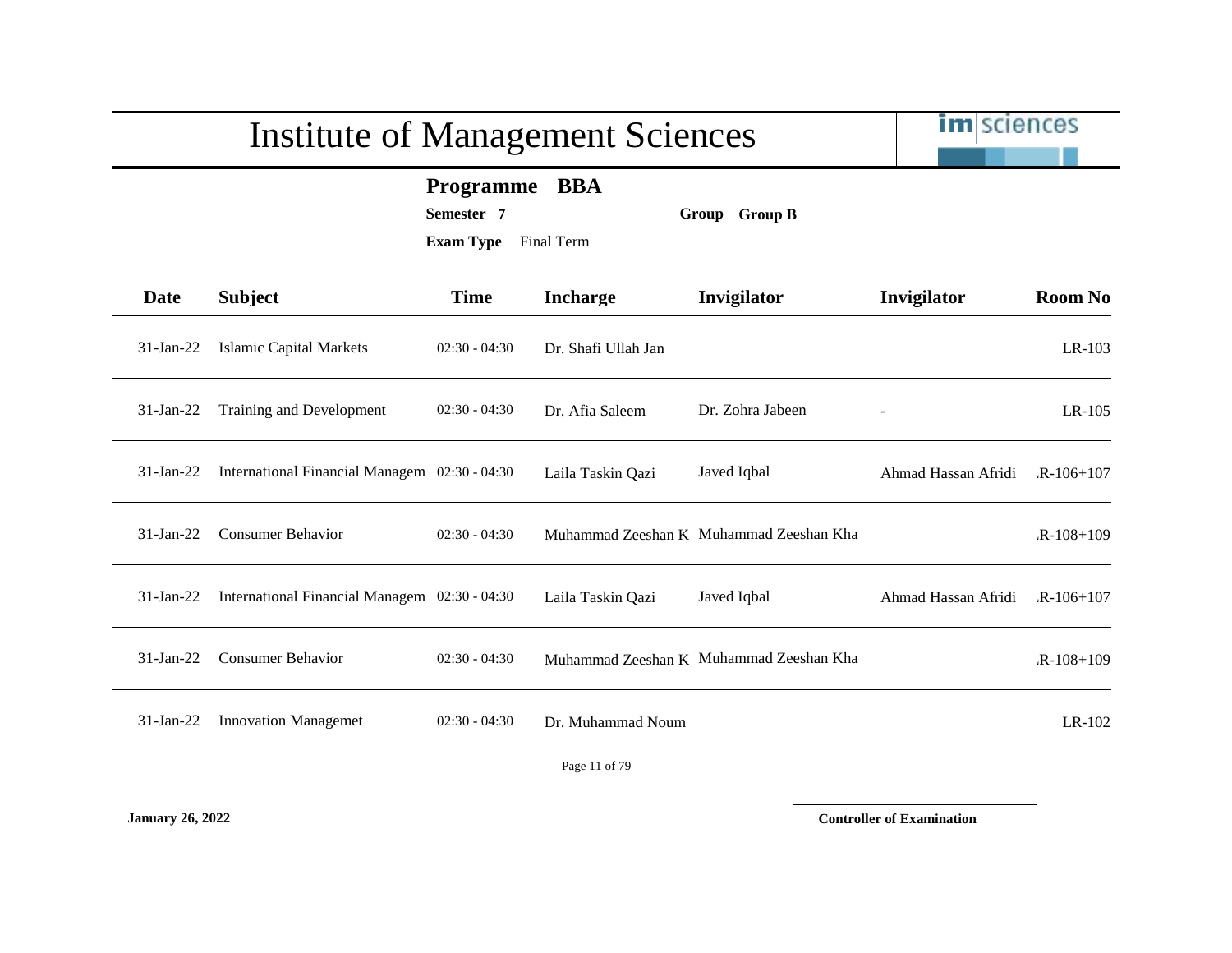# Institute of Management Sciences

**Programme BBA**

**Semester 7** **Group Group B**

**Exam Type** Final Term

| Date | Subject | Time | Incharge | Invigilator | Invigilator | Room No |
|---|---|---|---|---|---|---|
| 31-Jan-22 | Islamic Capital Markets | 02:30 - 04:30 | Dr. Shafi Ullah Jan | | | LR-103 |
| 31-Jan-22 | Training and Development | 02:30 - 04:30 | Dr. Afia Saleem | Dr. Zohra Jabeen | - | LR-105 |
| 31-Jan-22 | International Financial Managem | 02:30 - 04:30 | Laila Taskin Qazi | Javed Iqbal | Ahmad Hassan Afridi | .R-106+107 |
| 31-Jan-22 | Consumer Behavior | 02:30 - 04:30 | Muhammad Zeeshan K | Muhammad Zeeshan Kha | | .R-108+109 |
| 31-Jan-22 | International Financial Managem | 02:30 - 04:30 | Laila Taskin Qazi | Javed Iqbal | Ahmad Hassan Afridi | .R-106+107 |
| 31-Jan-22 | Consumer Behavior | 02:30 - 04:30 | Muhammad Zeeshan K | Muhammad Zeeshan Kha | | .R-108+109 |
| 31-Jan-22 | Innovation Managemet | 02:30 - 04:30 | Dr. Muhammad Noum | | | LR-102 |

**January 26, 2022**

**Controller of Examination**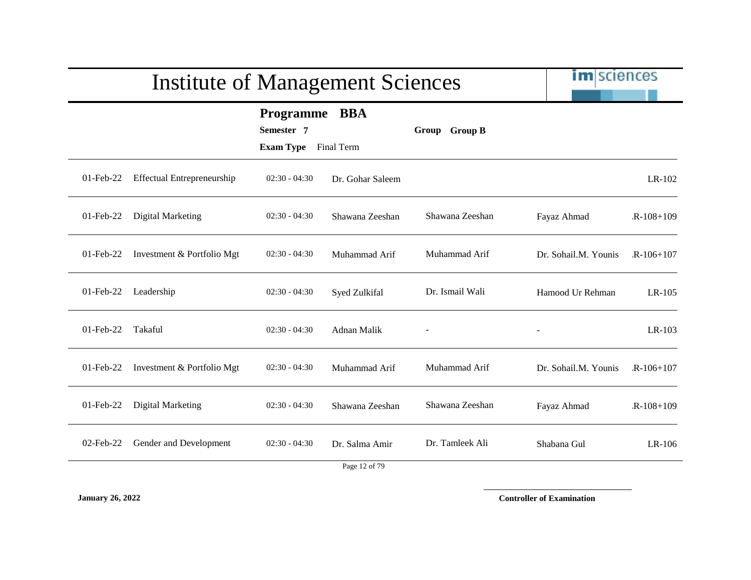# Institute of Management Sciences

**Programme** **BBA**

**Semester** 7 **Group** **Group B**

**Exam Type** Final Term

| Date | Course | Time | Teacher | Invigilator 1 | Invigilator 2 | Room |
|---|---|---|---|---|---|---|
| 01-Feb-22 | Effectual Entrepreneurship | 02:30 - 04:30 | Dr. Gohar Saleem | | | LR-102 |
| 01-Feb-22 | Digital Marketing | 02:30 - 04:30 | Shawana Zeeshan | Shawana Zeeshan | Fayaz Ahmad | .R-108+109 |
| 01-Feb-22 | Investment & Portfolio Mgt | 02:30 - 04:30 | Muhammad Arif | Muhammad Arif | Dr. Sohail.M. Younis | .R-106+107 |
| 01-Feb-22 | Leadership | 02:30 - 04:30 | Syed Zulkifal | Dr. Ismail Wali | Hamood Ur Rehman | LR-105 |
| 01-Feb-22 | Takaful | 02:30 - 04:30 | Adnan Malik | - | - | LR-103 |
| 01-Feb-22 | Investment & Portfolio Mgt | 02:30 - 04:30 | Muhammad Arif | Muhammad Arif | Dr. Sohail.M. Younis | .R-106+107 |
| 01-Feb-22 | Digital Marketing | 02:30 - 04:30 | Shawana Zeeshan | Shawana Zeeshan | Fayaz Ahmad | .R-108+109 |
| 02-Feb-22 | Gender and Development | 02:30 - 04:30 | Dr. Salma Amir | Dr. Tamleek Ali | Shabana Gul | LR-106 |

**January 26, 2022**

**Controller of Examination**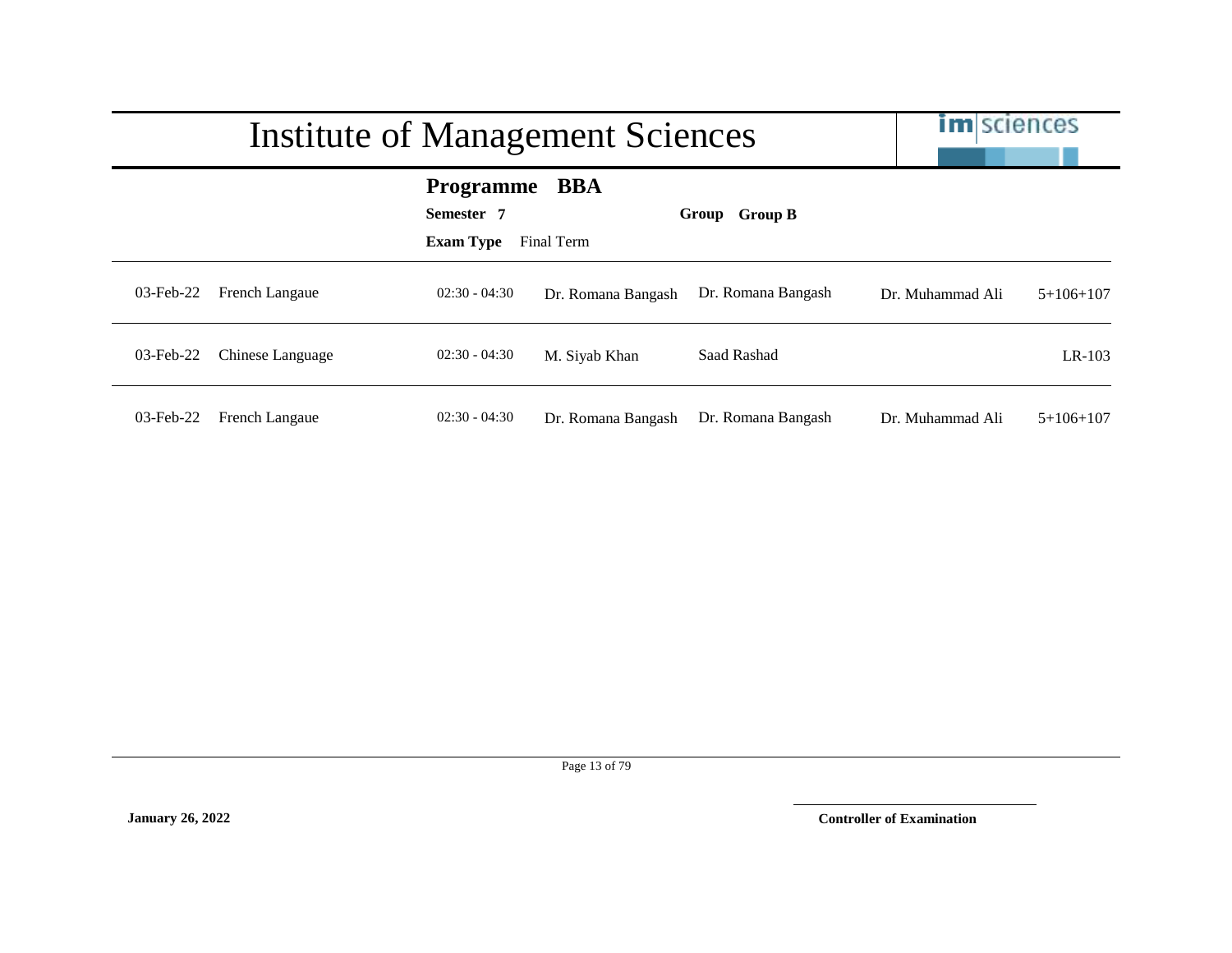# Institute of Management Sciences

**Programme BBA**

**Semester 7** | **Group Group B**

**Exam Type** Final Term

| Date | Course | Time | | | | Room |
|---|---|---|---|---|---|---|
| 03-Feb-22 | French Langaue | 02:30 - 04:30 | Dr. Romana Bangash | Dr. Romana Bangash | Dr. Muhammad Ali | 5+106+107 |
| 03-Feb-22 | Chinese Language | 02:30 - 04:30 | M. Siyab Khan | Saad Rashad | | LR-103 |
| 03-Feb-22 | French Langaue | 02:30 - 04:30 | Dr. Romana Bangash | Dr. Romana Bangash | Dr. Muhammad Ali | 5+106+107 |

**January 26, 2022**

**Controller of Examination**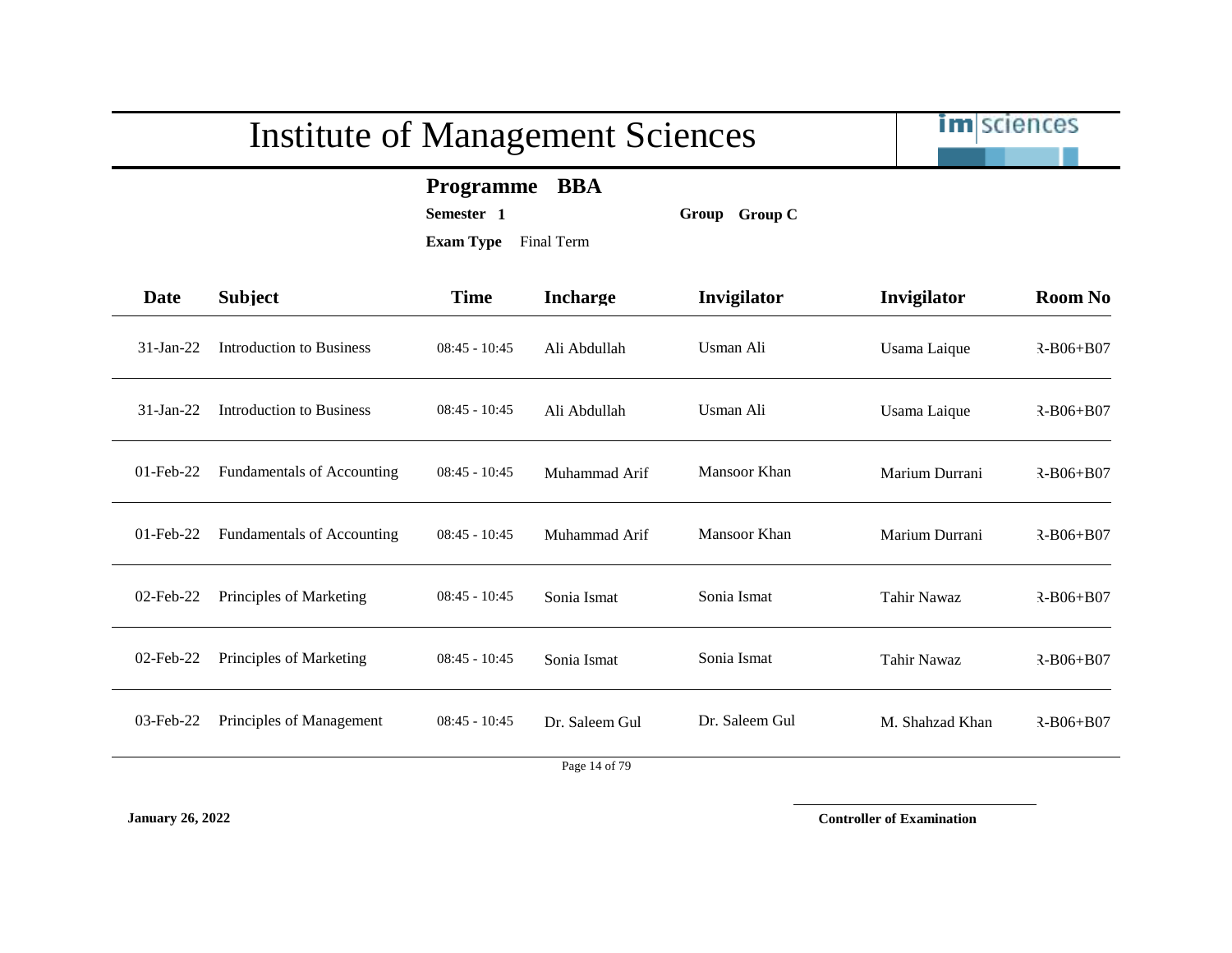# Institute of Management Sciences

**Programme** **BBA**

**Semester** **1** **Group** **Group C**

**Exam Type** Final Term

| Date | Subject | Time | Incharge | Invigilator | Invigilator | Room No |
|---|---|---|---|---|---|---|
| 31-Jan-22 | Introduction to Business | 08:45 - 10:45 | Ali Abdullah | Usman Ali | Usama Laique | Ɜ-B06+B07 |
| 31-Jan-22 | Introduction to Business | 08:45 - 10:45 | Ali Abdullah | Usman Ali | Usama Laique | Ɜ-B06+B07 |
| 01-Feb-22 | Fundamentals of Accounting | 08:45 - 10:45 | Muhammad Arif | Mansoor Khan | Marium Durrani | Ɜ-B06+B07 |
| 01-Feb-22 | Fundamentals of Accounting | 08:45 - 10:45 | Muhammad Arif | Mansoor Khan | Marium Durrani | Ɜ-B06+B07 |
| 02-Feb-22 | Principles of Marketing | 08:45 - 10:45 | Sonia Ismat | Sonia Ismat | Tahir Nawaz | Ɜ-B06+B07 |
| 02-Feb-22 | Principles of Marketing | 08:45 - 10:45 | Sonia Ismat | Sonia Ismat | Tahir Nawaz | Ɜ-B06+B07 |
| 03-Feb-22 | Principles of Management | 08:45 - 10:45 | Dr. Saleem Gul | Dr. Saleem Gul | M. Shahzad Khan | Ɜ-B06+B07 |

**January 26, 2022**

**Controller of Examination**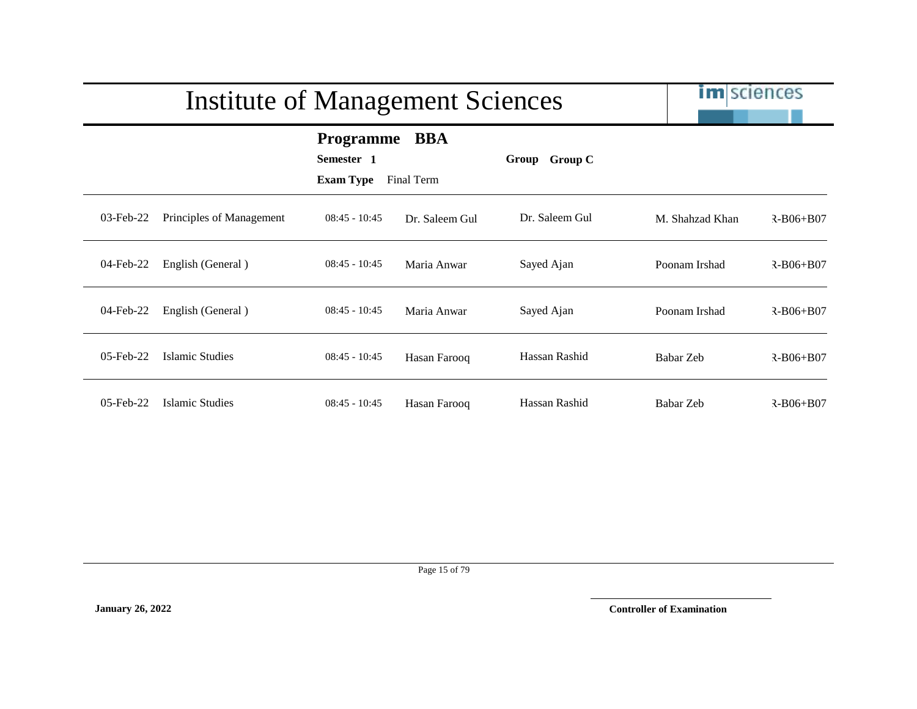# Institute of Management Sciences

**Programme** **BBA**

**Semester** **1** **Group** **Group C**

**Exam Type** Final Term

| | | | | | | |
|---|---|---|---|---|---|---|
| 03-Feb-22 | Principles of Management | 08:45 - 10:45 | Dr. Saleem Gul | Dr. Saleem Gul | M. Shahzad Khan | ξ-B06+B07 |
| 04-Feb-22 | English (General ) | 08:45 - 10:45 | Maria Anwar | Sayed Ajan | Poonam Irshad | ξ-B06+B07 |
| 04-Feb-22 | English (General ) | 08:45 - 10:45 | Maria Anwar | Sayed Ajan | Poonam Irshad | ξ-B06+B07 |
| 05-Feb-22 | Islamic Studies | 08:45 - 10:45 | Hasan Farooq | Hassan Rashid | Babar Zeb | ξ-B06+B07 |
| 05-Feb-22 | Islamic Studies | 08:45 - 10:45 | Hasan Farooq | Hassan Rashid | Babar Zeb | ξ-B06+B07 |

**January 26, 2022**

**Controller of Examination**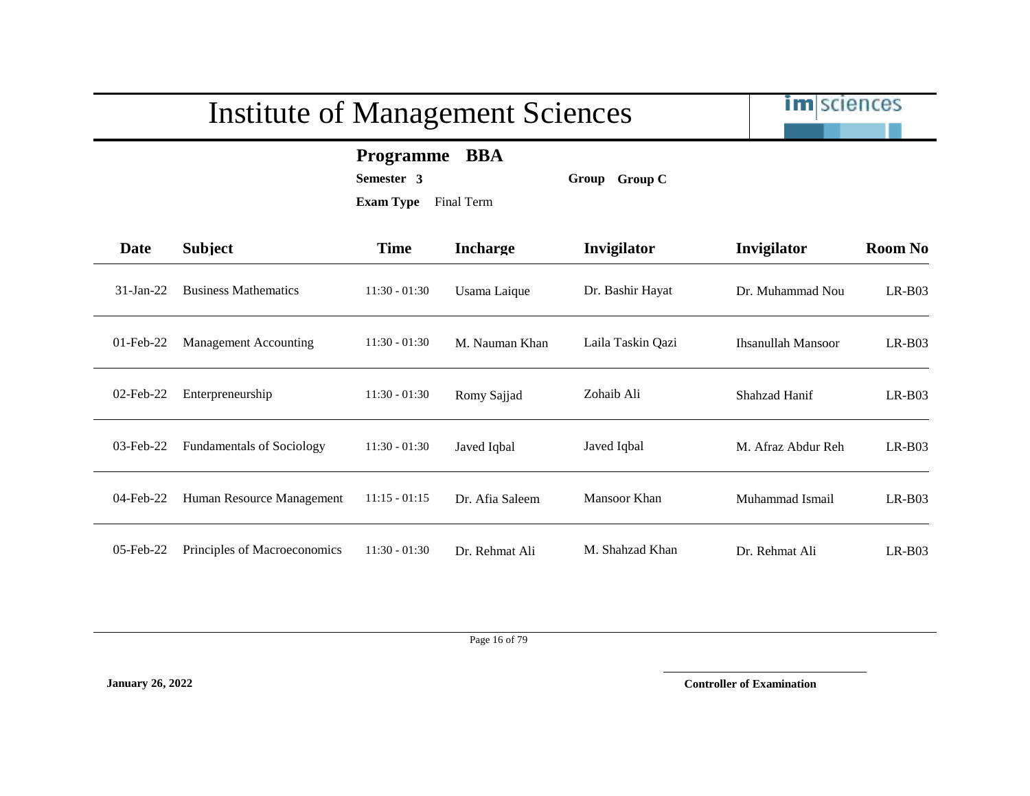# Institute of Management Sciences

**Programme BBA**

**Semester 3** **Group Group C**

**Exam Type** Final Term

| Date | Subject | Time | Incharge | Invigilator | Invigilator | Room No |
|---|---|---|---|---|---|---|
| 31-Jan-22 | Business Mathematics | 11:30 - 01:30 | Usama Laique | Dr. Bashir Hayat | Dr. Muhammad Nou | LR-B03 |
| 01-Feb-22 | Management Accounting | 11:30 - 01:30 | M. Nauman Khan | Laila Taskin Qazi | Ihsanullah Mansoor | LR-B03 |
| 02-Feb-22 | Enterpreneurship | 11:30 - 01:30 | Romy Sajjad | Zohaib Ali | Shahzad Hanif | LR-B03 |
| 03-Feb-22 | Fundamentals of Sociology | 11:30 - 01:30 | Javed Iqbal | Javed Iqbal | M. Afraz Abdur Reh | LR-B03 |
| 04-Feb-22 | Human Resource Management | 11:15 - 01:15 | Dr. Afia Saleem | Mansoor Khan | Muhammad Ismail | LR-B03 |
| 05-Feb-22 | Principles of Macroeconomics | 11:30 - 01:30 | Dr. Rehmat Ali | M. Shahzad Khan | Dr. Rehmat Ali | LR-B03 |

**January 26, 2022**

**Controller of Examination**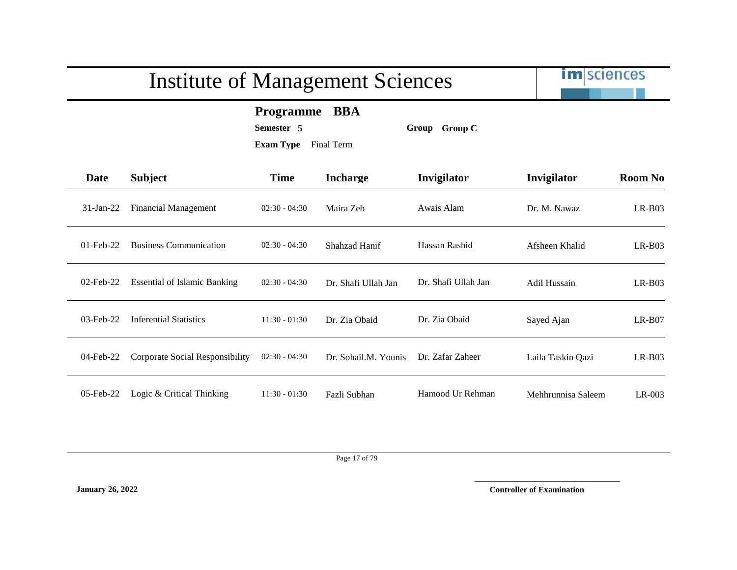# Institute of Management Sciences

**Programme** **BBA**

**Semester** **5** **Group** **Group C**

**Exam Type** Final Term

| Date | Subject | Time | Incharge | Invigilator | Invigilator | Room No |
|---|---|---|---|---|---|---|
| 31-Jan-22 | Financial Management | 02:30 - 04:30 | Maira Zeb | Awais Alam | Dr. M. Nawaz | LR-B03 |
| 01-Feb-22 | Business Communication | 02:30 - 04:30 | Shahzad Hanif | Hassan Rashid | Afsheen Khalid | LR-B03 |
| 02-Feb-22 | Essential of Islamic Banking | 02:30 - 04:30 | Dr. Shafi Ullah Jan | Dr. Shafi Ullah Jan | Adil Hussain | LR-B03 |
| 03-Feb-22 | Inferential Statistics | 11:30 - 01:30 | Dr. Zia Obaid | Dr. Zia Obaid | Sayed Ajan | LR-B07 |
| 04-Feb-22 | Corporate Social Responsibility | 02:30 - 04:30 | Dr. Sohail.M. Younis | Dr. Zafar Zaheer | Laila Taskin Qazi | LR-B03 |
| 05-Feb-22 | Logic & Critical Thinking | 11:30 - 01:30 | Fazli Subhan | Hamood Ur Rehman | Mehhrunnisa Saleem | LR-003 |

**January 26, 2022**

**Controller of Examination**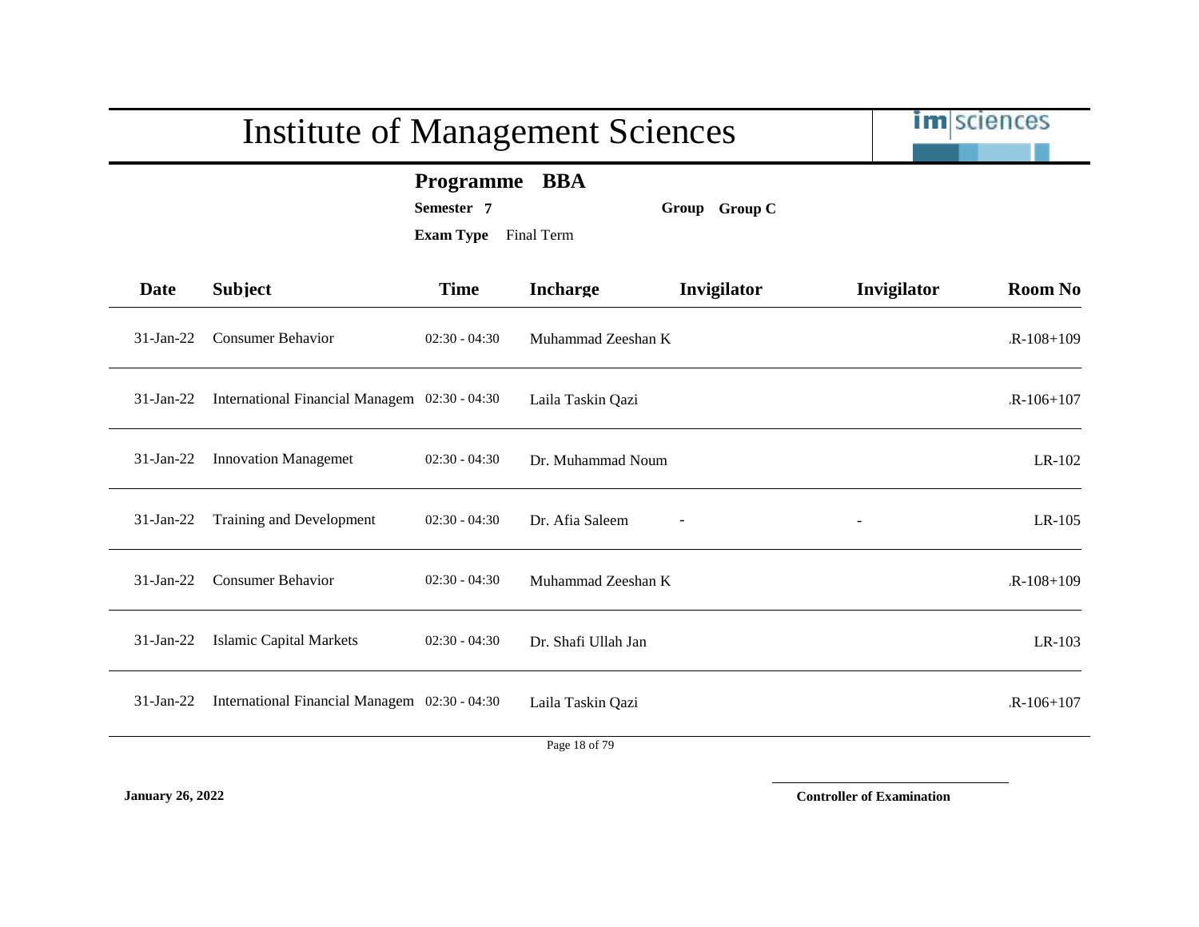# Institute of Management Sciences

**Programme BBA**

**Semester 7** **Group Group C**

**Exam Type** Final Term

| Date | Subject | Time | Incharge | Invigilator | Invigilator | Room No |
|---|---|---|---|---|---|---|
| 31-Jan-22 | Consumer Behavior | 02:30 - 04:30 | Muhammad Zeeshan K | | | .R-108+109 |
| 31-Jan-22 | International Financial Managem | 02:30 - 04:30 | Laila Taskin Qazi | | | .R-106+107 |
| 31-Jan-22 | Innovation Managemet | 02:30 - 04:30 | Dr. Muhammad Noum | | | LR-102 |
| 31-Jan-22 | Training and Development | 02:30 - 04:30 | Dr. Afia Saleem | - | - | LR-105 |
| 31-Jan-22 | Consumer Behavior | 02:30 - 04:30 | Muhammad Zeeshan K | | | .R-108+109 |
| 31-Jan-22 | Islamic Capital Markets | 02:30 - 04:30 | Dr. Shafi Ullah Jan | | | LR-103 |
| 31-Jan-22 | International Financial Managem | 02:30 - 04:30 | Laila Taskin Qazi | | | .R-106+107 |

**January 26, 2022**

**Controller of Examination**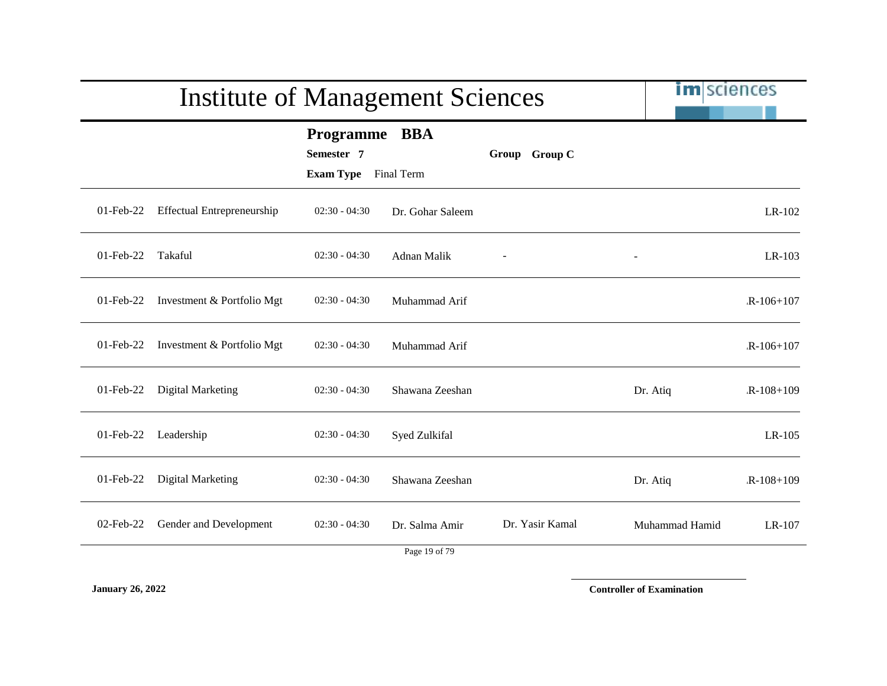# Institute of Management Sciences

**Programme** **BBA**

**Semester** **7** **Group** **Group C**

**Exam Type** Final Term

| Date | Course | Time | Examiner 1 | Examiner 2 | Examiner 3 | Room |
|---|---|---|---|---|---|---|
| 01-Feb-22 | Effectual Entrepreneurship | 02:30 - 04:30 | Dr. Gohar Saleem | | | LR-102 |
| 01-Feb-22 | Takaful | 02:30 - 04:30 | Adnan Malik | - | - | LR-103 |
| 01-Feb-22 | Investment & Portfolio Mgt | 02:30 - 04:30 | Muhammad Arif | | | R-106+107 |
| 01-Feb-22 | Investment & Portfolio Mgt | 02:30 - 04:30 | Muhammad Arif | | | R-106+107 |
| 01-Feb-22 | Digital Marketing | 02:30 - 04:30 | Shawana Zeeshan | | Dr. Atiq | R-108+109 |
| 01-Feb-22 | Leadership | 02:30 - 04:30 | Syed Zulkifal | | | LR-105 |
| 01-Feb-22 | Digital Marketing | 02:30 - 04:30 | Shawana Zeeshan | | Dr. Atiq | R-108+109 |
| 02-Feb-22 | Gender and Development | 02:30 - 04:30 | Dr. Salma Amir | Dr. Yasir Kamal | Muhammad Hamid | LR-107 |

**January 26, 2022**

**Controller of Examination**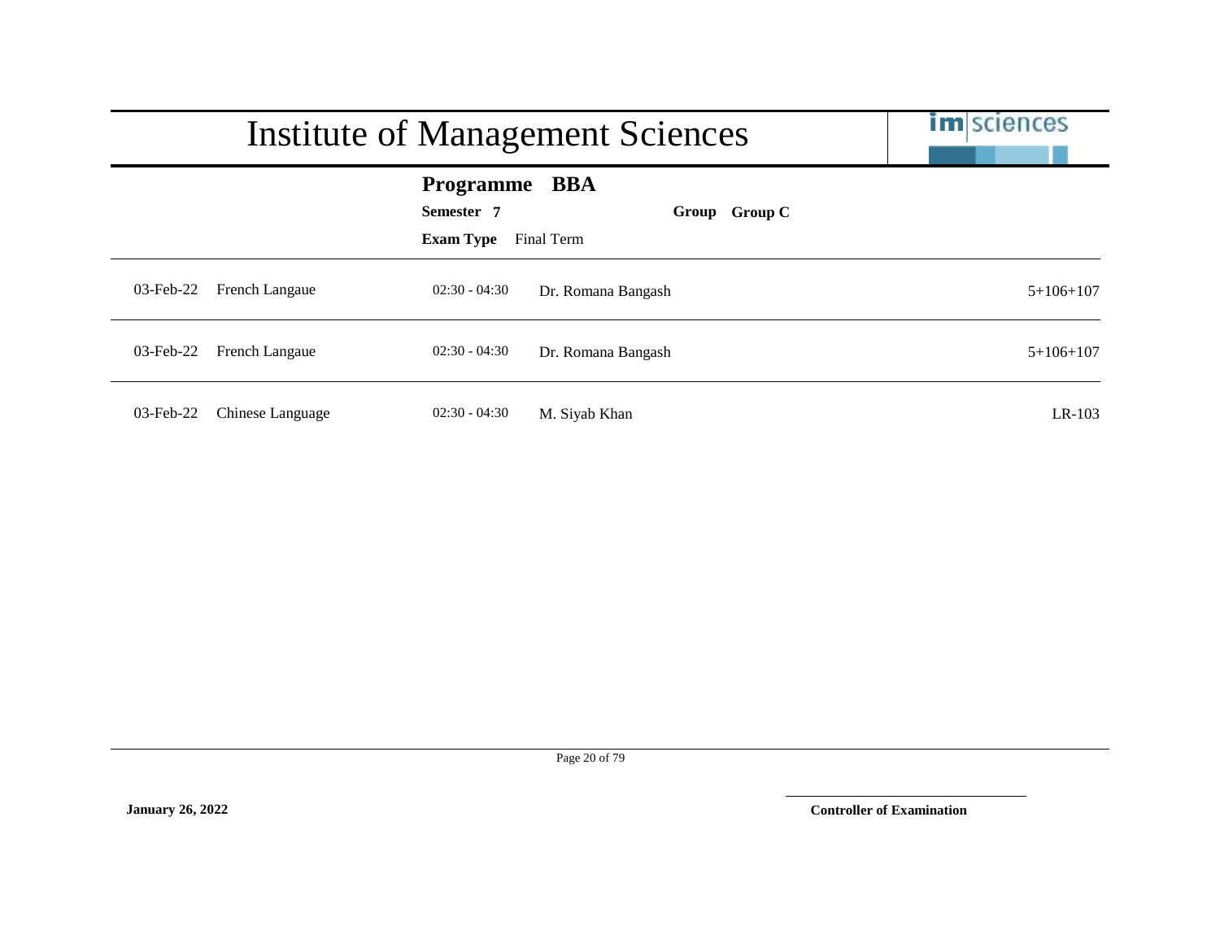# Institute of Management Sciences

**Programme BBA**

**Semester 7** **Group Group C**

**Exam Type** Final Term

| Date | Course | Time | Instructor | Room |
|---|---|---|---|---|
| 03-Feb-22 | French Langaue | 02:30 - 04:30 | Dr. Romana Bangash | 5+106+107 |
| 03-Feb-22 | French Langaue | 02:30 - 04:30 | Dr. Romana Bangash | 5+106+107 |
| 03-Feb-22 | Chinese Language | 02:30 - 04:30 | M. Siyab Khan | LR-103 |

**January 26, 2022**

**Controller of Examination**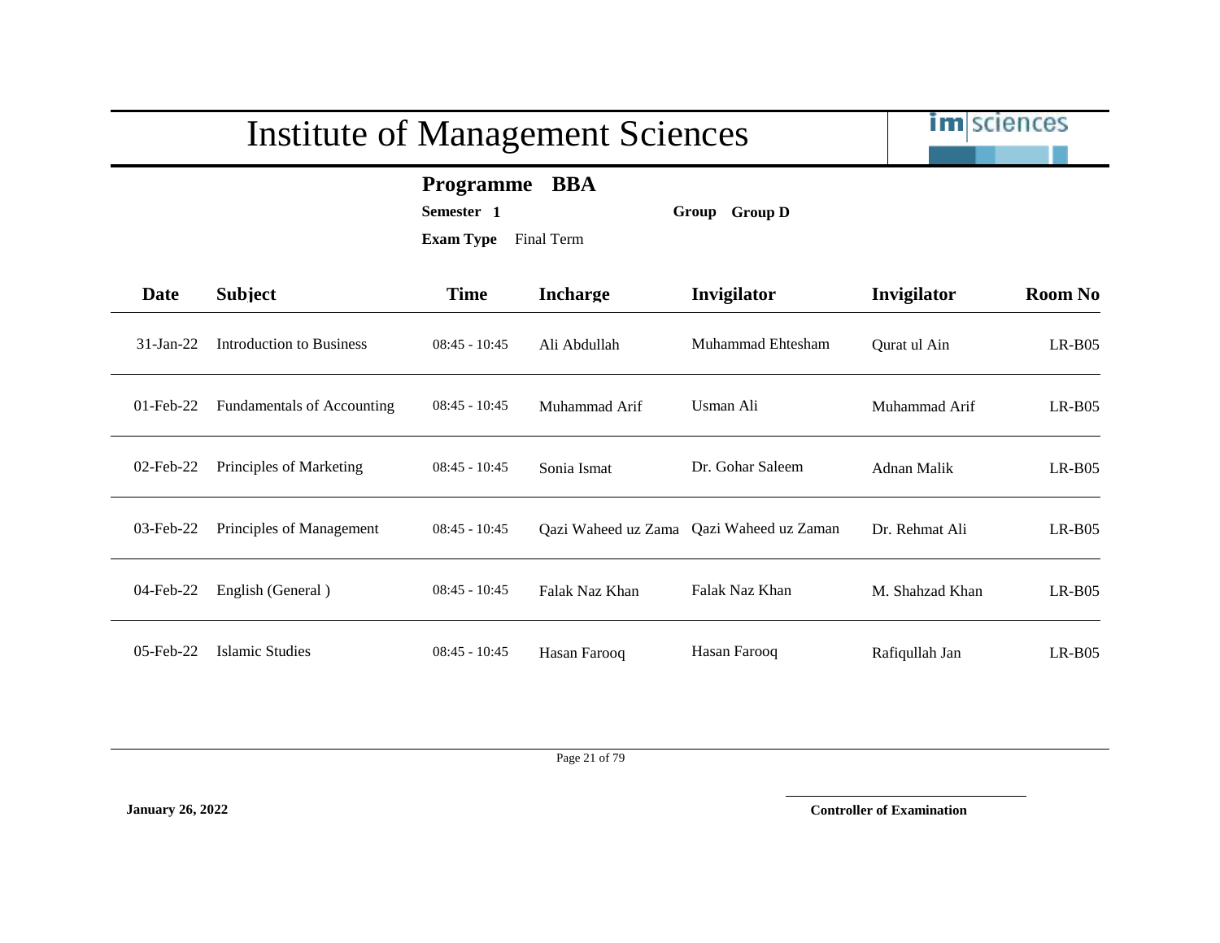# Institute of Management Sciences

**Programme** **BBA**

**Semester** **1** **Group** **Group D**

**Exam Type** Final Term

| Date | Subject | Time | Incharge | Invigilator | Invigilator | Room No |
|---|---|---|---|---|---|---|
| 31-Jan-22 | Introduction to Business | 08:45 - 10:45 | Ali Abdullah | Muhammad Ehtesham | Qurat ul Ain | LR-B05 |
| 01-Feb-22 | Fundamentals of Accounting | 08:45 - 10:45 | Muhammad Arif | Usman Ali | Muhammad Arif | LR-B05 |
| 02-Feb-22 | Principles of Marketing | 08:45 - 10:45 | Sonia Ismat | Dr. Gohar Saleem | Adnan Malik | LR-B05 |
| 03-Feb-22 | Principles of Management | 08:45 - 10:45 | Qazi Waheed uz Zama | Qazi Waheed uz Zaman | Dr. Rehmat Ali | LR-B05 |
| 04-Feb-22 | English (General ) | 08:45 - 10:45 | Falak Naz Khan | Falak Naz Khan | M. Shahzad Khan | LR-B05 |
| 05-Feb-22 | Islamic Studies | 08:45 - 10:45 | Hasan Farooq | Hasan Farooq | Rafiqullah Jan | LR-B05 |

**January 26, 2022**

**Controller of Examination**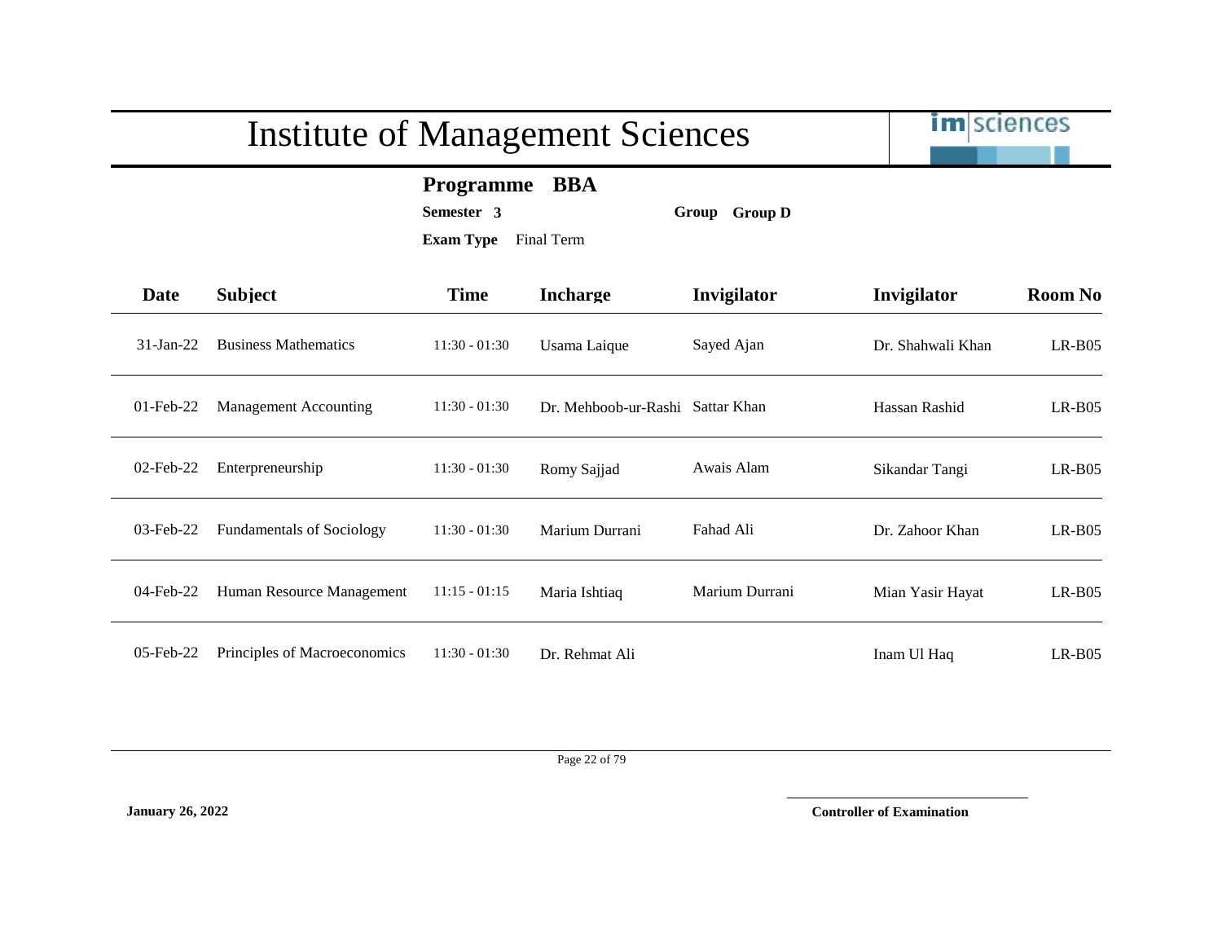# Institute of Management Sciences

**Programme BBA**

**Semester 3** **Group Group D**

**Exam Type** Final Term

| Date | Subject | Time | Incharge | Invigilator | Invigilator | Room No |
|---|---|---|---|---|---|---|
| 31-Jan-22 | Business Mathematics | 11:30 - 01:30 | Usama Laique | Sayed Ajan | Dr. Shahwali Khan | LR-B05 |
| 01-Feb-22 | Management Accounting | 11:30 - 01:30 | Dr. Mehboob-ur-Rashi | Sattar Khan | Hassan Rashid | LR-B05 |
| 02-Feb-22 | Enterpreneurship | 11:30 - 01:30 | Romy Sajjad | Awais Alam | Sikandar Tangi | LR-B05 |
| 03-Feb-22 | Fundamentals of Sociology | 11:30 - 01:30 | Marium Durrani | Fahad Ali | Dr. Zahoor Khan | LR-B05 |
| 04-Feb-22 | Human Resource Management | 11:15 - 01:15 | Maria Ishtiaq | Marium Durrani | Mian Yasir Hayat | LR-B05 |
| 05-Feb-22 | Principles of Macroeconomics | 11:30 - 01:30 | Dr. Rehmat Ali | | Inam Ul Haq | LR-B05 |

**January 26, 2022**

**Controller of Examination**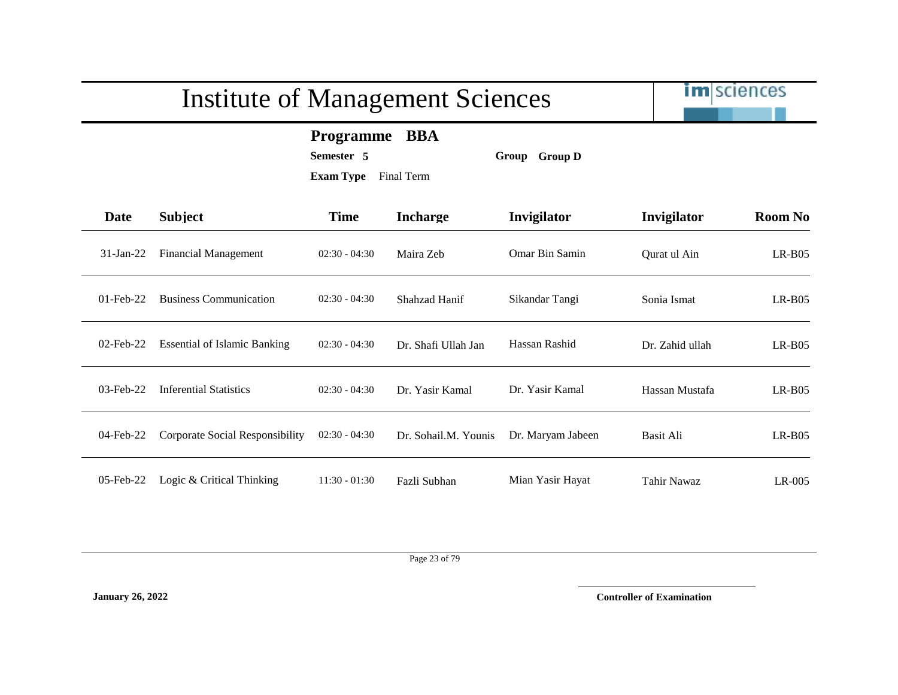# Institute of Management Sciences

**Programme BBA**

**Semester 5** **Group Group D**

**Exam Type** Final Term

| Date | Subject | Time | Incharge | Invigilator | Invigilator | Room No |
|---|---|---|---|---|---|---|
| 31-Jan-22 | Financial Management | 02:30 - 04:30 | Maira Zeb | Omar Bin Samin | Qurat ul Ain | LR-B05 |
| 01-Feb-22 | Business Communication | 02:30 - 04:30 | Shahzad Hanif | Sikandar Tangi | Sonia Ismat | LR-B05 |
| 02-Feb-22 | Essential of Islamic Banking | 02:30 - 04:30 | Dr. Shafi Ullah Jan | Hassan Rashid | Dr. Zahid ullah | LR-B05 |
| 03-Feb-22 | Inferential Statistics | 02:30 - 04:30 | Dr. Yasir Kamal | Dr. Yasir Kamal | Hassan Mustafa | LR-B05 |
| 04-Feb-22 | Corporate Social Responsibility | 02:30 - 04:30 | Dr. Sohail.M. Younis | Dr. Maryam Jabeen | Basit Ali | LR-B05 |
| 05-Feb-22 | Logic & Critical Thinking | 11:30 - 01:30 | Fazli Subhan | Mian Yasir Hayat | Tahir Nawaz | LR-005 |

**January 26, 2022**

**Controller of Examination**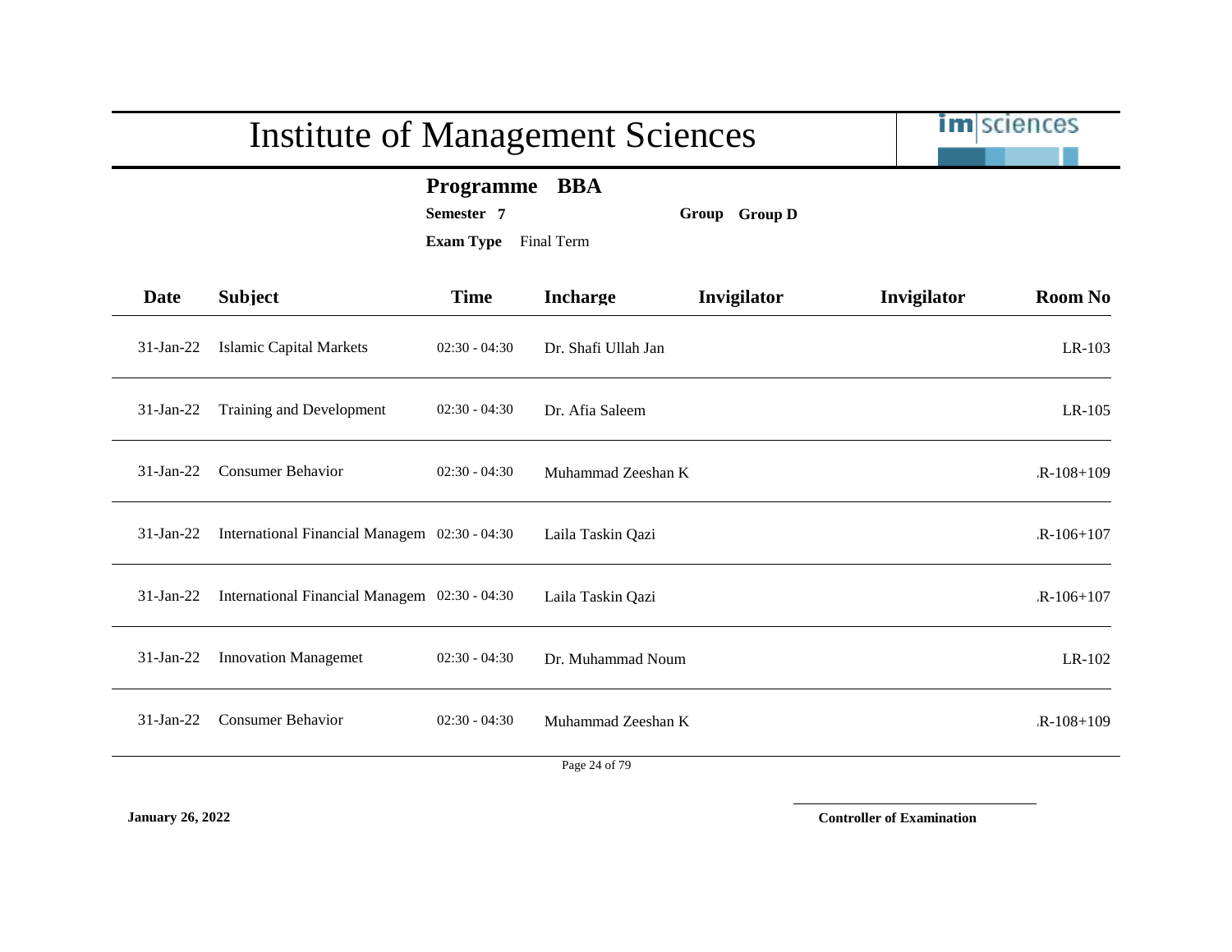# Institute of Management Sciences

**Programme** **BBA**

**Semester** **7** **Group** **Group D**

**Exam Type** Final Term

| Date | Subject | Time | Incharge | Invigilator | Invigilator | Room No |
|---|---|---|---|---|---|---|
| 31-Jan-22 | Islamic Capital Markets | 02:30 - 04:30 | Dr. Shafi Ullah Jan | | | LR-103 |
| 31-Jan-22 | Training and Development | 02:30 - 04:30 | Dr. Afia Saleem | | | LR-105 |
| 31-Jan-22 | Consumer Behavior | 02:30 - 04:30 | Muhammad Zeeshan K | | | .R-108+109 |
| 31-Jan-22 | International Financial Managem | 02:30 - 04:30 | Laila Taskin Qazi | | | .R-106+107 |
| 31-Jan-22 | International Financial Managem | 02:30 - 04:30 | Laila Taskin Qazi | | | .R-106+107 |
| 31-Jan-22 | Innovation Managemet | 02:30 - 04:30 | Dr. Muhammad Noum | | | LR-102 |
| 31-Jan-22 | Consumer Behavior | 02:30 - 04:30 | Muhammad Zeeshan K | | | .R-108+109 |

**January 26, 2022**

**Controller of Examination**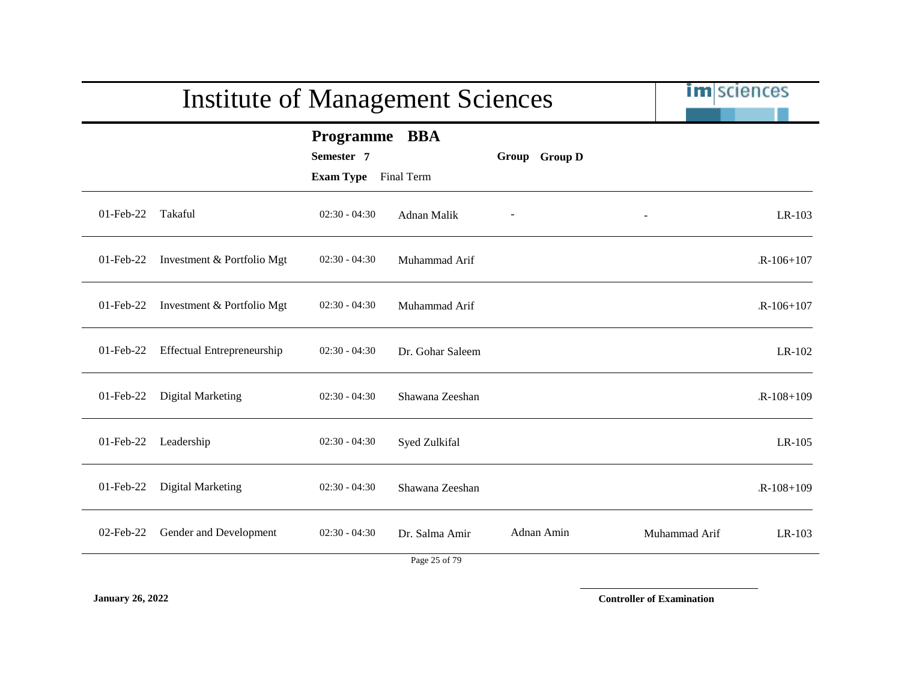# Institute of Management Sciences

**Programme** **BBA**

**Semester** **7** **Group** **Group D**

**Exam Type** Final Term

| Date | Course | Time | Teacher | | | Room |
|---|---|---|---|---|---|---|
| 01-Feb-22 | Takaful | 02:30 - 04:30 | Adnan Malik | - | - | LR-103 |
| 01-Feb-22 | Investment & Portfolio Mgt | 02:30 - 04:30 | Muhammad Arif | | | .R-106+107 |
| 01-Feb-22 | Investment & Portfolio Mgt | 02:30 - 04:30 | Muhammad Arif | | | .R-106+107 |
| 01-Feb-22 | Effectual Entrepreneurship | 02:30 - 04:30 | Dr. Gohar Saleem | | | LR-102 |
| 01-Feb-22 | Digital Marketing | 02:30 - 04:30 | Shawana Zeeshan | | | .R-108+109 |
| 01-Feb-22 | Leadership | 02:30 - 04:30 | Syed Zulkifal | | | LR-105 |
| 01-Feb-22 | Digital Marketing | 02:30 - 04:30 | Shawana Zeeshan | | | .R-108+109 |
| 02-Feb-22 | Gender and Development | 02:30 - 04:30 | Dr. Salma Amir | Adnan Amin | Muhammad Arif | LR-103 |

**January 26, 2022**

**Controller of Examination**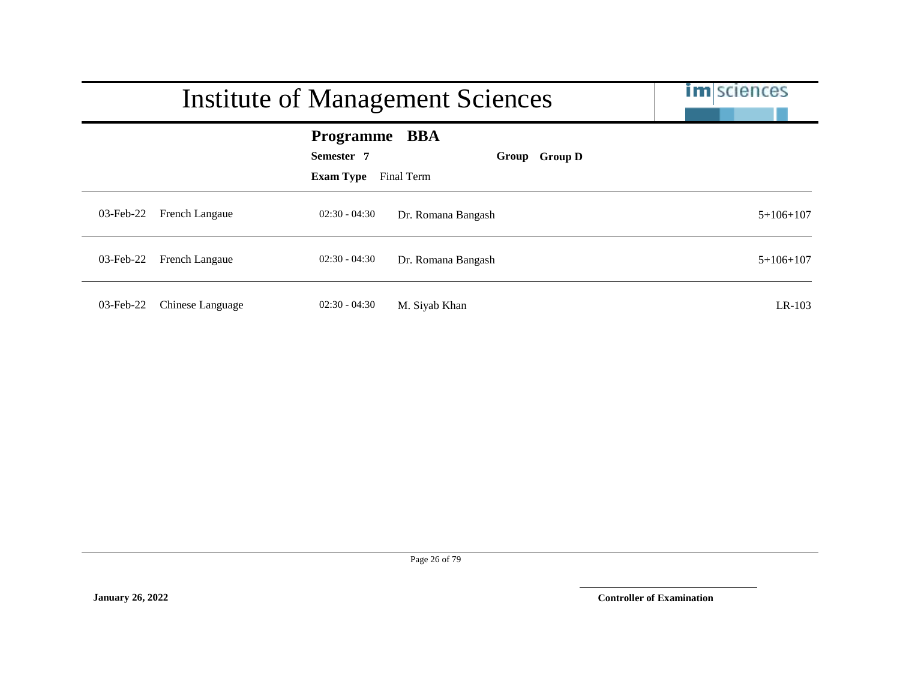# Institute of Management Sciences

**Programme BBA**

**Semester 7** **Group Group D**

**Exam Type** Final Term

| Date | Course | Time | Instructor | Venue |
|---|---|---|---|---|
| 03-Feb-22 | French Langaue | 02:30 - 04:30 | Dr. Romana Bangash | 5+106+107 |
| 03-Feb-22 | French Langaue | 02:30 - 04:30 | Dr. Romana Bangash | 5+106+107 |
| 03-Feb-22 | Chinese Language | 02:30 - 04:30 | M. Siyab Khan | LR-103 |

**January 26, 2022**

**Controller of Examination**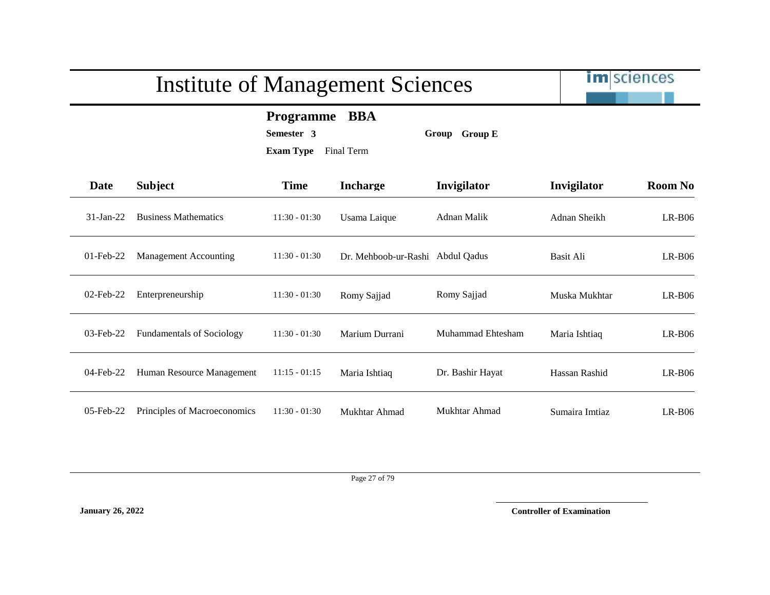# Institute of Management Sciences

**Programme** **BBA**

**Semester** **3** **Group** **Group E**

**Exam Type** Final Term

| Date | Subject | Time | Incharge | Invigilator | Invigilator | Room No |
|---|---|---|---|---|---|---|
| 31-Jan-22 | Business Mathematics | 11:30 - 01:30 | Usama Laique | Adnan Malik | Adnan Sheikh | LR-B06 |
| 01-Feb-22 | Management Accounting | 11:30 - 01:30 | Dr. Mehboob-ur-Rashi | Abdul Qadus | Basit Ali | LR-B06 |
| 02-Feb-22 | Enterpreneurship | 11:30 - 01:30 | Romy Sajjad | Romy Sajjad | Muska Mukhtar | LR-B06 |
| 03-Feb-22 | Fundamentals of Sociology | 11:30 - 01:30 | Marium Durrani | Muhammad Ehtesham | Maria Ishtiaq | LR-B06 |
| 04-Feb-22 | Human Resource Management | 11:15 - 01:15 | Maria Ishtiaq | Dr. Bashir Hayat | Hassan Rashid | LR-B06 |
| 05-Feb-22 | Principles of Macroeconomics | 11:30 - 01:30 | Mukhtar Ahmad | Mukhtar Ahmad | Sumaira Imtiaz | LR-B06 |

**January 26, 2022**

**Controller of Examination**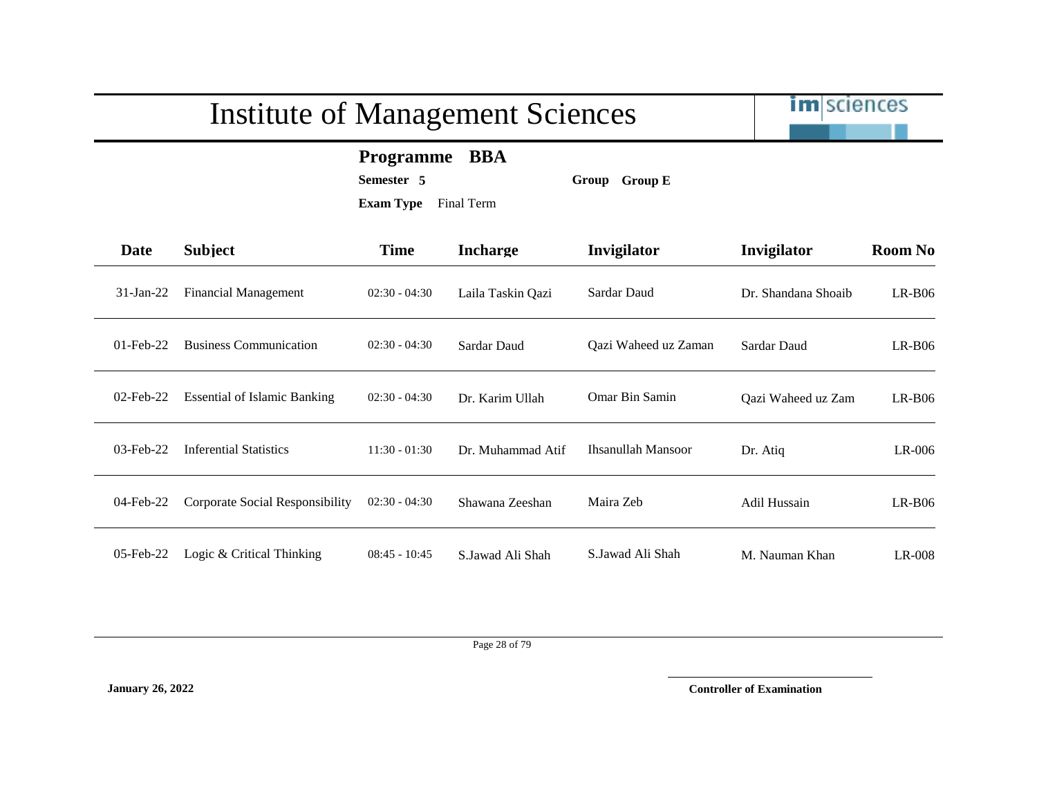# Institute of Management Sciences

**Programme** **BBA**

**Semester** **5** **Group** **Group E**

**Exam Type** Final Term

| Date | Subject | Time | Incharge | Invigilator | Invigilator | Room No |
|---|---|---|---|---|---|---|
| 31-Jan-22 | Financial Management | 02:30 - 04:30 | Laila Taskin Qazi | Sardar Daud | Dr. Shandana Shoaib | LR-B06 |
| 01-Feb-22 | Business Communication | 02:30 - 04:30 | Sardar Daud | Qazi Waheed uz Zaman | Sardar Daud | LR-B06 |
| 02-Feb-22 | Essential of Islamic Banking | 02:30 - 04:30 | Dr. Karim Ullah | Omar Bin Samin | Qazi Waheed uz Zam | LR-B06 |
| 03-Feb-22 | Inferential Statistics | 11:30 - 01:30 | Dr. Muhammad Atif | Ihsanullah Mansoor | Dr. Atiq | LR-006 |
| 04-Feb-22 | Corporate Social Responsibility | 02:30 - 04:30 | Shawana Zeeshan | Maira Zeb | Adil Hussain | LR-B06 |
| 05-Feb-22 | Logic & Critical Thinking | 08:45 - 10:45 | S.Jawad Ali Shah | S.Jawad Ali Shah | M. Nauman Khan | LR-008 |

**January 26, 2022**

**Controller of Examination**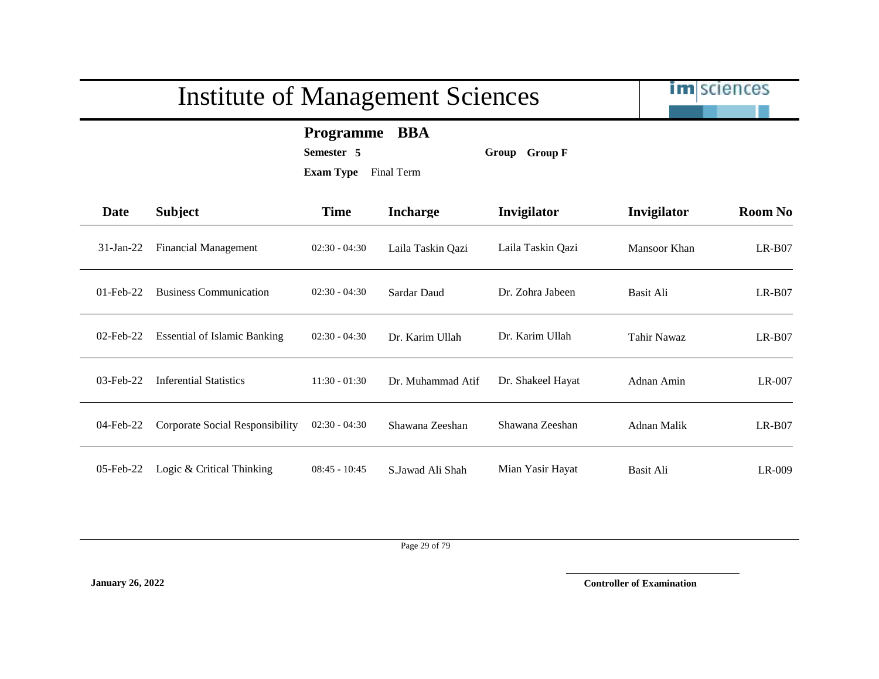# Institute of Management Sciences

**Programme BBA**

**Semester 5** **Group Group F**

**Exam Type** Final Term

| Date | Subject | Time | Incharge | Invigilator | Invigilator | Room No |
|---|---|---|---|---|---|---|
| 31-Jan-22 | Financial Management | 02:30 - 04:30 | Laila Taskin Qazi | Laila Taskin Qazi | Mansoor Khan | LR-B07 |
| 01-Feb-22 | Business Communication | 02:30 - 04:30 | Sardar Daud | Dr. Zohra Jabeen | Basit Ali | LR-B07 |
| 02-Feb-22 | Essential of Islamic Banking | 02:30 - 04:30 | Dr. Karim Ullah | Dr. Karim Ullah | Tahir Nawaz | LR-B07 |
| 03-Feb-22 | Inferential Statistics | 11:30 - 01:30 | Dr. Muhammad Atif | Dr. Shakeel Hayat | Adnan Amin | LR-007 |
| 04-Feb-22 | Corporate Social Responsibility | 02:30 - 04:30 | Shawana Zeeshan | Shawana Zeeshan | Adnan Malik | LR-B07 |
| 05-Feb-22 | Logic & Critical Thinking | 08:45 - 10:45 | S.Jawad Ali Shah | Mian Yasir Hayat | Basit Ali | LR-009 |

**January 26, 2022**

**Controller of Examination**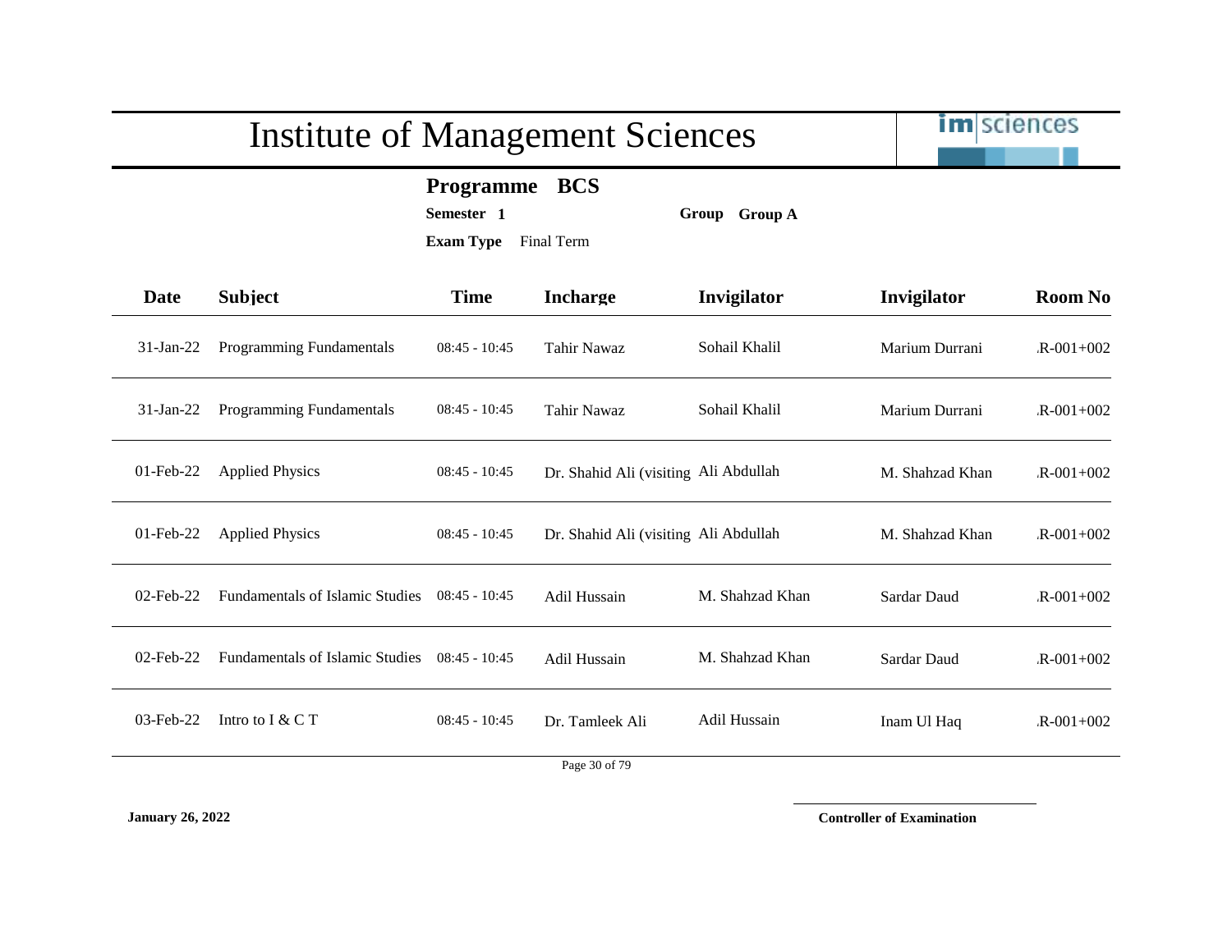# Institute of Management Sciences

**Programme** **BCS**

**Semester** **1** **Group** **Group A**

**Exam Type** Final Term

| Date | Subject | Time | Incharge | Invigilator | Invigilator | Room No |
|---|---|---|---|---|---|---|
| 31-Jan-22 | Programming Fundamentals | 08:45 - 10:45 | Tahir Nawaz | Sohail Khalil | Marium Durrani | .R-001+002 |
| 31-Jan-22 | Programming Fundamentals | 08:45 - 10:45 | Tahir Nawaz | Sohail Khalil | Marium Durrani | .R-001+002 |
| 01-Feb-22 | Applied Physics | 08:45 - 10:45 | Dr. Shahid Ali (visiting | Ali Abdullah | M. Shahzad Khan | .R-001+002 |
| 01-Feb-22 | Applied Physics | 08:45 - 10:45 | Dr. Shahid Ali (visiting | Ali Abdullah | M. Shahzad Khan | .R-001+002 |
| 02-Feb-22 | Fundamentals of Islamic Studies | 08:45 - 10:45 | Adil Hussain | M. Shahzad Khan | Sardar Daud | .R-001+002 |
| 02-Feb-22 | Fundamentals of Islamic Studies | 08:45 - 10:45 | Adil Hussain | M. Shahzad Khan | Sardar Daud | .R-001+002 |
| 03-Feb-22 | Intro to I & C T | 08:45 - 10:45 | Dr. Tamleek Ali | Adil Hussain | Inam Ul Haq | .R-001+002 |

**January 26, 2022**

**Controller of Examination**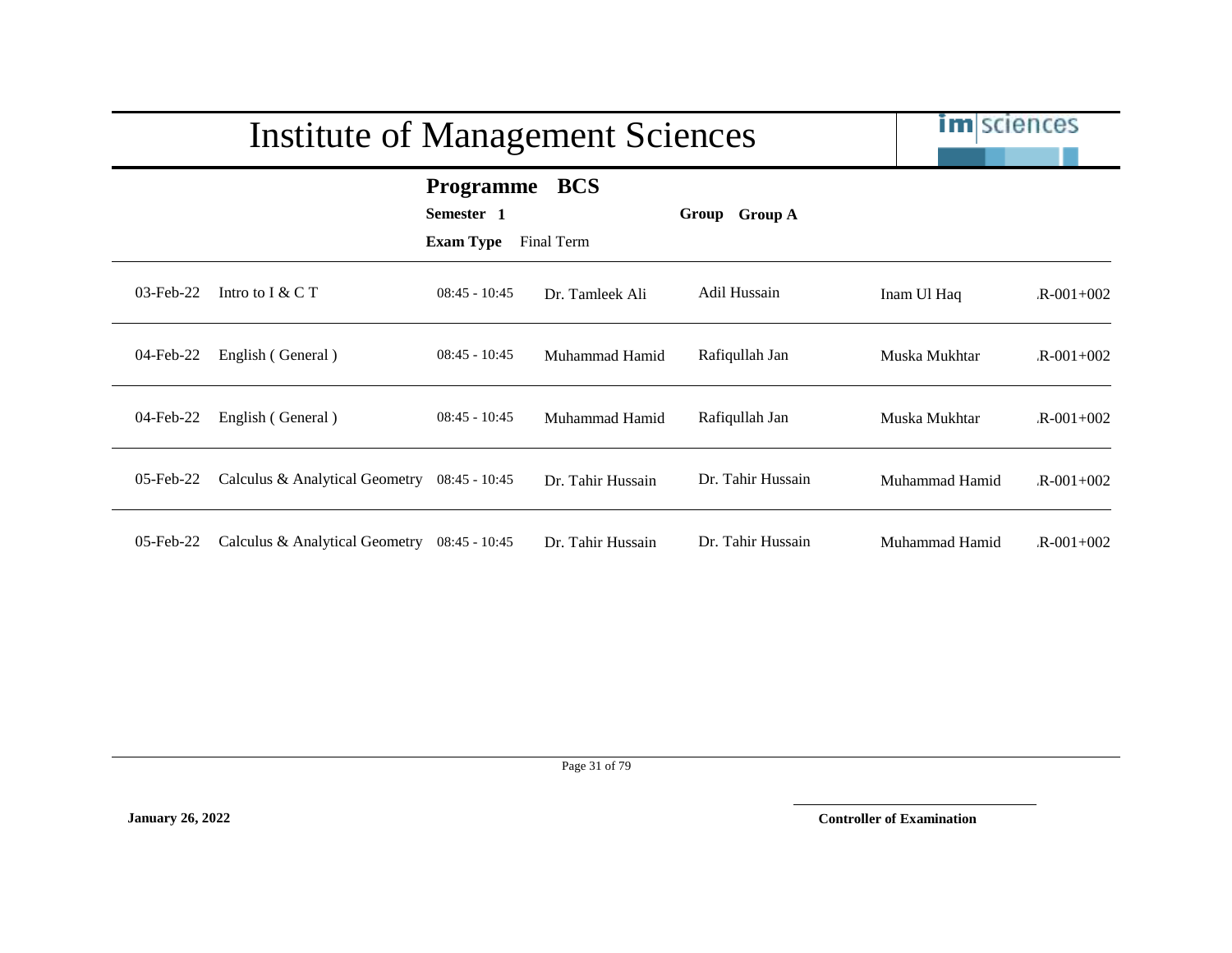# Institute of Management Sciences

**Programme** **BCS**

**Semester** **1** **Group** **Group A**

**Exam Type** Final Term

| | | | | | | |
|---|---|---|---|---|---|---|
| 03-Feb-22 | Intro to I & C T | 08:45 - 10:45 | Dr. Tamleek Ali | Adil Hussain | Inam Ul Haq | .R-001+002 |
| 04-Feb-22 | English ( General ) | 08:45 - 10:45 | Muhammad Hamid | Rafiqullah Jan | Muska Mukhtar | .R-001+002 |
| 04-Feb-22 | English ( General ) | 08:45 - 10:45 | Muhammad Hamid | Rafiqullah Jan | Muska Mukhtar | .R-001+002 |
| 05-Feb-22 | Calculus & Analytical Geometry | 08:45 - 10:45 | Dr. Tahir Hussain | Dr. Tahir Hussain | Muhammad Hamid | .R-001+002 |
| 05-Feb-22 | Calculus & Analytical Geometry | 08:45 - 10:45 | Dr. Tahir Hussain | Dr. Tahir Hussain | Muhammad Hamid | .R-001+002 |

**January 26, 2022**

**Controller of Examination**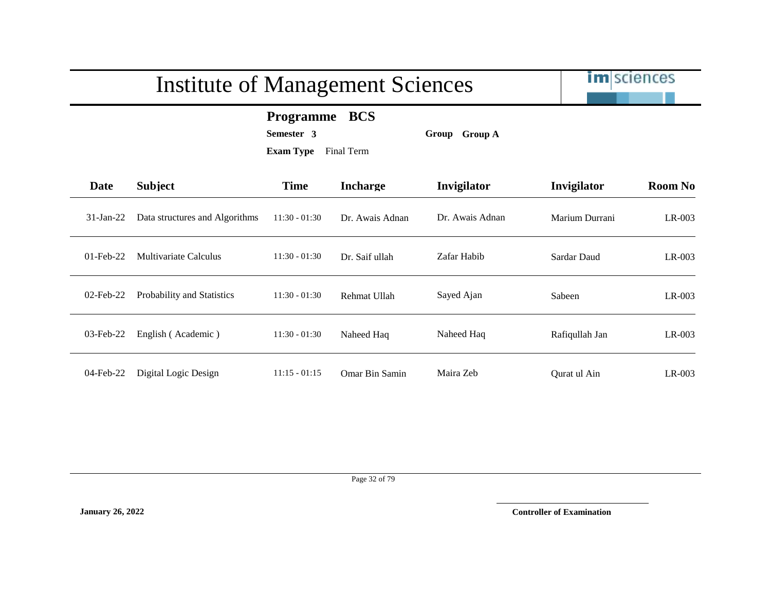# Institute of Management Sciences

**Programme** **BCS**

**Semester** **3** **Group** **Group A**

**Exam Type** Final Term

| Date | Subject | Time | Incharge | Invigilator | Invigilator | Room No |
|---|---|---|---|---|---|---|
| 31-Jan-22 | Data structures and Algorithms | 11:30 - 01:30 | Dr. Awais Adnan | Dr. Awais Adnan | Marium Durrani | LR-003 |
| 01-Feb-22 | Multivariate Calculus | 11:30 - 01:30 | Dr. Saif ullah | Zafar Habib | Sardar Daud | LR-003 |
| 02-Feb-22 | Probability and Statistics | 11:30 - 01:30 | Rehmat Ullah | Sayed Ajan | Sabeen | LR-003 |
| 03-Feb-22 | English ( Academic ) | 11:30 - 01:30 | Naheed Haq | Naheed Haq | Rafiqullah Jan | LR-003 |
| 04-Feb-22 | Digital Logic Design | 11:15 - 01:15 | Omar Bin Samin | Maira Zeb | Qurat ul Ain | LR-003 |

**January 26, 2022**

**Controller of Examination**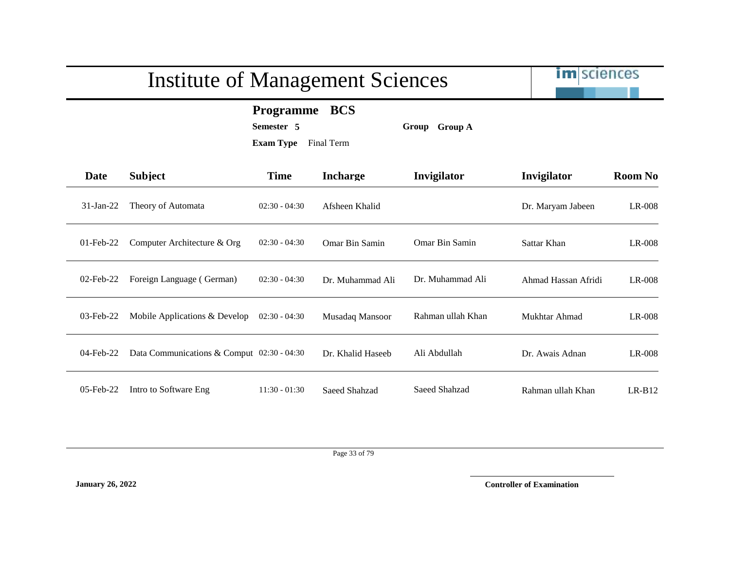# Institute of Management Sciences

**Programme BCS**

**Semester 5** **Group Group A**

**Exam Type** Final Term

| Date | Subject | Time | Incharge | Invigilator | Invigilator | Room No |
|---|---|---|---|---|---|---|
| 31-Jan-22 | Theory of Automata | 02:30 - 04:30 | Afsheen Khalid | | Dr. Maryam Jabeen | LR-008 |
| 01-Feb-22 | Computer Architecture & Org | 02:30 - 04:30 | Omar Bin Samin | Omar Bin Samin | Sattar Khan | LR-008 |
| 02-Feb-22 | Foreign Language ( German) | 02:30 - 04:30 | Dr. Muhammad Ali | Dr. Muhammad Ali | Ahmad Hassan Afridi | LR-008 |
| 03-Feb-22 | Mobile Applications & Develop | 02:30 - 04:30 | Musadaq Mansoor | Rahman ullah Khan | Mukhtar Ahmad | LR-008 |
| 04-Feb-22 | Data Communications & Comput | 02:30 - 04:30 | Dr. Khalid Haseeb | Ali Abdullah | Dr. Awais Adnan | LR-008 |
| 05-Feb-22 | Intro to Software Eng | 11:30 - 01:30 | Saeed Shahzad | Saeed Shahzad | Rahman ullah Khan | LR-B12 |

**January 26, 2022**

**Controller of Examination**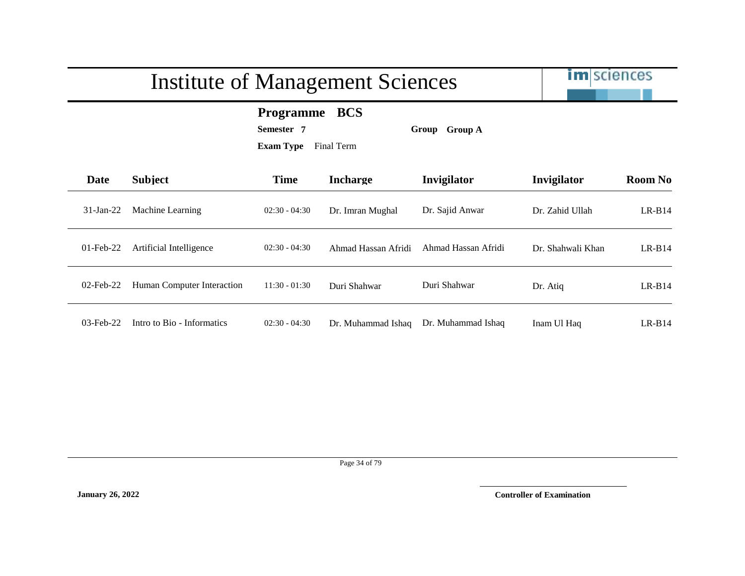# Institute of Management Sciences

**Programme BCS**

**Semester 7** **Group Group A**

**Exam Type** Final Term

| Date | Subject | Time | Incharge | Invigilator | Invigilator | Room No |
|---|---|---|---|---|---|---|
| 31-Jan-22 | Machine Learning | 02:30 - 04:30 | Dr. Imran Mughal | Dr. Sajid Anwar | Dr. Zahid Ullah | LR-B14 |
| 01-Feb-22 | Artificial Intelligence | 02:30 - 04:30 | Ahmad Hassan Afridi | Ahmad Hassan Afridi | Dr. Shahwali Khan | LR-B14 |
| 02-Feb-22 | Human Computer Interaction | 11:30 - 01:30 | Duri Shahwar | Duri Shahwar | Dr. Atiq | LR-B14 |
| 03-Feb-22 | Intro to Bio - Informatics | 02:30 - 04:30 | Dr. Muhammad Ishaq | Dr. Muhammad Ishaq | Inam Ul Haq | LR-B14 |

**January 26, 2022**

**Controller of Examination**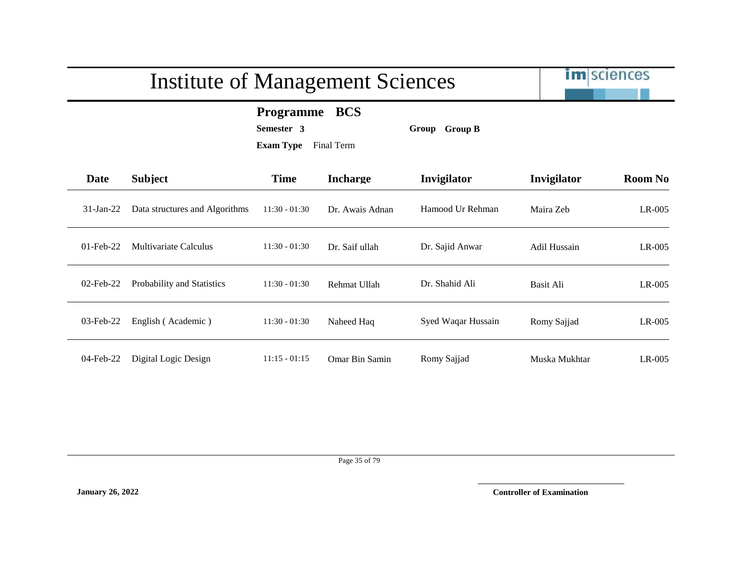# Institute of Management Sciences

**Programme** **BCS**

**Semester** **3** **Group** **Group B**

**Exam Type** Final Term

| Date | Subject | Time | Incharge | Invigilator | Invigilator | Room No |
|---|---|---|---|---|---|---|
| 31-Jan-22 | Data structures and Algorithms | 11:30 - 01:30 | Dr. Awais Adnan | Hamood Ur Rehman | Maira Zeb | LR-005 |
| 01-Feb-22 | Multivariate Calculus | 11:30 - 01:30 | Dr. Saif ullah | Dr. Sajid Anwar | Adil Hussain | LR-005 |
| 02-Feb-22 | Probability and Statistics | 11:30 - 01:30 | Rehmat Ullah | Dr. Shahid Ali | Basit Ali | LR-005 |
| 03-Feb-22 | English ( Academic ) | 11:30 - 01:30 | Naheed Haq | Syed Waqar Hussain | Romy Sajjad | LR-005 |
| 04-Feb-22 | Digital Logic Design | 11:15 - 01:15 | Omar Bin Samin | Romy Sajjad | Muska Mukhtar | LR-005 |

**January 26, 2022**

**Controller of Examination**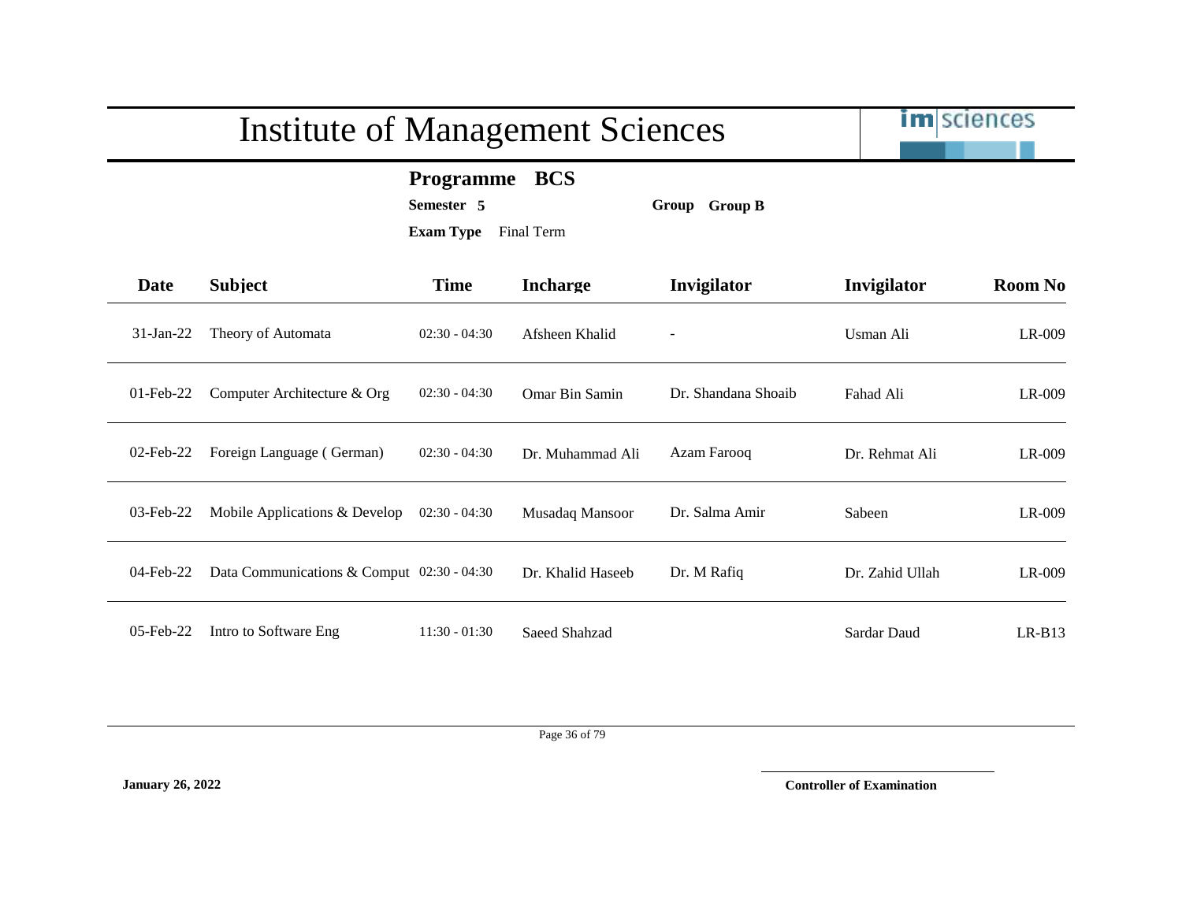# Institute of Management Sciences

**Programme BCS**

**Semester 5** **Group Group B**

**Exam Type** Final Term

| Date | Subject | Time | Incharge | Invigilator | Invigilator | Room No |
|---|---|---|---|---|---|---|
| 31-Jan-22 | Theory of Automata | 02:30 - 04:30 | Afsheen Khalid | - | Usman Ali | LR-009 |
| 01-Feb-22 | Computer Architecture & Org | 02:30 - 04:30 | Omar Bin Samin | Dr. Shandana Shoaib | Fahad Ali | LR-009 |
| 02-Feb-22 | Foreign Language ( German) | 02:30 - 04:30 | Dr. Muhammad Ali | Azam Farooq | Dr. Rehmat Ali | LR-009 |
| 03-Feb-22 | Mobile Applications & Develop | 02:30 - 04:30 | Musadaq Mansoor | Dr. Salma Amir | Sabeen | LR-009 |
| 04-Feb-22 | Data Communications & Comput | 02:30 - 04:30 | Dr. Khalid Haseeb | Dr. M Rafiq | Dr. Zahid Ullah | LR-009 |
| 05-Feb-22 | Intro to Software Eng | 11:30 - 01:30 | Saeed Shahzad | | Sardar Daud | LR-B13 |

**January 26, 2022**

**Controller of Examination**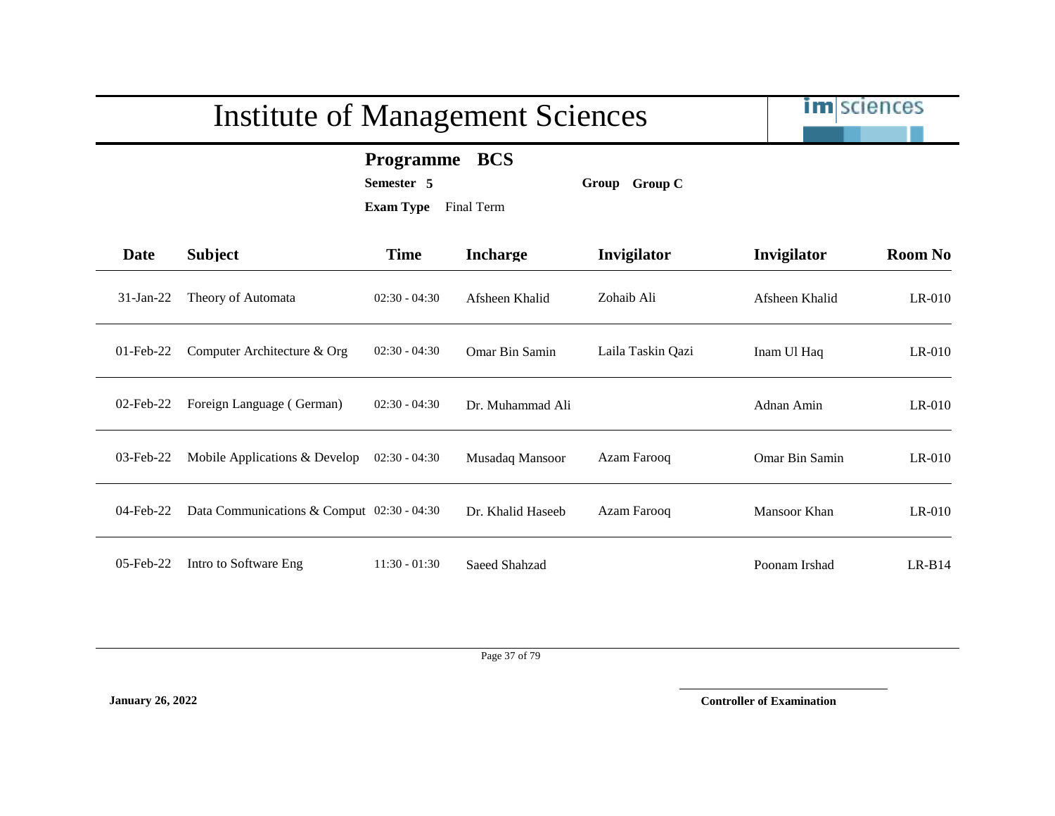# Institute of Management Sciences

**Programme BCS**

**Semester 5** **Group Group C**

**Exam Type** Final Term

| Date | Subject | Time | Incharge | Invigilator | Invigilator | Room No |
|---|---|---|---|---|---|---|
| 31-Jan-22 | Theory of Automata | 02:30 - 04:30 | Afsheen Khalid | Zohaib Ali | Afsheen Khalid | LR-010 |
| 01-Feb-22 | Computer Architecture & Org | 02:30 - 04:30 | Omar Bin Samin | Laila Taskin Qazi | Inam Ul Haq | LR-010 |
| 02-Feb-22 | Foreign Language ( German) | 02:30 - 04:30 | Dr. Muhammad Ali | | Adnan Amin | LR-010 |
| 03-Feb-22 | Mobile Applications & Develop | 02:30 - 04:30 | Musadaq Mansoor | Azam Farooq | Omar Bin Samin | LR-010 |
| 04-Feb-22 | Data Communications & Comput | 02:30 - 04:30 | Dr. Khalid Haseeb | Azam Farooq | Mansoor Khan | LR-010 |
| 05-Feb-22 | Intro to Software Eng | 11:30 - 01:30 | Saeed Shahzad | | Poonam Irshad | LR-B14 |

**January 26, 2022** **Controller of Examination**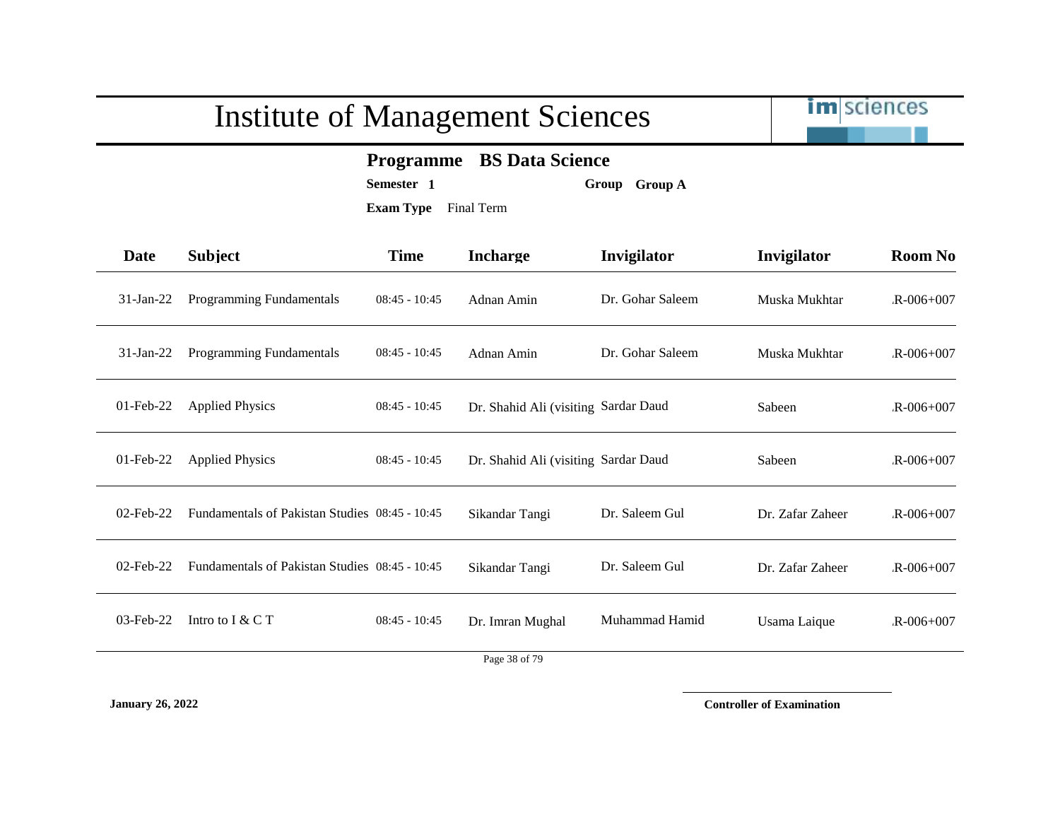# Institute of Management Sciences

**Programme** **BS Data Science**

**Semester** **1** **Group** **Group A**

**Exam Type** Final Term

| Date | Subject | Time | Incharge | Invigilator | Invigilator | Room No |
|---|---|---|---|---|---|---|
| 31-Jan-22 | Programming Fundamentals | 08:45 - 10:45 | Adnan Amin | Dr. Gohar Saleem | Muska Mukhtar | .R-006+007 |
| 31-Jan-22 | Programming Fundamentals | 08:45 - 10:45 | Adnan Amin | Dr. Gohar Saleem | Muska Mukhtar | .R-006+007 |
| 01-Feb-22 | Applied Physics | 08:45 - 10:45 | Dr. Shahid Ali (visiting | Sardar Daud | Sabeen | .R-006+007 |
| 01-Feb-22 | Applied Physics | 08:45 - 10:45 | Dr. Shahid Ali (visiting | Sardar Daud | Sabeen | .R-006+007 |
| 02-Feb-22 | Fundamentals of Pakistan Studies | 08:45 - 10:45 | Sikandar Tangi | Dr. Saleem Gul | Dr. Zafar Zaheer | .R-006+007 |
| 02-Feb-22 | Fundamentals of Pakistan Studies | 08:45 - 10:45 | Sikandar Tangi | Dr. Saleem Gul | Dr. Zafar Zaheer | .R-006+007 |
| 03-Feb-22 | Intro to I & C T | 08:45 - 10:45 | Dr. Imran Mughal | Muhammad Hamid | Usama Laique | .R-006+007 |

**January 26, 2022**

**Controller of Examination**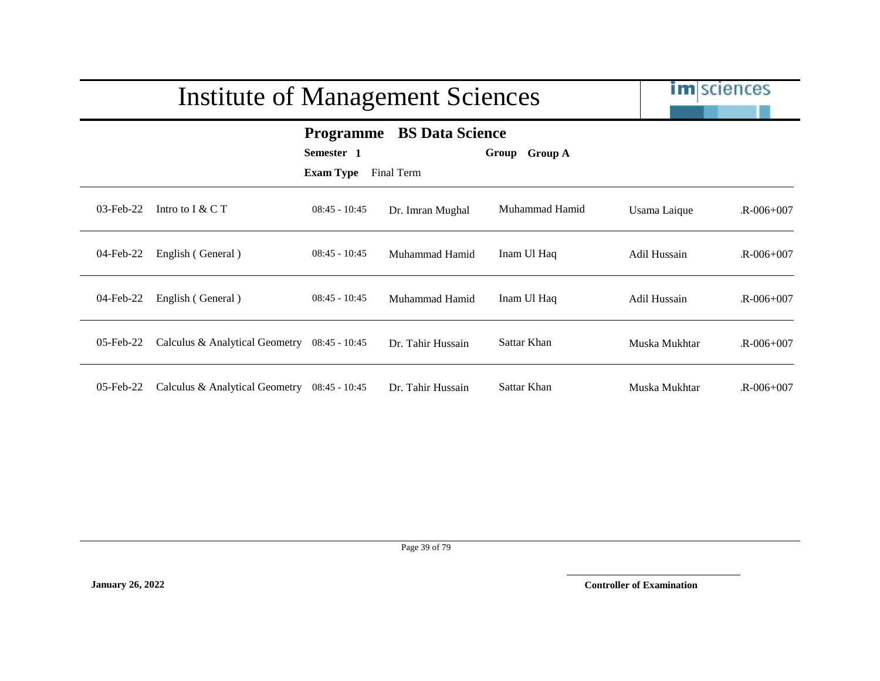# Institute of Management Sciences

**Programme** **BS Data Science**

**Semester** **1** **Group** **Group A**

**Exam Type** Final Term

| | | | | | | |
|---|---|---|---|---|---|---|
| 03-Feb-22 | Intro to I & C T | 08:45 - 10:45 | Dr. Imran Mughal | Muhammad Hamid | Usama Laique | .R-006+007 |
| 04-Feb-22 | English ( General ) | 08:45 - 10:45 | Muhammad Hamid | Inam Ul Haq | Adil Hussain | .R-006+007 |
| 04-Feb-22 | English ( General ) | 08:45 - 10:45 | Muhammad Hamid | Inam Ul Haq | Adil Hussain | .R-006+007 |
| 05-Feb-22 | Calculus & Analytical Geometry | 08:45 - 10:45 | Dr. Tahir Hussain | Sattar Khan | Muska Mukhtar | .R-006+007 |
| 05-Feb-22 | Calculus & Analytical Geometry | 08:45 - 10:45 | Dr. Tahir Hussain | Sattar Khan | Muska Mukhtar | .R-006+007 |

**January 26, 2022**

**Controller of Examination**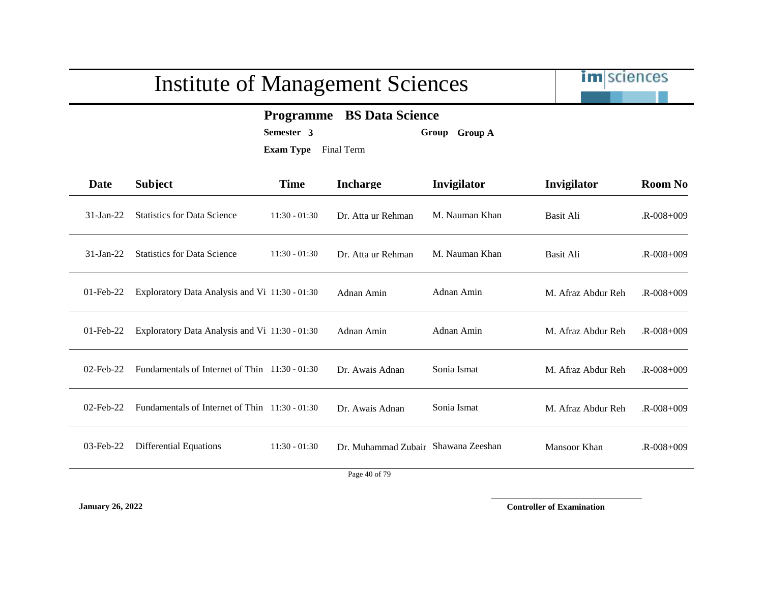# Institute of Management Sciences

**Programme** **BS Data Science**

**Semester** **3** **Group** **Group A**

**Exam Type** Final Term

| Date | Subject | Time | Incharge | Invigilator | Invigilator | Room No |
|---|---|---|---|---|---|---|
| 31-Jan-22 | Statistics for Data Science | 11:30 - 01:30 | Dr. Atta ur Rehman | M. Nauman Khan | Basit Ali | .R-008+009 |
| 31-Jan-22 | Statistics for Data Science | 11:30 - 01:30 | Dr. Atta ur Rehman | M. Nauman Khan | Basit Ali | .R-008+009 |
| 01-Feb-22 | Exploratory Data Analysis and Vi | 11:30 - 01:30 | Adnan Amin | Adnan Amin | M. Afraz Abdur Reh | .R-008+009 |
| 01-Feb-22 | Exploratory Data Analysis and Vi | 11:30 - 01:30 | Adnan Amin | Adnan Amin | M. Afraz Abdur Reh | .R-008+009 |
| 02-Feb-22 | Fundamentals of Internet of Thin | 11:30 - 01:30 | Dr. Awais Adnan | Sonia Ismat | M. Afraz Abdur Reh | .R-008+009 |
| 02-Feb-22 | Fundamentals of Internet of Thin | 11:30 - 01:30 | Dr. Awais Adnan | Sonia Ismat | M. Afraz Abdur Reh | .R-008+009 |
| 03-Feb-22 | Differential Equations | 11:30 - 01:30 | Dr. Muhammad Zubair | Shawana Zeeshan | Mansoor Khan | .R-008+009 |

**January 26, 2022**

**Controller of Examination**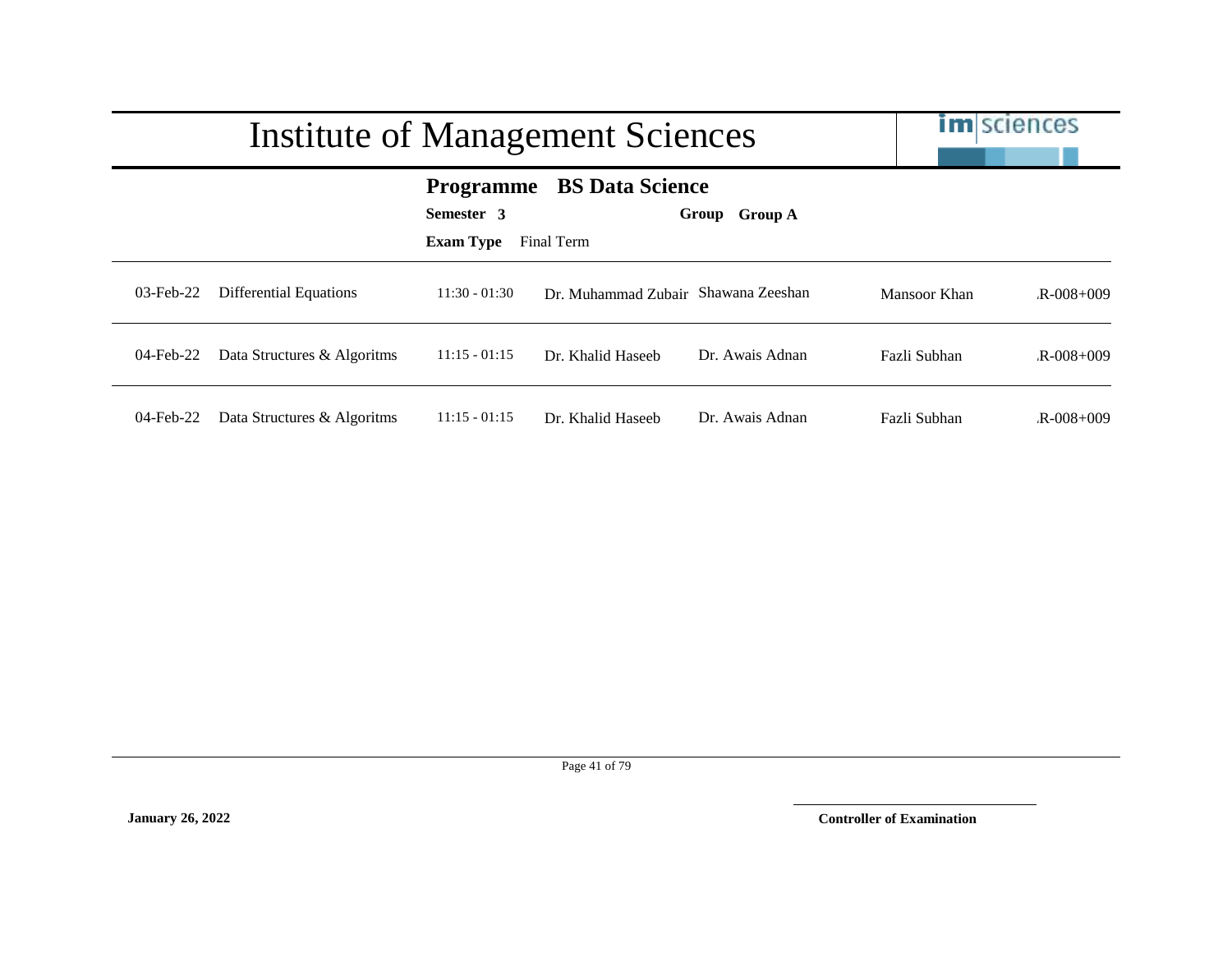# Institute of Management Sciences

**Programme** **BS Data Science**

**Semester** **3** **Group** **Group A**

**Exam Type** Final Term

| | | | | | | |
|---|---|---|---|---|---|---|
| 03-Feb-22 | Differential Equations | 11:30 - 01:30 | Dr. Muhammad Zubair | Shawana Zeeshan | Mansoor Khan | .R-008+009 |
| 04-Feb-22 | Data Structures & Algoritms | 11:15 - 01:15 | Dr. Khalid Haseeb | Dr. Awais Adnan | Fazli Subhan | .R-008+009 |
| 04-Feb-22 | Data Structures & Algoritms | 11:15 - 01:15 | Dr. Khalid Haseeb | Dr. Awais Adnan | Fazli Subhan | .R-008+009 |

**January 26, 2022**

**Controller of Examination**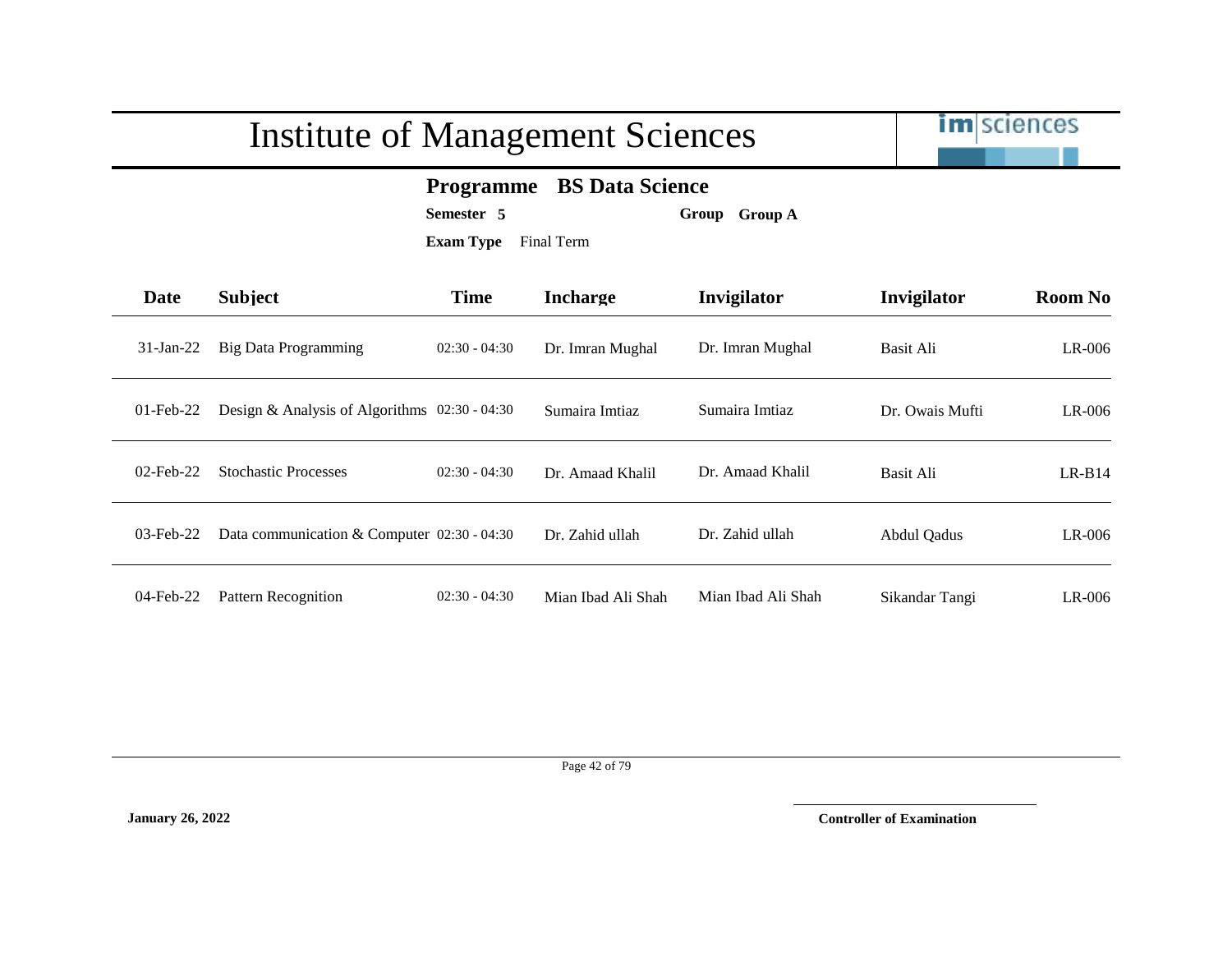# Institute of Management Sciences

**Programme** **BS Data Science**

**Semester** **5** **Group** **Group A**

**Exam Type** Final Term

| Date | Subject | Time | Incharge | Invigilator | Invigilator | Room No |
|---|---|---|---|---|---|---|
| 31-Jan-22 | Big Data Programming | 02:30 - 04:30 | Dr. Imran Mughal | Dr. Imran Mughal | Basit Ali | LR-006 |
| 01-Feb-22 | Design & Analysis of Algorithms | 02:30 - 04:30 | Sumaira Imtiaz | Sumaira Imtiaz | Dr. Owais Mufti | LR-006 |
| 02-Feb-22 | Stochastic Processes | 02:30 - 04:30 | Dr. Amaad Khalil | Dr. Amaad Khalil | Basit Ali | LR-B14 |
| 03-Feb-22 | Data communication & Computer | 02:30 - 04:30 | Dr. Zahid ullah | Dr. Zahid ullah | Abdul Qadus | LR-006 |
| 04-Feb-22 | Pattern Recognition | 02:30 - 04:30 | Mian Ibad Ali Shah | Mian Ibad Ali Shah | Sikandar Tangi | LR-006 |

**January 26, 2022**

**Controller of Examination**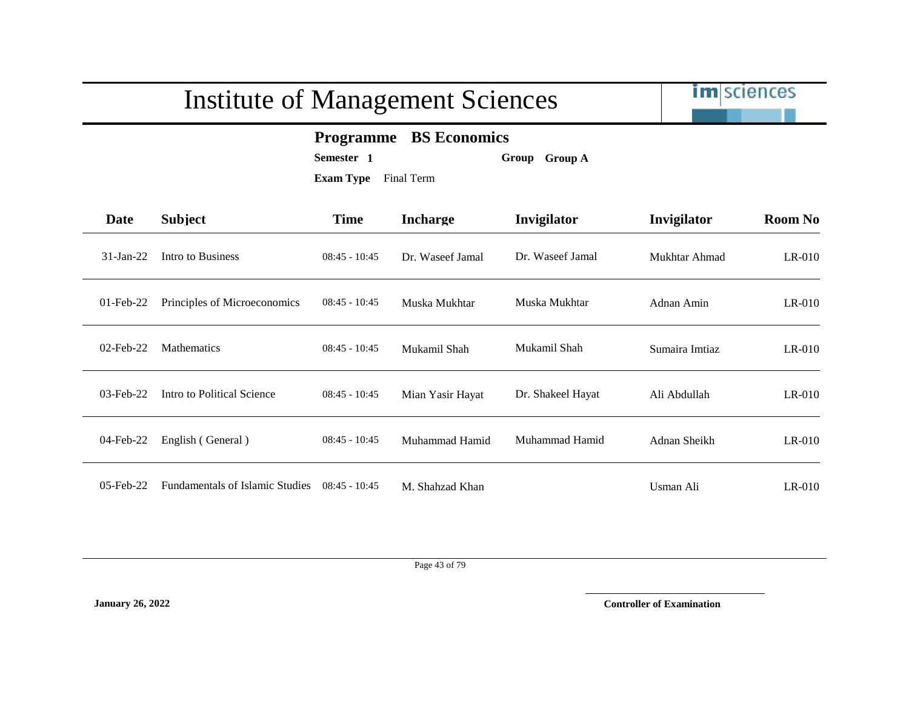# Institute of Management Sciences

**Programme** **BS Economics**

**Semester** **1** **Group** **Group A**

**Exam Type** Final Term

| Date | Subject | Time | Incharge | Invigilator | Invigilator | Room No |
|---|---|---|---|---|---|---|
| 31-Jan-22 | Intro to Business | 08:45 - 10:45 | Dr. Waseef Jamal | Dr. Waseef Jamal | Mukhtar Ahmad | LR-010 |
| 01-Feb-22 | Principles of Microeconomics | 08:45 - 10:45 | Muska Mukhtar | Muska Mukhtar | Adnan Amin | LR-010 |
| 02-Feb-22 | Mathematics | 08:45 - 10:45 | Mukamil Shah | Mukamil Shah | Sumaira Imtiaz | LR-010 |
| 03-Feb-22 | Intro to Political Science | 08:45 - 10:45 | Mian Yasir Hayat | Dr. Shakeel Hayat | Ali Abdullah | LR-010 |
| 04-Feb-22 | English ( General ) | 08:45 - 10:45 | Muhammad Hamid | Muhammad Hamid | Adnan Sheikh | LR-010 |
| 05-Feb-22 | Fundamentals of Islamic Studies | 08:45 - 10:45 | M. Shahzad Khan | | Usman Ali | LR-010 |

**January 26, 2022**

**Controller of Examination**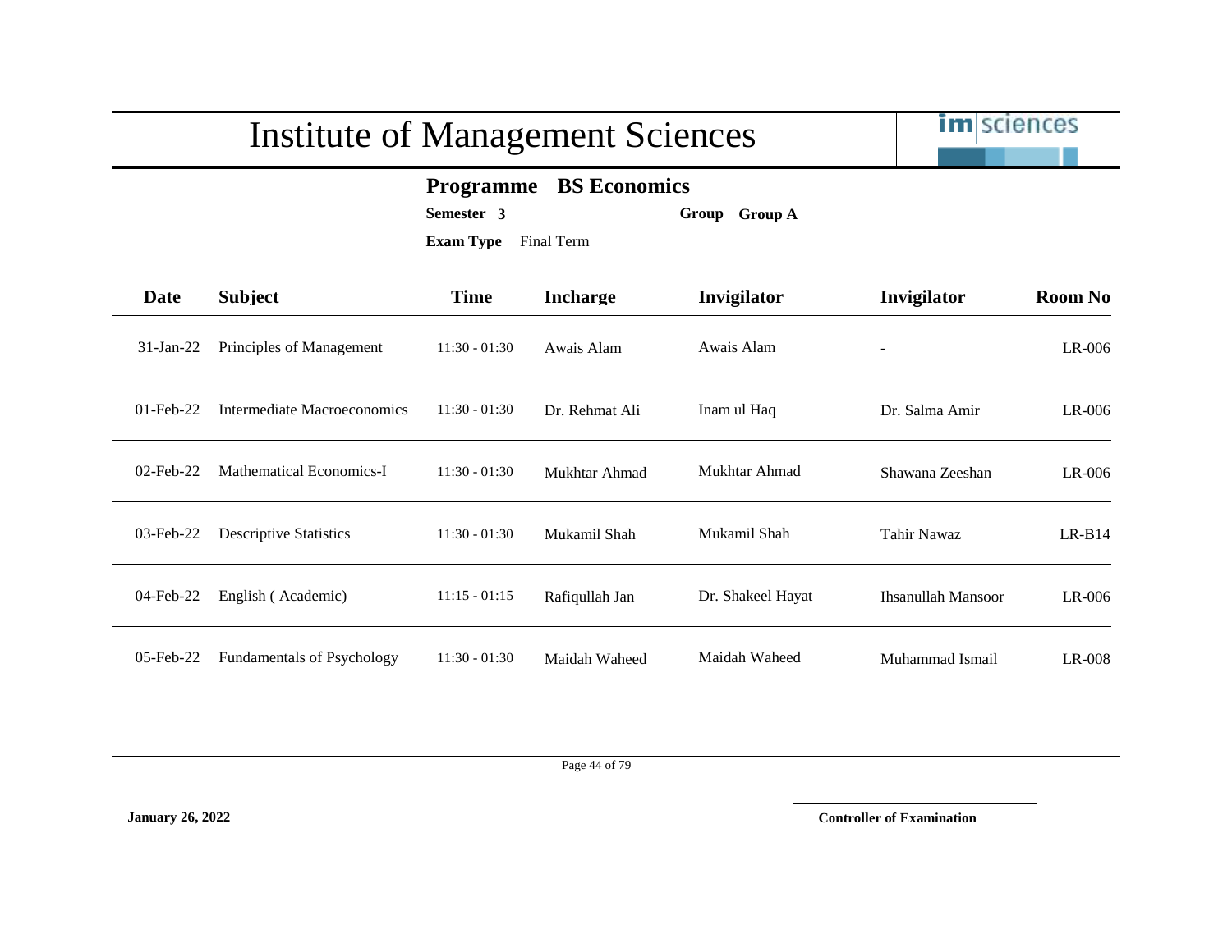# Institute of Management Sciences

**Programme BS Economics**

**Semester 3** **Group Group A**

**Exam Type** Final Term

| Date | Subject | Time | Incharge | Invigilator | Invigilator | Room No |
|---|---|---|---|---|---|---|
| 31-Jan-22 | Principles of Management | 11:30 - 01:30 | Awais Alam | Awais Alam | - | LR-006 |
| 01-Feb-22 | Intermediate Macroeconomics | 11:30 - 01:30 | Dr. Rehmat Ali | Inam ul Haq | Dr. Salma Amir | LR-006 |
| 02-Feb-22 | Mathematical Economics-I | 11:30 - 01:30 | Mukhtar Ahmad | Mukhtar Ahmad | Shawana Zeeshan | LR-006 |
| 03-Feb-22 | Descriptive Statistics | 11:30 - 01:30 | Mukamil Shah | Mukamil Shah | Tahir Nawaz | LR-B14 |
| 04-Feb-22 | English ( Academic) | 11:15 - 01:15 | Rafiqullah Jan | Dr. Shakeel Hayat | Ihsanullah Mansoor | LR-006 |
| 05-Feb-22 | Fundamentals of Psychology | 11:30 - 01:30 | Maidah Waheed | Maidah Waheed | Muhammad Ismail | LR-008 |

**January 26, 2022**

**Controller of Examination**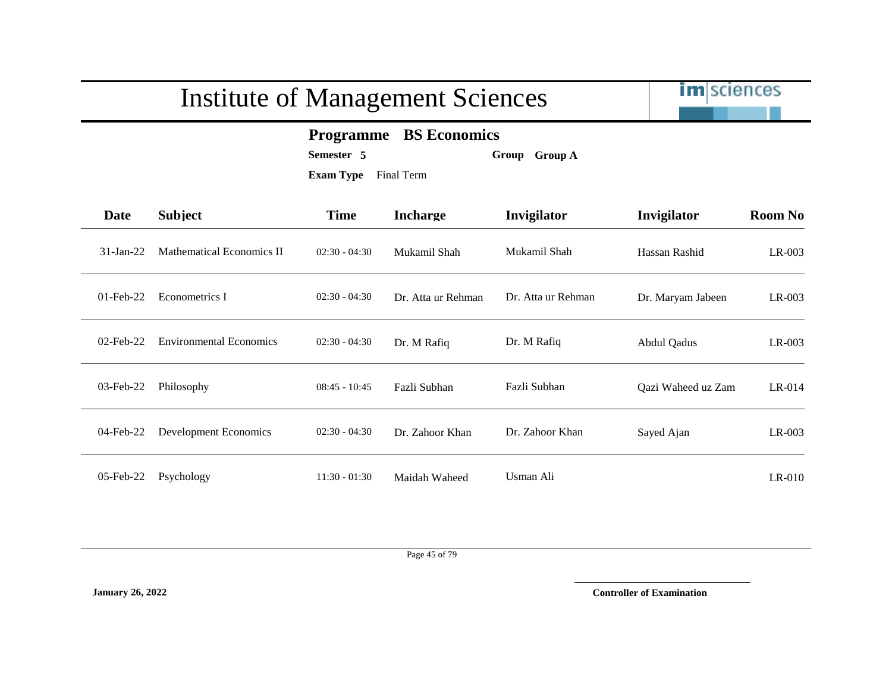# Institute of Management Sciences

**Programme** **BS Economics**

**Semester** **5** **Group** **Group A**

**Exam Type** Final Term

| Date | Subject | Time | Incharge | Invigilator | Invigilator | Room No |
|---|---|---|---|---|---|---|
| 31-Jan-22 | Mathematical Economics II | 02:30 - 04:30 | Mukamil Shah | Mukamil Shah | Hassan Rashid | LR-003 |
| 01-Feb-22 | Econometrics I | 02:30 - 04:30 | Dr. Atta ur Rehman | Dr. Atta ur Rehman | Dr. Maryam Jabeen | LR-003 |
| 02-Feb-22 | Environmental Economics | 02:30 - 04:30 | Dr. M Rafiq | Dr. M Rafiq | Abdul Qadus | LR-003 |
| 03-Feb-22 | Philosophy | 08:45 - 10:45 | Fazli Subhan | Fazli Subhan | Qazi Waheed uz Zam | LR-014 |
| 04-Feb-22 | Development Economics | 02:30 - 04:30 | Dr. Zahoor Khan | Dr. Zahoor Khan | Sayed Ajan | LR-003 |
| 05-Feb-22 | Psychology | 11:30 - 01:30 | Maidah Waheed | Usman Ali | | LR-010 |

**January 26, 2022**

**Controller of Examination**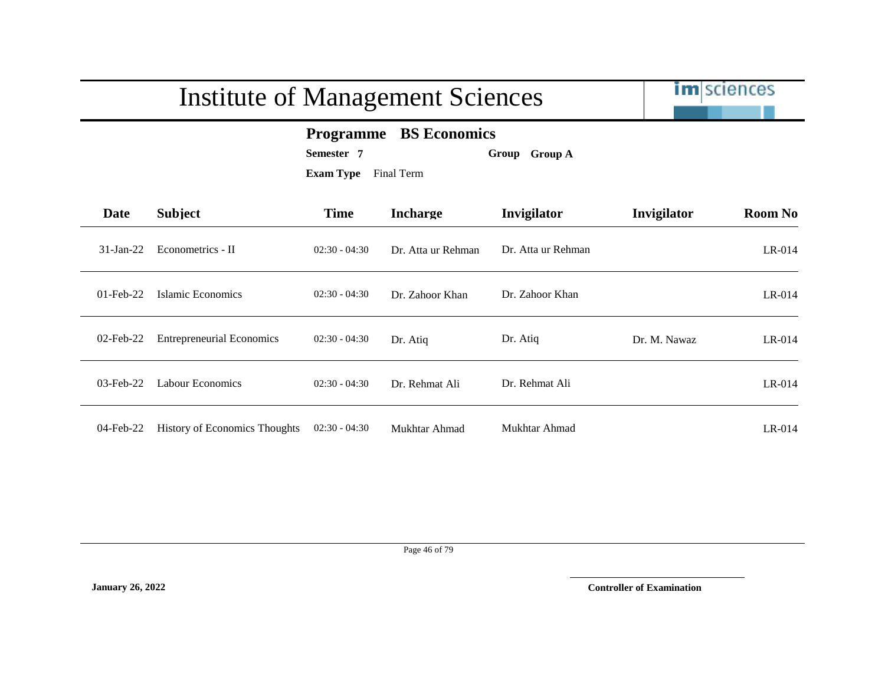# Institute of Management Sciences

## Programme BS Economics

**Semester** 7 **Group** Group A

**Exam Type** Final Term

| Date | Subject | Time | Incharge | Invigilator | Invigilator | Room No |
|---|---|---|---|---|---|---|
| 31-Jan-22 | Econometrics - II | 02:30 - 04:30 | Dr. Atta ur Rehman | Dr. Atta ur Rehman | | LR-014 |
| 01-Feb-22 | Islamic Economics | 02:30 - 04:30 | Dr. Zahoor Khan | Dr. Zahoor Khan | | LR-014 |
| 02-Feb-22 | Entrepreneurial Economics | 02:30 - 04:30 | Dr. Atiq | Dr. Atiq | Dr. M. Nawaz | LR-014 |
| 03-Feb-22 | Labour Economics | 02:30 - 04:30 | Dr. Rehmat Ali | Dr. Rehmat Ali | | LR-014 |
| 04-Feb-22 | History of Economics Thoughts | 02:30 - 04:30 | Mukhtar Ahmad | Mukhtar Ahmad | | LR-014 |

**January 26, 2022**

**Controller of Examination**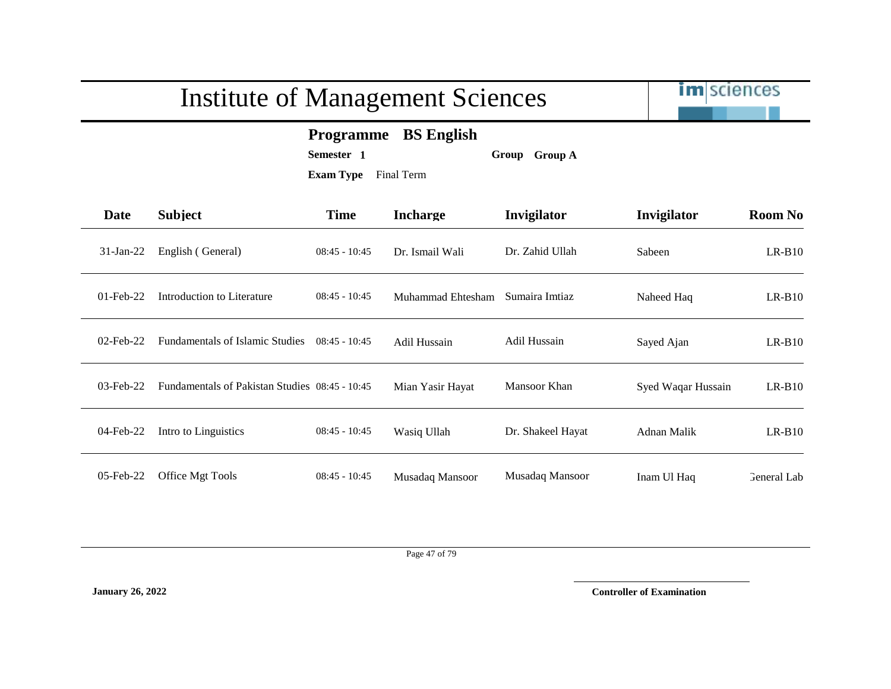# Institute of Management Sciences

**Programme** **BS English**

**Semester** **1** **Group** **Group A**

**Exam Type** Final Term

| Date | Subject | Time | Incharge | Invigilator | Invigilator | Room No |
|---|---|---|---|---|---|---|
| 31-Jan-22 | English ( General) | 08:45 - 10:45 | Dr. Ismail Wali | Dr. Zahid Ullah | Sabeen | LR-B10 |
| 01-Feb-22 | Introduction to Literature | 08:45 - 10:45 | Muhammad Ehtesham | Sumaira Imtiaz | Naheed Haq | LR-B10 |
| 02-Feb-22 | Fundamentals of Islamic Studies | 08:45 - 10:45 | Adil Hussain | Adil Hussain | Sayed Ajan | LR-B10 |
| 03-Feb-22 | Fundamentals of Pakistan Studies | 08:45 - 10:45 | Mian Yasir Hayat | Mansoor Khan | Syed Waqar Hussain | LR-B10 |
| 04-Feb-22 | Intro to Linguistics | 08:45 - 10:45 | Wasiq Ullah | Dr. Shakeel Hayat | Adnan Malik | LR-B10 |
| 05-Feb-22 | Office Mgt Tools | 08:45 - 10:45 | Musadaq Mansoor | Musadaq Mansoor | Inam Ul Haq | General Lab |

**January 26, 2022**

**Controller of Examination**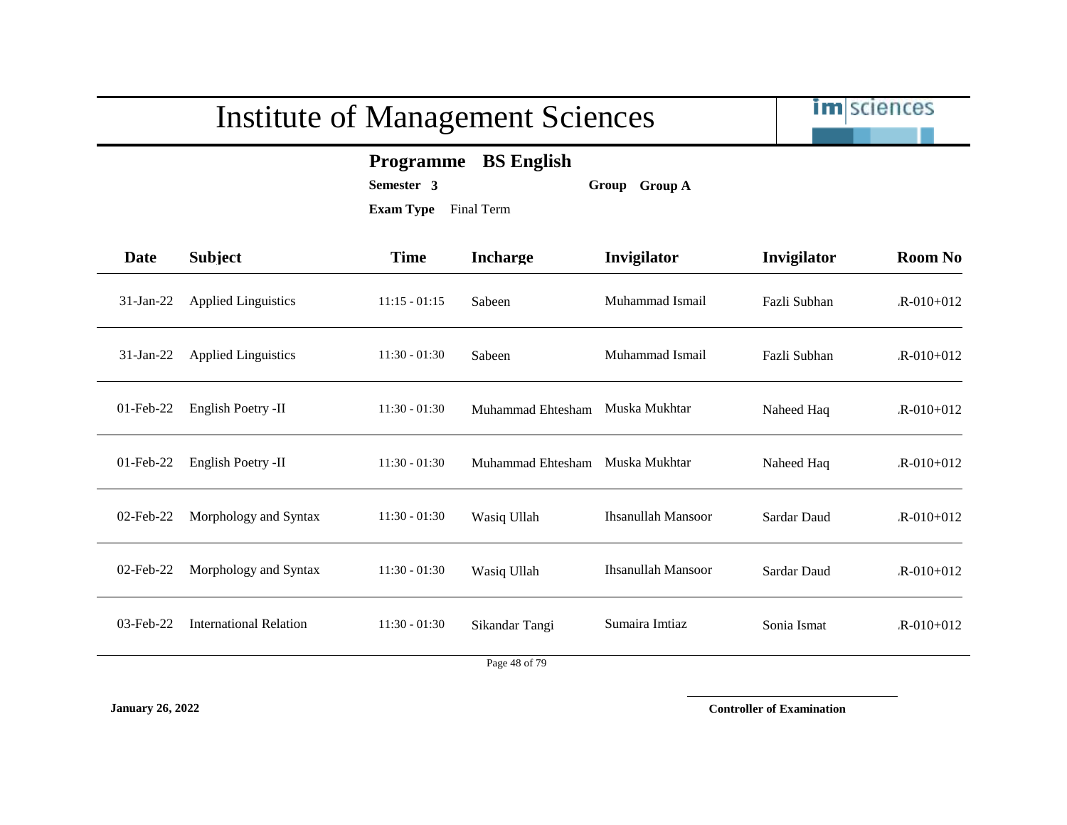# Institute of Management Sciences

**Programme** **BS English**

**Semester** **3** **Group** **Group A**

**Exam Type** Final Term

| Date | Subject | Time | Incharge | Invigilator | Invigilator | Room No |
|---|---|---|---|---|---|---|
| 31-Jan-22 | Applied Linguistics | 11:15 - 01:15 | Sabeen | Muhammad Ismail | Fazli Subhan | .R-010+012 |
| 31-Jan-22 | Applied Linguistics | 11:30 - 01:30 | Sabeen | Muhammad Ismail | Fazli Subhan | .R-010+012 |
| 01-Feb-22 | English Poetry -II | 11:30 - 01:30 | Muhammad Ehtesham | Muska Mukhtar | Naheed Haq | .R-010+012 |
| 01-Feb-22 | English Poetry -II | 11:30 - 01:30 | Muhammad Ehtesham | Muska Mukhtar | Naheed Haq | .R-010+012 |
| 02-Feb-22 | Morphology and Syntax | 11:30 - 01:30 | Wasiq Ullah | Ihsanullah Mansoor | Sardar Daud | .R-010+012 |
| 02-Feb-22 | Morphology and Syntax | 11:30 - 01:30 | Wasiq Ullah | Ihsanullah Mansoor | Sardar Daud | .R-010+012 |
| 03-Feb-22 | International Relation | 11:30 - 01:30 | Sikandar Tangi | Sumaira Imtiaz | Sonia Ismat | .R-010+012 |

**January 26, 2022** **Controller of Examination**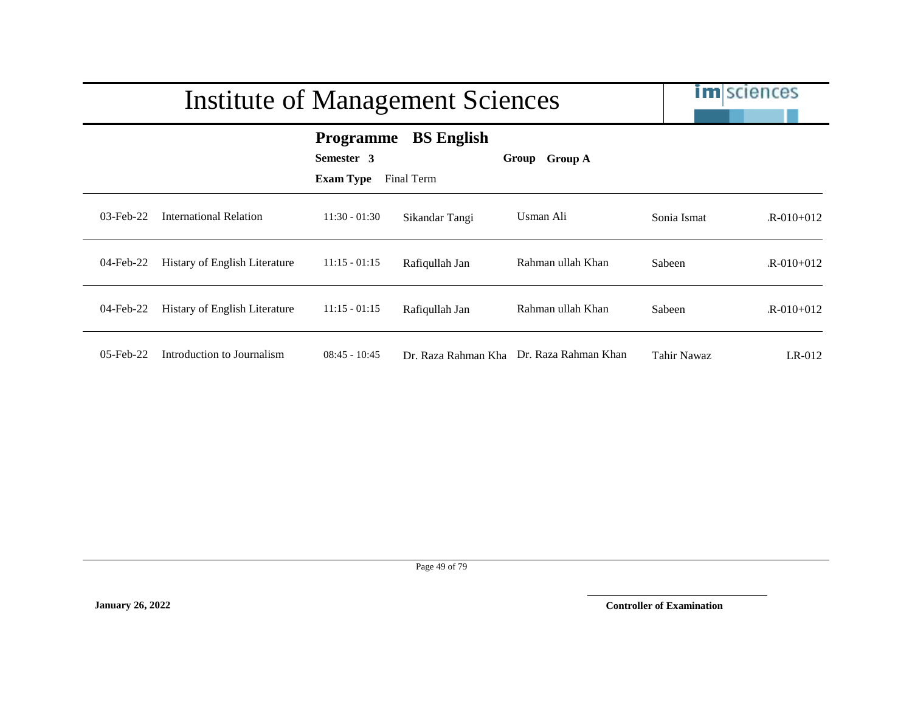# Institute of Management Sciences

**Programme** **BS English**

**Semester** **3** **Group** **Group A**

**Exam Type** Final Term

| Date | Course | Time | | | | Room |
|---|---|---|---|---|---|---|
| 03-Feb-22 | International Relation | 11:30 - 01:30 | Sikandar Tangi | Usman Ali | Sonia Ismat | .R-010+012 |
| 04-Feb-22 | Histary of English Literature | 11:15 - 01:15 | Rafiqullah Jan | Rahman ullah Khan | Sabeen | .R-010+012 |
| 04-Feb-22 | Histary of English Literature | 11:15 - 01:15 | Rafiqullah Jan | Rahman ullah Khan | Sabeen | .R-010+012 |
| 05-Feb-22 | Introduction to Journalism | 08:45 - 10:45 | Dr. Raza Rahman Kha | Dr. Raza Rahman Khan | Tahir Nawaz | LR-012 |

**January 26, 2022**

**Controller of Examination**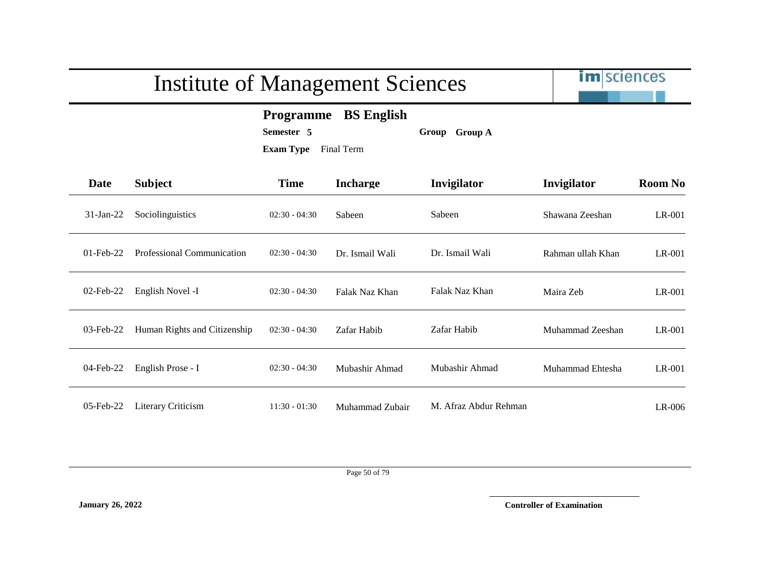# Institute of Management Sciences

**Programme BS English**

**Semester 5** **Group Group A**

**Exam Type** Final Term

| Date | Subject | Time | Incharge | Invigilator | Invigilator | Room No |
|---|---|---|---|---|---|---|
| 31-Jan-22 | Sociolinguistics | 02:30 - 04:30 | Sabeen | Sabeen | Shawana Zeeshan | LR-001 |
| 01-Feb-22 | Professional Communication | 02:30 - 04:30 | Dr. Ismail Wali | Dr. Ismail Wali | Rahman ullah Khan | LR-001 |
| 02-Feb-22 | English Novel -I | 02:30 - 04:30 | Falak Naz Khan | Falak Naz Khan | Maira Zeb | LR-001 |
| 03-Feb-22 | Human Rights and Citizenship | 02:30 - 04:30 | Zafar Habib | Zafar Habib | Muhammad Zeeshan | LR-001 |
| 04-Feb-22 | English Prose - I | 02:30 - 04:30 | Mubashir Ahmad | Mubashir Ahmad | Muhammad Ehtesha | LR-001 |
| 05-Feb-22 | Literary Criticism | 11:30 - 01:30 | Muhammad Zubair | M. Afraz Abdur Rehman | | LR-006 |

**January 26, 2022**

**Controller of Examination**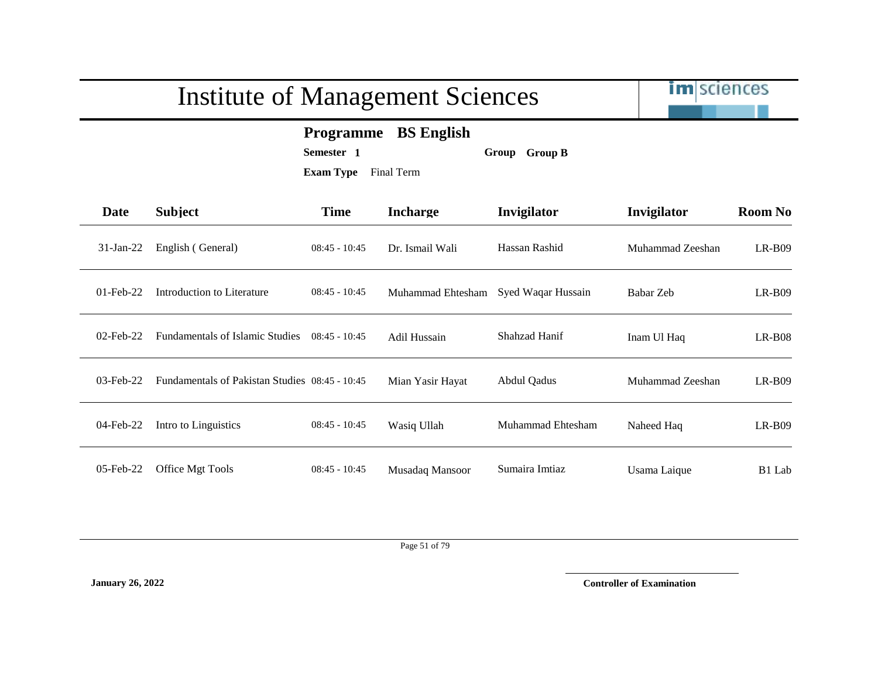# Institute of Management Sciences

**Programme BS English**

**Semester 1** **Group Group B**

**Exam Type** Final Term

| Date | Subject | Time | Incharge | Invigilator | Invigilator | Room No |
|---|---|---|---|---|---|---|
| 31-Jan-22 | English ( General) | 08:45 - 10:45 | Dr. Ismail Wali | Hassan Rashid | Muhammad Zeeshan | LR-B09 |
| 01-Feb-22 | Introduction to Literature | 08:45 - 10:45 | Muhammad Ehtesham | Syed Waqar Hussain | Babar Zeb | LR-B09 |
| 02-Feb-22 | Fundamentals of Islamic Studies | 08:45 - 10:45 | Adil Hussain | Shahzad Hanif | Inam Ul Haq | LR-B08 |
| 03-Feb-22 | Fundamentals of Pakistan Studies | 08:45 - 10:45 | Mian Yasir Hayat | Abdul Qadus | Muhammad Zeeshan | LR-B09 |
| 04-Feb-22 | Intro to Linguistics | 08:45 - 10:45 | Wasiq Ullah | Muhammad Ehtesham | Naheed Haq | LR-B09 |
| 05-Feb-22 | Office Mgt Tools | 08:45 - 10:45 | Musadaq Mansoor | Sumaira Imtiaz | Usama Laique | B1 Lab |

**January 26, 2022**

**Controller of Examination**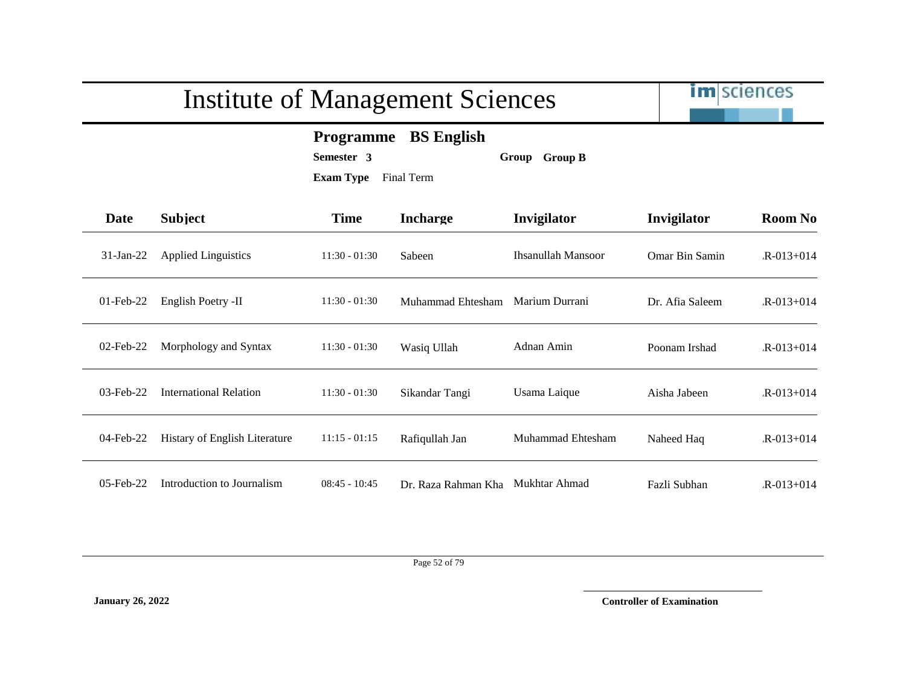# Institute of Management Sciences

**Programme** **BS English**

**Semester** **3** **Group** **Group B**

**Exam Type** Final Term

| Date | Subject | Time | Incharge | Invigilator | Invigilator | Room No |
|---|---|---|---|---|---|---|
| 31-Jan-22 | Applied Linguistics | 11:30 - 01:30 | Sabeen | Ihsanullah Mansoor | Omar Bin Samin | .R-013+014 |
| 01-Feb-22 | English Poetry -II | 11:30 - 01:30 | Muhammad Ehtesham | Marium Durrani | Dr. Afia Saleem | .R-013+014 |
| 02-Feb-22 | Morphology and Syntax | 11:30 - 01:30 | Wasiq Ullah | Adnan Amin | Poonam Irshad | .R-013+014 |
| 03-Feb-22 | International Relation | 11:30 - 01:30 | Sikandar Tangi | Usama Laique | Aisha Jabeen | .R-013+014 |
| 04-Feb-22 | Histary of English Literature | 11:15 - 01:15 | Rafiqullah Jan | Muhammad Ehtesham | Naheed Haq | .R-013+014 |
| 05-Feb-22 | Introduction to Journalism | 08:45 - 10:45 | Dr. Raza Rahman Kha | Mukhtar Ahmad | Fazli Subhan | .R-013+014 |

**January 26, 2022**

**Controller of Examination**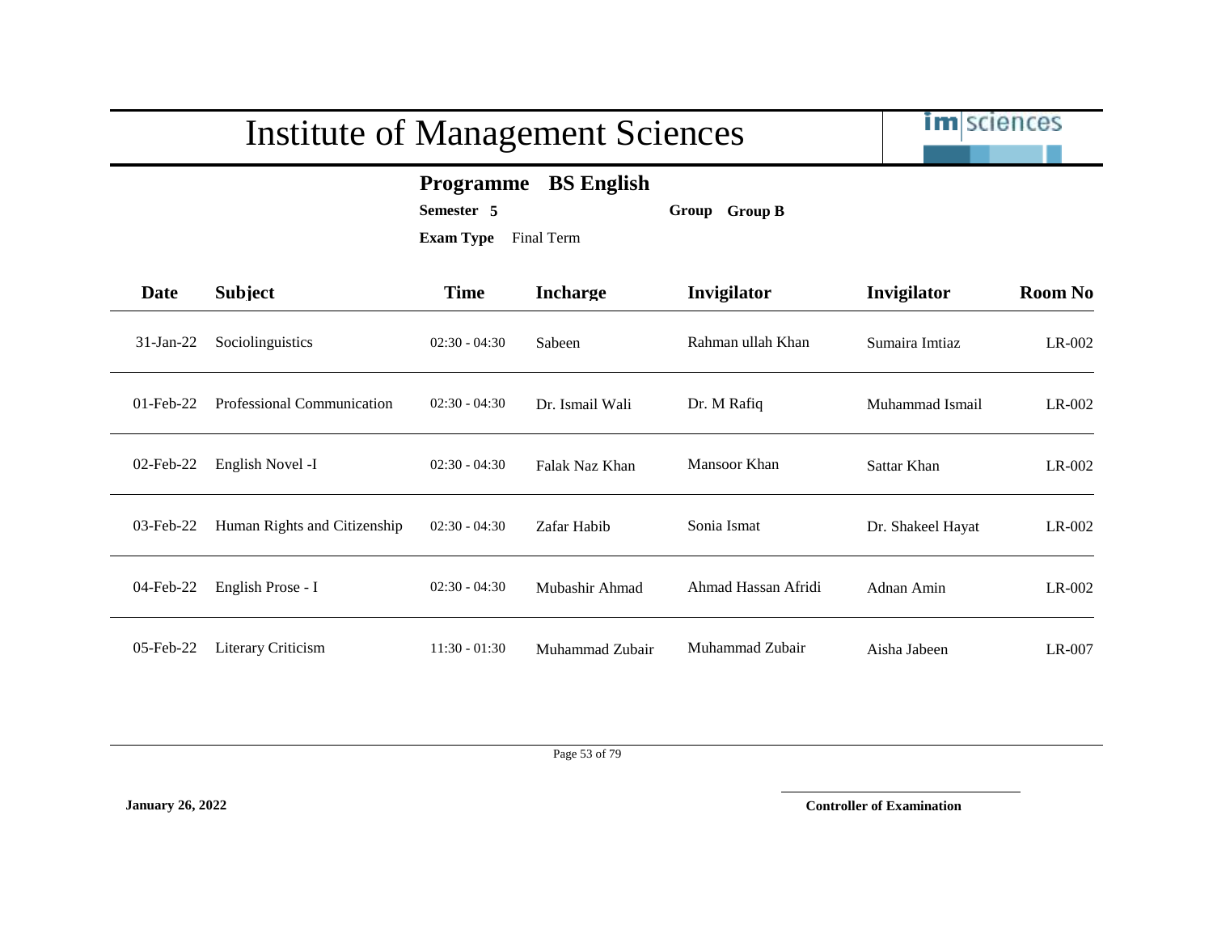# Institute of Management Sciences

**Programme** **BS English**

**Semester** **5** **Group** **Group B**

**Exam Type** Final Term

| Date | Subject | Time | Incharge | Invigilator | Invigilator | Room No |
|---|---|---|---|---|---|---|
| 31-Jan-22 | Sociolinguistics | 02:30 - 04:30 | Sabeen | Rahman ullah Khan | Sumaira Imtiaz | LR-002 |
| 01-Feb-22 | Professional Communication | 02:30 - 04:30 | Dr. Ismail Wali | Dr. M Rafiq | Muhammad Ismail | LR-002 |
| 02-Feb-22 | English Novel -I | 02:30 - 04:30 | Falak Naz Khan | Mansoor Khan | Sattar Khan | LR-002 |
| 03-Feb-22 | Human Rights and Citizenship | 02:30 - 04:30 | Zafar Habib | Sonia Ismat | Dr. Shakeel Hayat | LR-002 |
| 04-Feb-22 | English Prose - I | 02:30 - 04:30 | Mubashir Ahmad | Ahmad Hassan Afridi | Adnan Amin | LR-002 |
| 05-Feb-22 | Literary Criticism | 11:30 - 01:30 | Muhammad Zubair | Muhammad Zubair | Aisha Jabeen | LR-007 |

**January 26, 2022**

**Controller of Examination**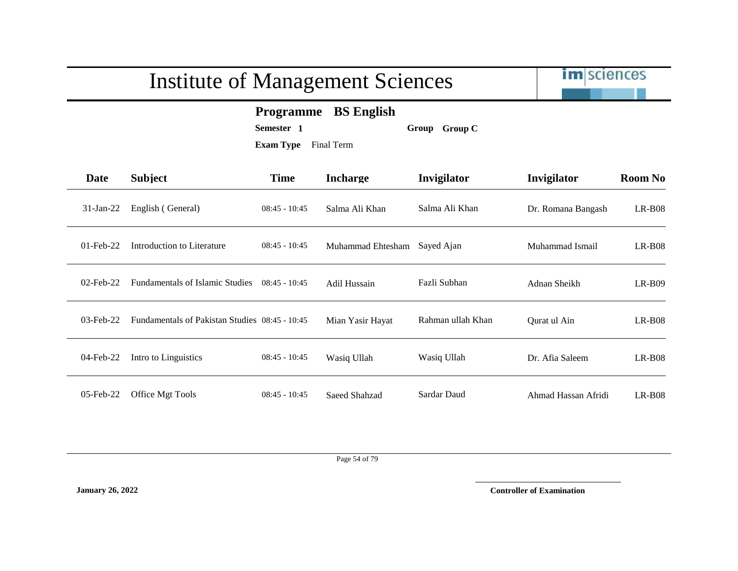# Institute of Management Sciences

**Programme** **BS English**

**Semester** **1** **Group** **Group C**

**Exam Type** Final Term

| Date | Subject | Time | Incharge | Invigilator | Invigilator | Room No |
|---|---|---|---|---|---|---|
| 31-Jan-22 | English ( General) | 08:45 - 10:45 | Salma Ali Khan | Salma Ali Khan | Dr. Romana Bangash | LR-B08 |
| 01-Feb-22 | Introduction to Literature | 08:45 - 10:45 | Muhammad Ehtesham | Sayed Ajan | Muhammad Ismail | LR-B08 |
| 02-Feb-22 | Fundamentals of Islamic Studies | 08:45 - 10:45 | Adil Hussain | Fazli Subhan | Adnan Sheikh | LR-B09 |
| 03-Feb-22 | Fundamentals of Pakistan Studies | 08:45 - 10:45 | Mian Yasir Hayat | Rahman ullah Khan | Qurat ul Ain | LR-B08 |
| 04-Feb-22 | Intro to Linguistics | 08:45 - 10:45 | Wasiq Ullah | Wasiq Ullah | Dr. Afia Saleem | LR-B08 |
| 05-Feb-22 | Office Mgt Tools | 08:45 - 10:45 | Saeed Shahzad | Sardar Daud | Ahmad Hassan Afridi | LR-B08 |

**January 26, 2022**

**Controller of Examination**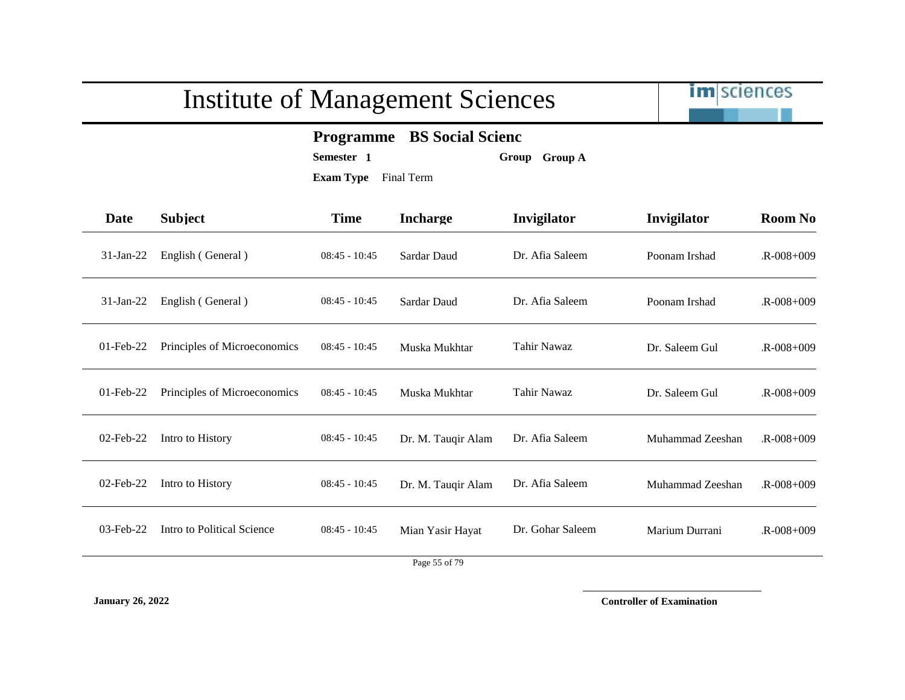# Institute of Management Sciences

**Programme** **BS Social Scienc**

**Semester** **1** **Group** **Group A**

**Exam Type** Final Term

| Date | Subject | Time | Incharge | Invigilator | Invigilator | Room No |
|---|---|---|---|---|---|---|
| 31-Jan-22 | English ( General ) | 08:45 - 10:45 | Sardar Daud | Dr. Afia Saleem | Poonam Irshad | .R-008+009 |
| 31-Jan-22 | English ( General ) | 08:45 - 10:45 | Sardar Daud | Dr. Afia Saleem | Poonam Irshad | .R-008+009 |
| 01-Feb-22 | Principles of Microeconomics | 08:45 - 10:45 | Muska Mukhtar | Tahir Nawaz | Dr. Saleem Gul | .R-008+009 |
| 01-Feb-22 | Principles of Microeconomics | 08:45 - 10:45 | Muska Mukhtar | Tahir Nawaz | Dr. Saleem Gul | .R-008+009 |
| 02-Feb-22 | Intro to History | 08:45 - 10:45 | Dr. M. Tauqir Alam | Dr. Afia Saleem | Muhammad Zeeshan | .R-008+009 |
| 02-Feb-22 | Intro to History | 08:45 - 10:45 | Dr. M. Tauqir Alam | Dr. Afia Saleem | Muhammad Zeeshan | .R-008+009 |
| 03-Feb-22 | Intro to Political Science | 08:45 - 10:45 | Mian Yasir Hayat | Dr. Gohar Saleem | Marium Durrani | .R-008+009 |

**January 26, 2022**

**Controller of Examination**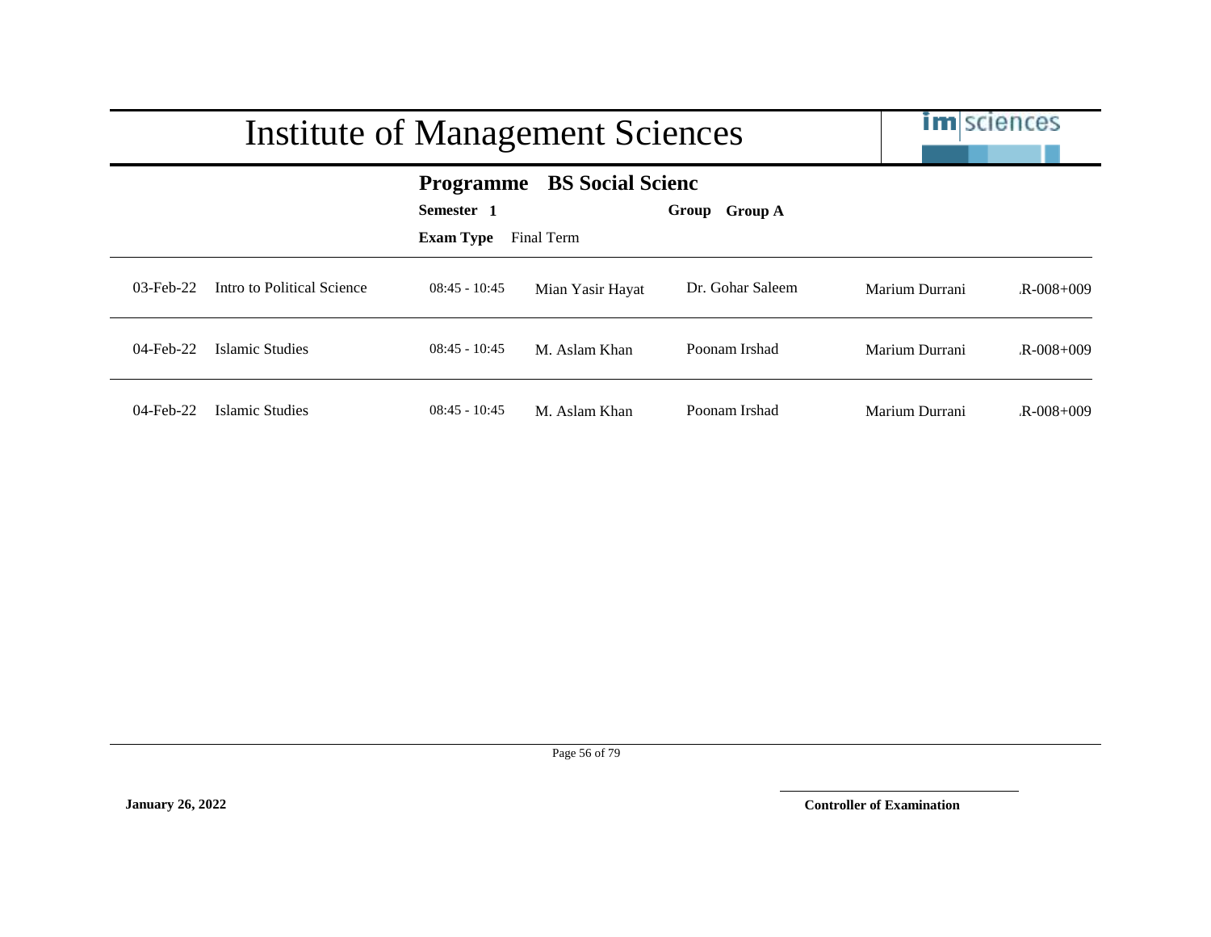# Institute of Management Sciences

**Programme** **BS Social Scienc**

**Semester** **1** **Group** **Group A**

**Exam Type** Final Term

| | | | | | | |
|---|---|---|---|---|---|---|
| 03-Feb-22 | Intro to Political Science | 08:45 - 10:45 | Mian Yasir Hayat | Dr. Gohar Saleem | Marium Durrani | .R-008+009 |
| 04-Feb-22 | Islamic Studies | 08:45 - 10:45 | M. Aslam Khan | Poonam Irshad | Marium Durrani | .R-008+009 |
| 04-Feb-22 | Islamic Studies | 08:45 - 10:45 | M. Aslam Khan | Poonam Irshad | Marium Durrani | .R-008+009 |

**January 26, 2022**

**Controller of Examination**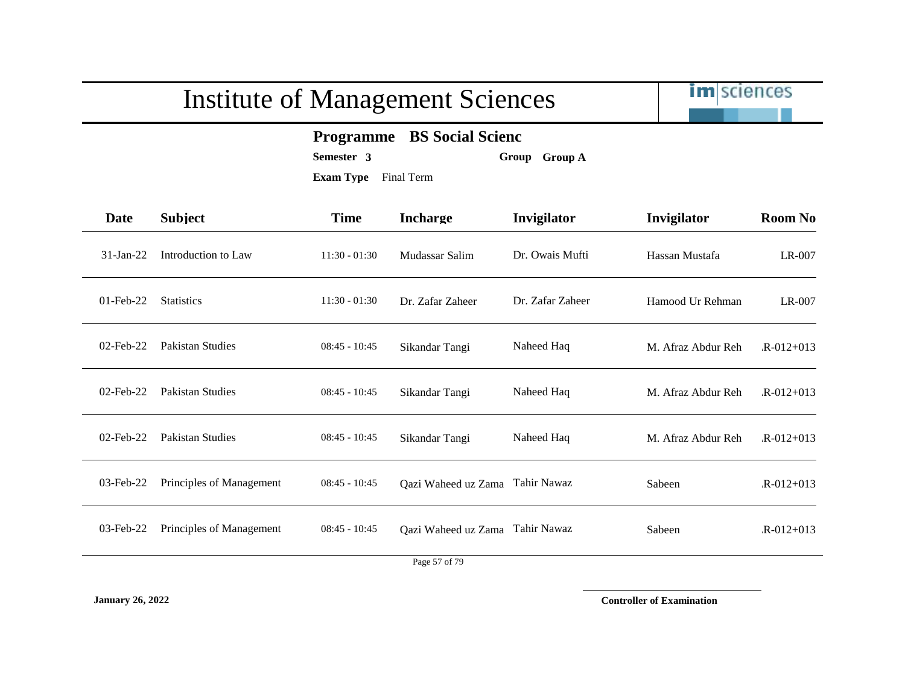# Institute of Management Sciences

**Programme** **BS Social Scienc**

**Semester** **3** **Group** **Group A**

**Exam Type** Final Term

| Date | Subject | Time | Incharge | Invigilator | Invigilator | Room No |
|---|---|---|---|---|---|---|
| 31-Jan-22 | Introduction to Law | 11:30 - 01:30 | Mudassar Salim | Dr. Owais Mufti | Hassan Mustafa | LR-007 |
| 01-Feb-22 | Statistics | 11:30 - 01:30 | Dr. Zafar Zaheer | Dr. Zafar Zaheer | Hamood Ur Rehman | LR-007 |
| 02-Feb-22 | Pakistan Studies | 08:45 - 10:45 | Sikandar Tangi | Naheed Haq | M. Afraz Abdur Reh | .R-012+013 |
| 02-Feb-22 | Pakistan Studies | 08:45 - 10:45 | Sikandar Tangi | Naheed Haq | M. Afraz Abdur Reh | .R-012+013 |
| 02-Feb-22 | Pakistan Studies | 08:45 - 10:45 | Sikandar Tangi | Naheed Haq | M. Afraz Abdur Reh | .R-012+013 |
| 03-Feb-22 | Principles of Management | 08:45 - 10:45 | Qazi Waheed uz Zama | Tahir Nawaz | Sabeen | .R-012+013 |
| 03-Feb-22 | Principles of Management | 08:45 - 10:45 | Qazi Waheed uz Zama | Tahir Nawaz | Sabeen | .R-012+013 |

**January 26, 2022**

**Controller of Examination**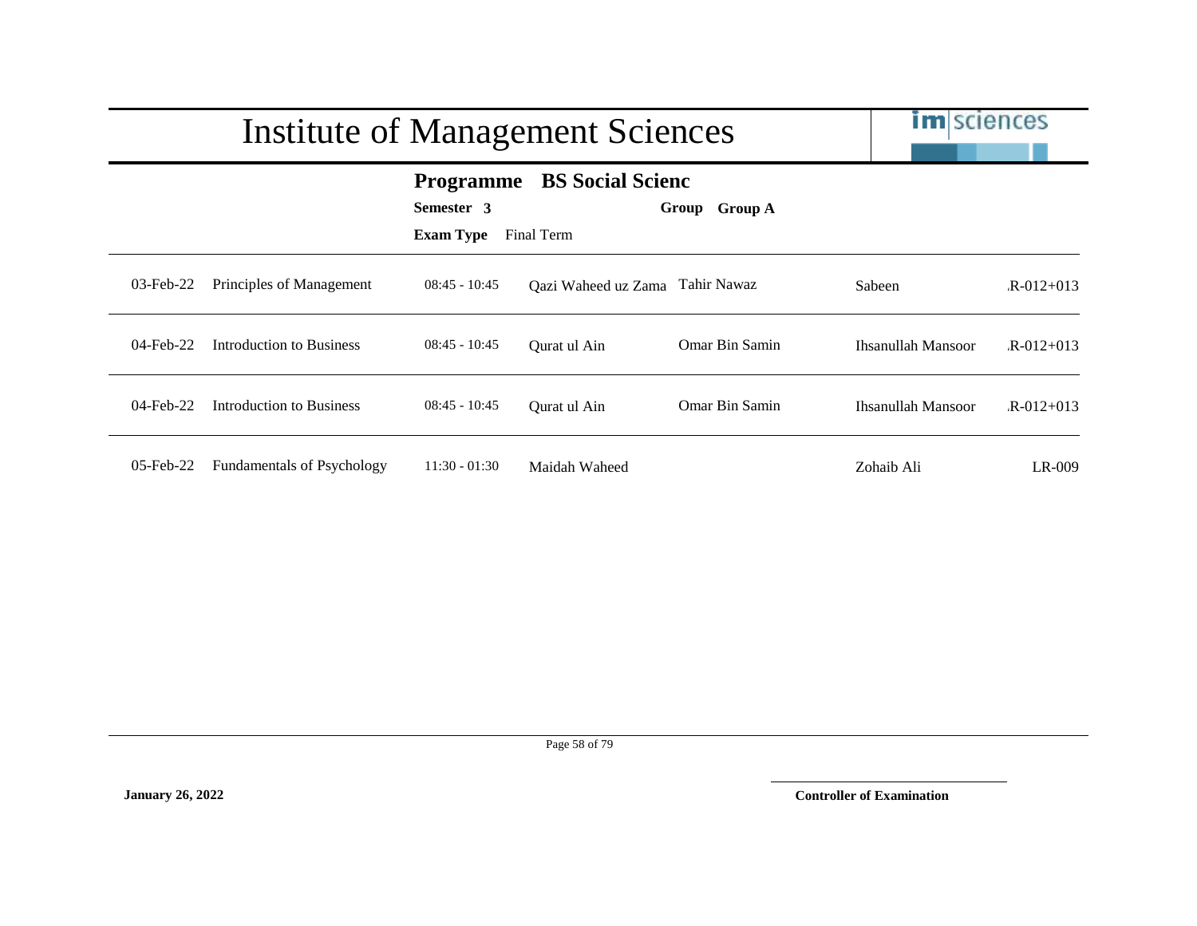# Institute of Management Sciences

**Programme** **BS Social Scienc**

**Semester** **3** **Group** **Group A**

**Exam Type** Final Term

| Date | Course | Time | Teacher | Invigilator | Invigilator | Room |
|---|---|---|---|---|---|---|
| 03-Feb-22 | Principles of Management | 08:45 - 10:45 | Qazi Waheed uz Zama | Tahir Nawaz | Sabeen | .R-012+013 |
| 04-Feb-22 | Introduction to Business | 08:45 - 10:45 | Qurat ul Ain | Omar Bin Samin | Ihsanullah Mansoor | .R-012+013 |
| 04-Feb-22 | Introduction to Business | 08:45 - 10:45 | Qurat ul Ain | Omar Bin Samin | Ihsanullah Mansoor | .R-012+013 |
| 05-Feb-22 | Fundamentals of Psychology | 11:30 - 01:30 | Maidah Waheed | | Zohaib Ali | LR-009 |

**January 26, 2022**

**Controller of Examination**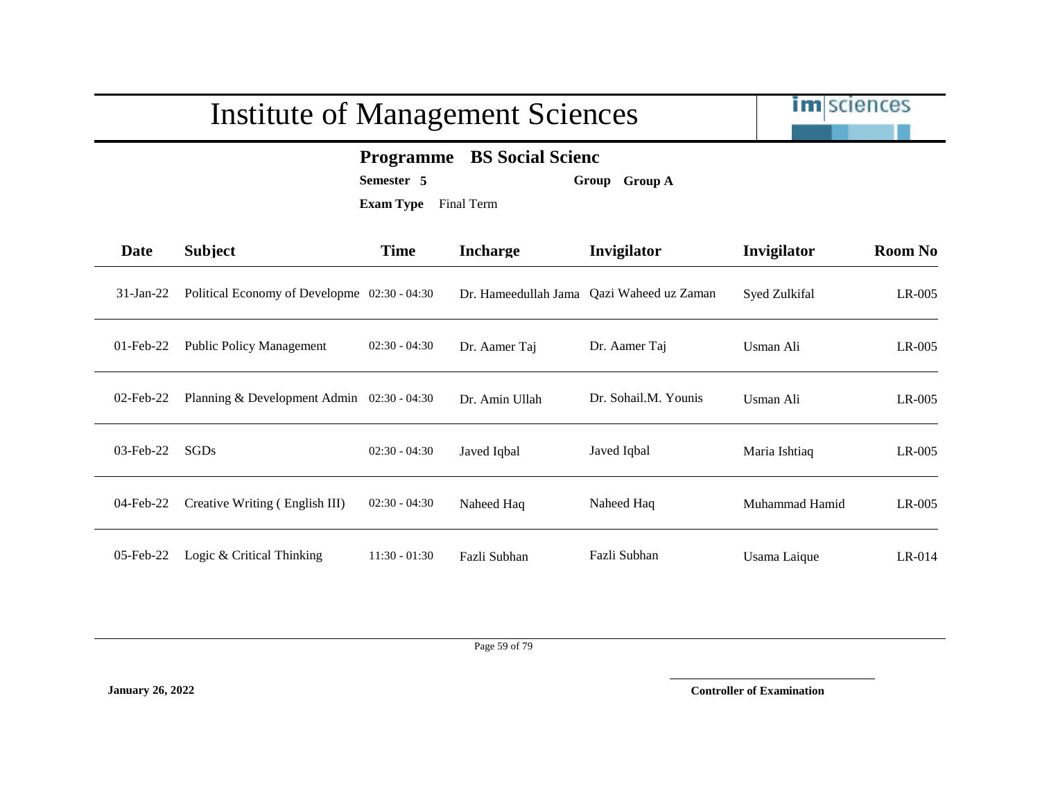# Institute of Management Sciences

**Programme** **BS Social Scienc**

**Semester** **5** **Group** **Group A**

**Exam Type** Final Term

| Date | Subject | Time | Incharge | Invigilator | Invigilator | Room No |
|---|---|---|---|---|---|---|
| 31-Jan-22 | Political Economy of Developme | 02:30 - 04:30 | Dr. Hameedullah Jama | Qazi Waheed uz Zaman | Syed Zulkifal | LR-005 |
| 01-Feb-22 | Public Policy Management | 02:30 - 04:30 | Dr. Aamer Taj | Dr. Aamer Taj | Usman Ali | LR-005 |
| 02-Feb-22 | Planning & Development Admin | 02:30 - 04:30 | Dr. Amin Ullah | Dr. Sohail.M. Younis | Usman Ali | LR-005 |
| 03-Feb-22 | SGDs | 02:30 - 04:30 | Javed Iqbal | Javed Iqbal | Maria Ishtiaq | LR-005 |
| 04-Feb-22 | Creative Writing ( English III) | 02:30 - 04:30 | Naheed Haq | Naheed Haq | Muhammad Hamid | LR-005 |
| 05-Feb-22 | Logic & Critical Thinking | 11:30 - 01:30 | Fazli Subhan | Fazli Subhan | Usama Laique | LR-014 |

**January 26, 2022**

**Controller of Examination**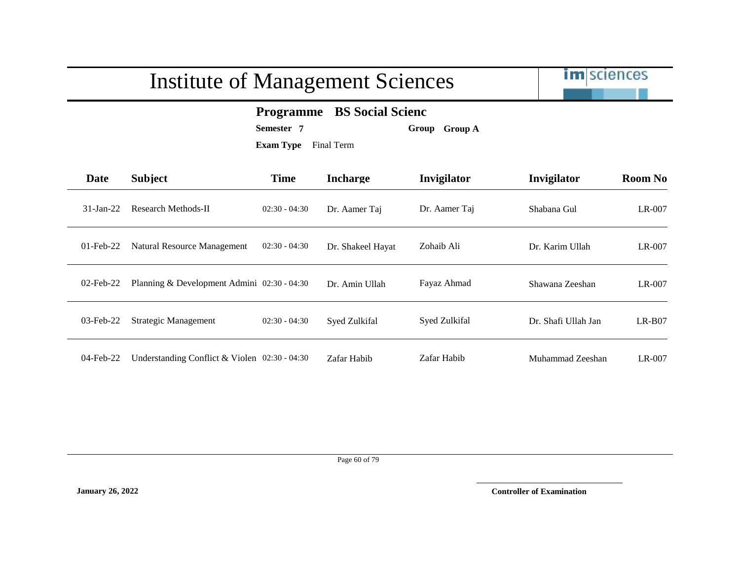# Institute of Management Sciences

**Programme** **BS Social Scienc**

**Semester** **7** **Group** **Group A**

**Exam Type** Final Term

| Date | Subject | Time | Incharge | Invigilator | Invigilator | Room No |
|---|---|---|---|---|---|---|
| 31-Jan-22 | Research Methods-II | 02:30 - 04:30 | Dr. Aamer Taj | Dr. Aamer Taj | Shabana Gul | LR-007 |
| 01-Feb-22 | Natural Resource Management | 02:30 - 04:30 | Dr. Shakeel Hayat | Zohaib Ali | Dr. Karim Ullah | LR-007 |
| 02-Feb-22 | Planning & Development Admini | 02:30 - 04:30 | Dr. Amin Ullah | Fayaz Ahmad | Shawana Zeeshan | LR-007 |
| 03-Feb-22 | Strategic Management | 02:30 - 04:30 | Syed Zulkifal | Syed Zulkifal | Dr. Shafi Ullah Jan | LR-B07 |
| 04-Feb-22 | Understanding Conflict & Violen | 02:30 - 04:30 | Zafar Habib | Zafar Habib | Muhammad Zeeshan | LR-007 |

**January 26, 2022**

**Controller of Examination**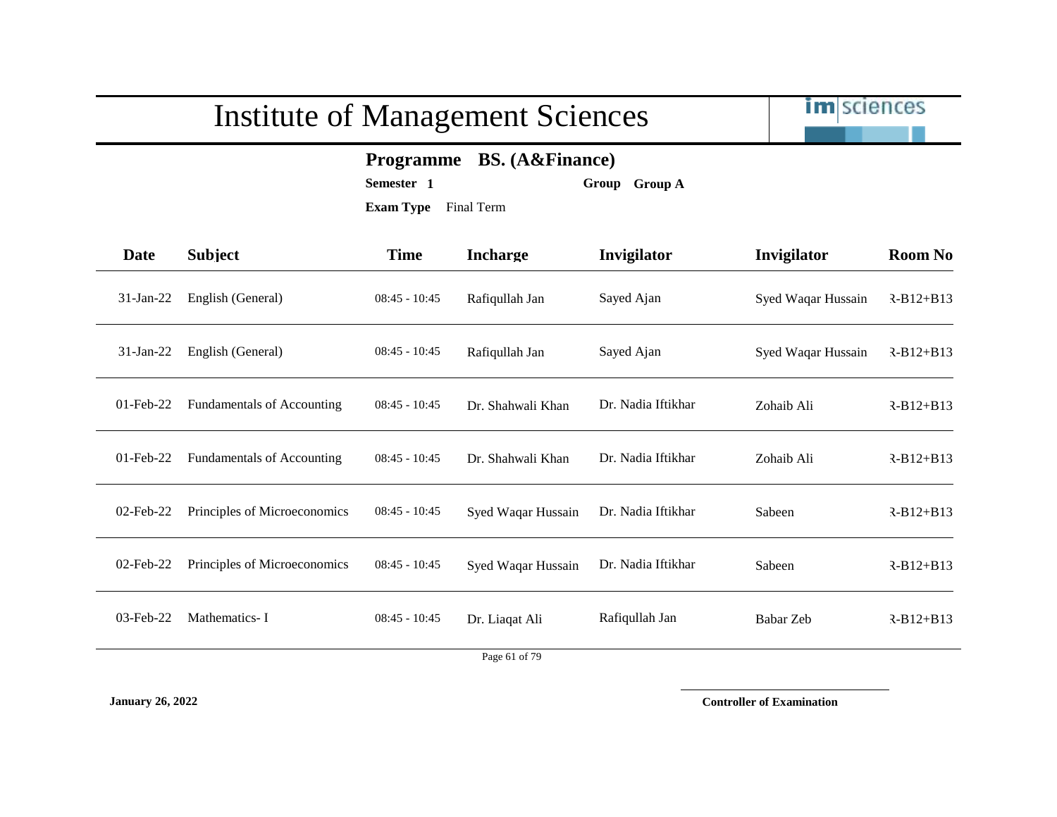# Institute of Management Sciences

**Programme** **BS. (A&Finance)**

**Semester** **1** **Group** **Group A**

**Exam Type** Final Term

| Date | Subject | Time | Incharge | Invigilator | Invigilator | Room No |
|---|---|---|---|---|---|---|
| 31-Jan-22 | English (General) | 08:45 - 10:45 | Rafiqullah Jan | Sayed Ajan | Syed Waqar Hussain | R-B12+B13 |
| 31-Jan-22 | English (General) | 08:45 - 10:45 | Rafiqullah Jan | Sayed Ajan | Syed Waqar Hussain | R-B12+B13 |
| 01-Feb-22 | Fundamentals of Accounting | 08:45 - 10:45 | Dr. Shahwali Khan | Dr. Nadia Iftikhar | Zohaib Ali | R-B12+B13 |
| 01-Feb-22 | Fundamentals of Accounting | 08:45 - 10:45 | Dr. Shahwali Khan | Dr. Nadia Iftikhar | Zohaib Ali | R-B12+B13 |
| 02-Feb-22 | Principles of Microeconomics | 08:45 - 10:45 | Syed Waqar Hussain | Dr. Nadia Iftikhar | Sabeen | R-B12+B13 |
| 02-Feb-22 | Principles of Microeconomics | 08:45 - 10:45 | Syed Waqar Hussain | Dr. Nadia Iftikhar | Sabeen | R-B12+B13 |
| 03-Feb-22 | Mathematics- I | 08:45 - 10:45 | Dr. Liaqat Ali | Rafiqullah Jan | Babar Zeb | R-B12+B13 |

**January 26, 2022**

**Controller of Examination**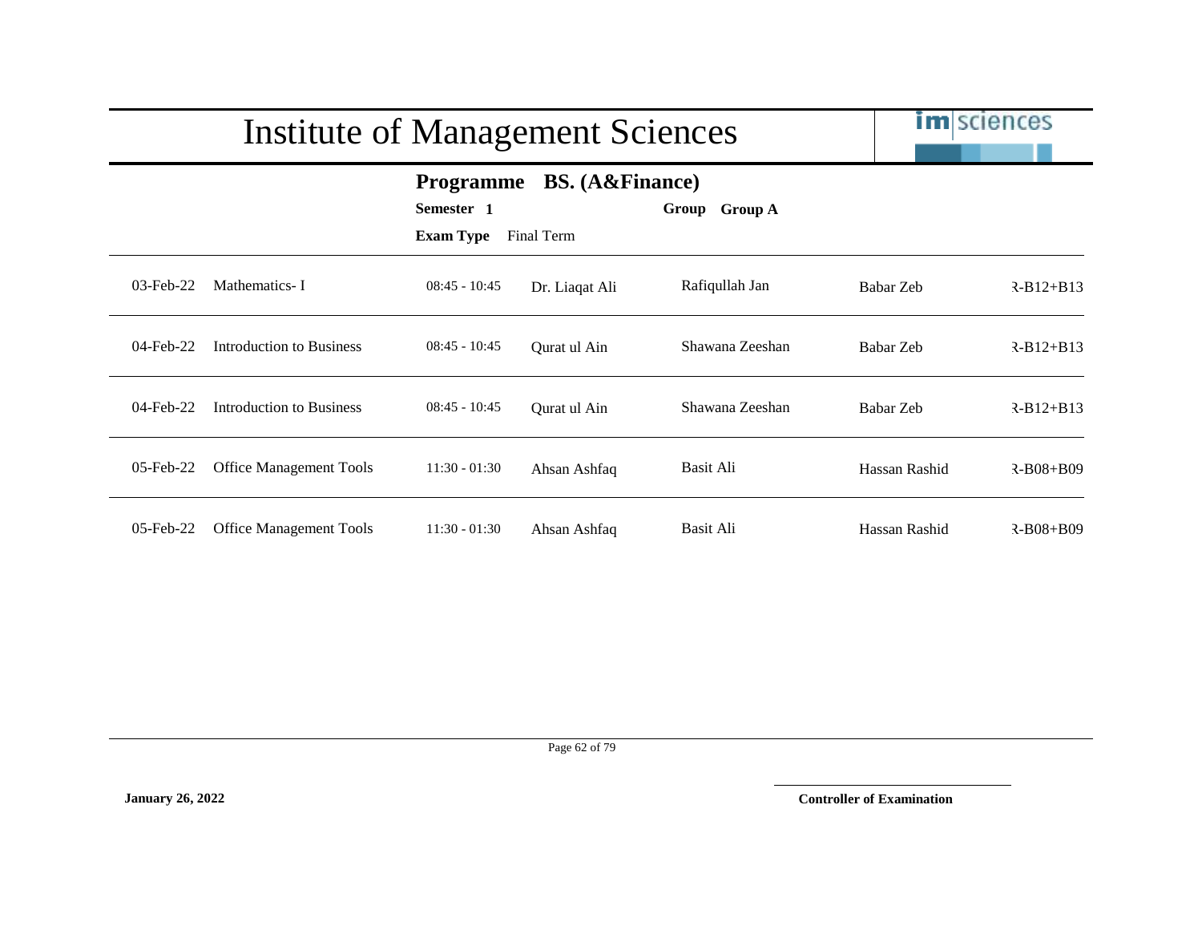# Institute of Management Sciences

**Programme BS. (A&Finance)**

**Semester 1** **Group Group A**

**Exam Type** Final Term

| | | | | | | |
|---|---|---|---|---|---|---|
| 03-Feb-22 | Mathematics- I | 08:45 - 10:45 | Dr. Liaqat Ali | Rafiqullah Jan | Babar Zeb | R-B12+B13 |
| 04-Feb-22 | Introduction to Business | 08:45 - 10:45 | Qurat ul Ain | Shawana Zeeshan | Babar Zeb | R-B12+B13 |
| 04-Feb-22 | Introduction to Business | 08:45 - 10:45 | Qurat ul Ain | Shawana Zeeshan | Babar Zeb | R-B12+B13 |
| 05-Feb-22 | Office Management Tools | 11:30 - 01:30 | Ahsan Ashfaq | Basit Ali | Hassan Rashid | R-B08+B09 |
| 05-Feb-22 | Office Management Tools | 11:30 - 01:30 | Ahsan Ashfaq | Basit Ali | Hassan Rashid | R-B08+B09 |

**January 26, 2022**

**Controller of Examination**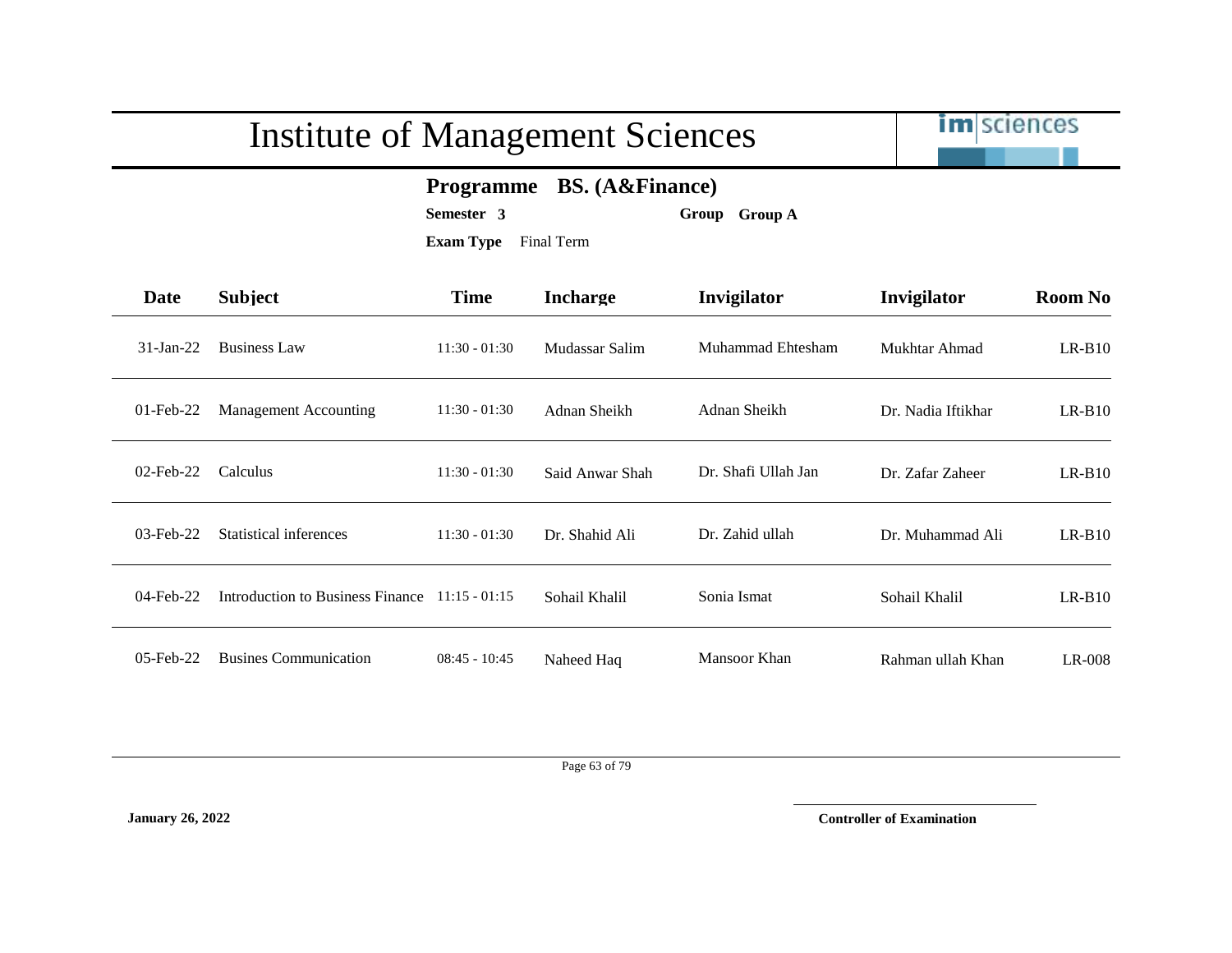# Institute of Management Sciences

**Programme** **BS. (A&Finance)**

**Semester** **3** **Group** **Group A**

**Exam Type** Final Term

| Date | Subject | Time | Incharge | Invigilator | Invigilator | Room No |
|---|---|---|---|---|---|---|
| 31-Jan-22 | Business Law | 11:30 - 01:30 | Mudassar Salim | Muhammad Ehtesham | Mukhtar Ahmad | LR-B10 |
| 01-Feb-22 | Management Accounting | 11:30 - 01:30 | Adnan Sheikh | Adnan Sheikh | Dr. Nadia Iftikhar | LR-B10 |
| 02-Feb-22 | Calculus | 11:30 - 01:30 | Said Anwar Shah | Dr. Shafi Ullah Jan | Dr. Zafar Zaheer | LR-B10 |
| 03-Feb-22 | Statistical inferences | 11:30 - 01:30 | Dr. Shahid Ali | Dr. Zahid ullah | Dr. Muhammad Ali | LR-B10 |
| 04-Feb-22 | Introduction to Business Finance | 11:15 - 01:15 | Sohail Khalil | Sonia Ismat | Sohail Khalil | LR-B10 |
| 05-Feb-22 | Busines Communication | 08:45 - 10:45 | Naheed Haq | Mansoor Khan | Rahman ullah Khan | LR-008 |

**January 26, 2022**

**Controller of Examination**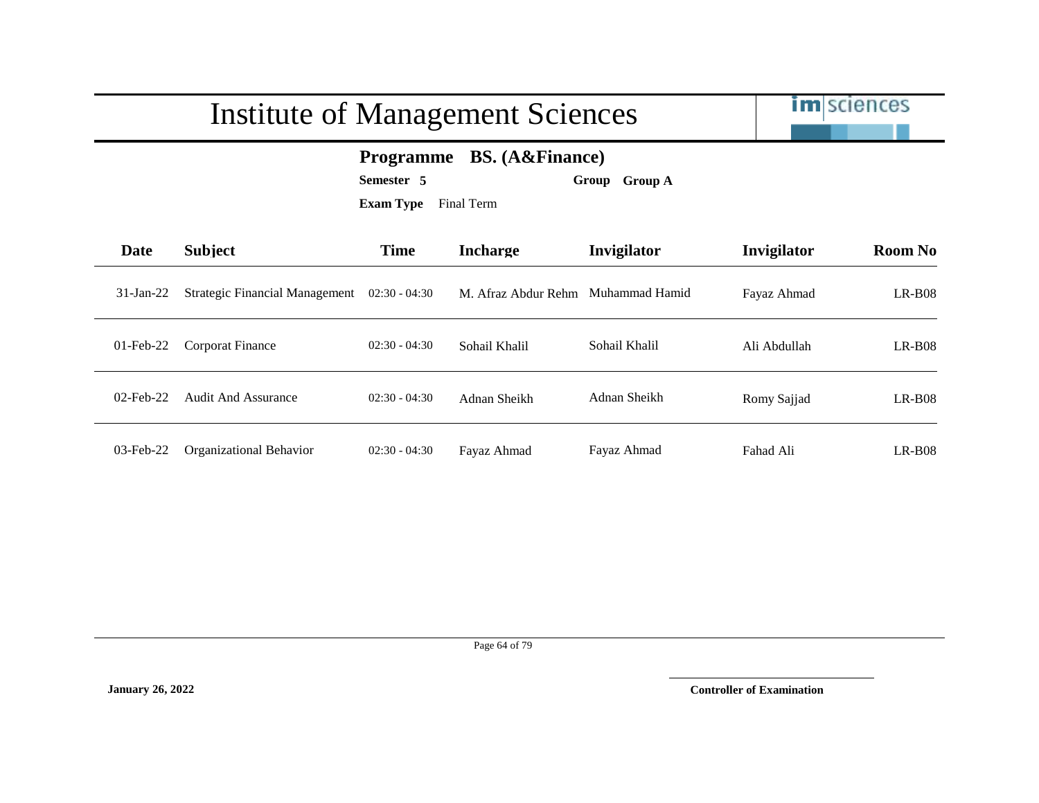# Institute of Management Sciences

**Programme BS. (A&Finance)**

**Semester 5** **Group Group A**

**Exam Type** Final Term

| Date | Subject | Time | Incharge | Invigilator | Invigilator | Room No |
|---|---|---|---|---|---|---|
| 31-Jan-22 | Strategic Financial Management | 02:30 - 04:30 | M. Afraz Abdur Rehm | Muhammad Hamid | Fayaz Ahmad | LR-B08 |
| 01-Feb-22 | Corporat Finance | 02:30 - 04:30 | Sohail Khalil | Sohail Khalil | Ali Abdullah | LR-B08 |
| 02-Feb-22 | Audit And Assurance | 02:30 - 04:30 | Adnan Sheikh | Adnan Sheikh | Romy Sajjad | LR-B08 |
| 03-Feb-22 | Organizational Behavior | 02:30 - 04:30 | Fayaz Ahmad | Fayaz Ahmad | Fahad Ali | LR-B08 |

**January 26, 2022**

**Controller of Examination**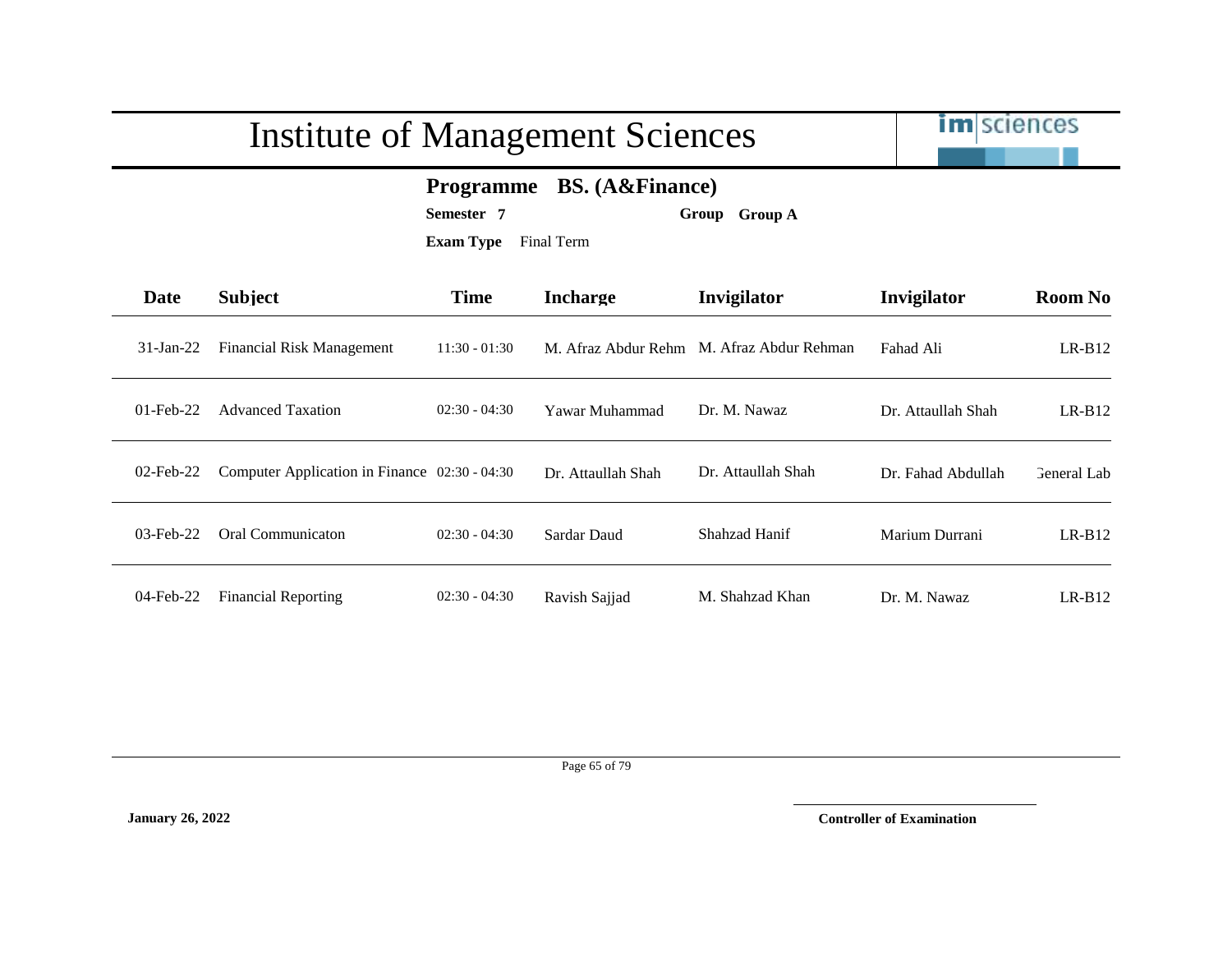# Institute of Management Sciences

**Programme** **BS. (A&Finance)**

**Semester** **7** **Group** **Group A**

**Exam Type** Final Term

| Date | Subject | Time | Incharge | Invigilator | Invigilator | Room No |
|---|---|---|---|---|---|---|
| 31-Jan-22 | Financial Risk Management | 11:30 - 01:30 | M. Afraz Abdur Rehm | M. Afraz Abdur Rehman | Fahad Ali | LR-B12 |
| 01-Feb-22 | Advanced Taxation | 02:30 - 04:30 | Yawar Muhammad | Dr. M. Nawaz | Dr. Attaullah Shah | LR-B12 |
| 02-Feb-22 | Computer Application in Finance | 02:30 - 04:30 | Dr. Attaullah Shah | Dr. Attaullah Shah | Dr. Fahad Abdullah | General Lab |
| 03-Feb-22 | Oral Communicaton | 02:30 - 04:30 | Sardar Daud | Shahzad Hanif | Marium Durrani | LR-B12 |
| 04-Feb-22 | Financial Reporting | 02:30 - 04:30 | Ravish Sajjad | M. Shahzad Khan | Dr. M. Nawaz | LR-B12 |

**January 26, 2022**

**Controller of Examination**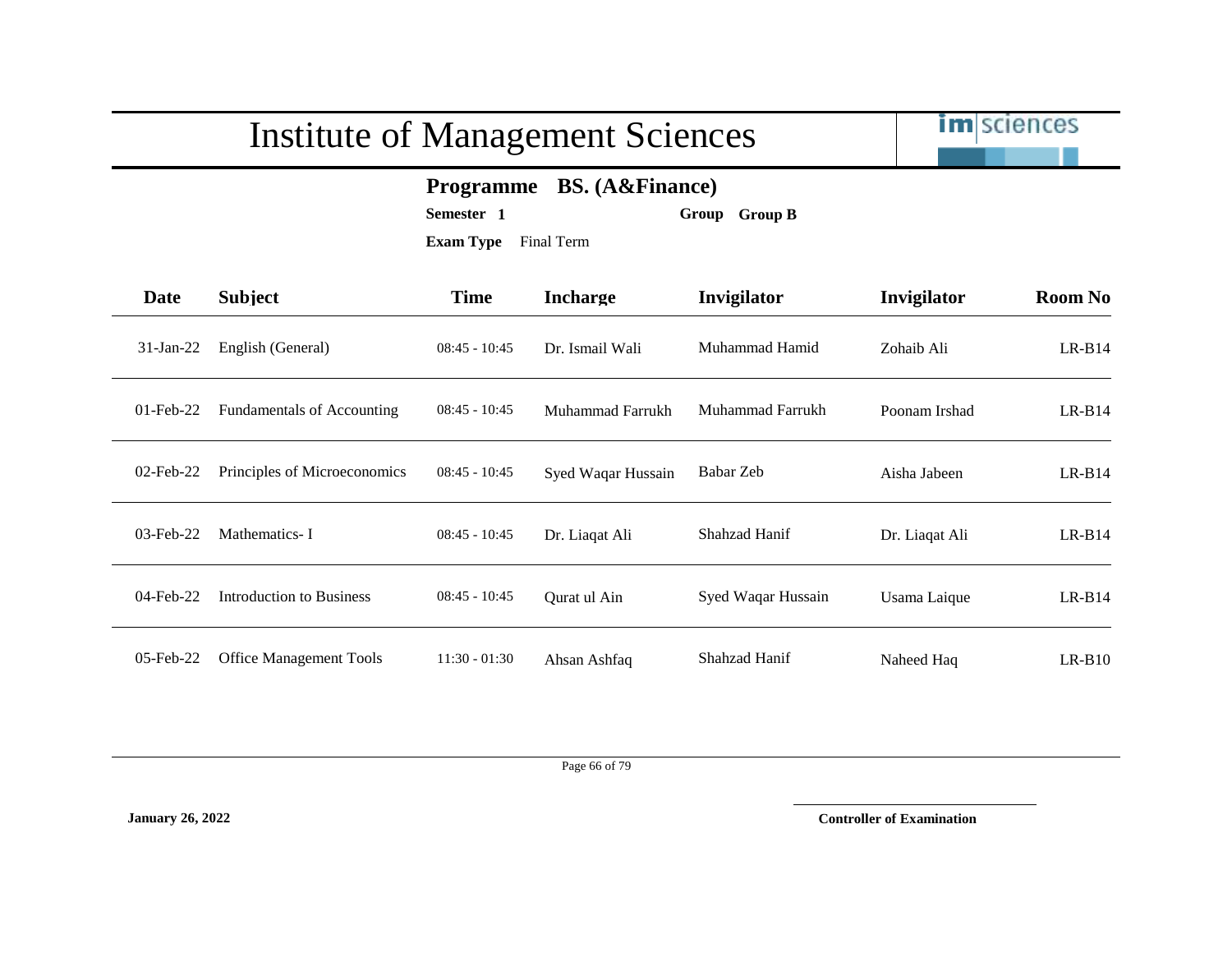# Institute of Management Sciences

**Programme** **BS. (A&Finance)**

**Semester** **1** **Group** **Group B**

**Exam Type** Final Term

| Date | Subject | Time | Incharge | Invigilator | Invigilator | Room No |
|---|---|---|---|---|---|---|
| 31-Jan-22 | English (General) | 08:45 - 10:45 | Dr. Ismail Wali | Muhammad Hamid | Zohaib Ali | LR-B14 |
| 01-Feb-22 | Fundamentals of Accounting | 08:45 - 10:45 | Muhammad Farrukh | Muhammad Farrukh | Poonam Irshad | LR-B14 |
| 02-Feb-22 | Principles of Microeconomics | 08:45 - 10:45 | Syed Waqar Hussain | Babar Zeb | Aisha Jabeen | LR-B14 |
| 03-Feb-22 | Mathematics- I | 08:45 - 10:45 | Dr. Liaqat Ali | Shahzad Hanif | Dr. Liaqat Ali | LR-B14 |
| 04-Feb-22 | Introduction to Business | 08:45 - 10:45 | Qurat ul Ain | Syed Waqar Hussain | Usama Laique | LR-B14 |
| 05-Feb-22 | Office Management Tools | 11:30 - 01:30 | Ahsan Ashfaq | Shahzad Hanif | Naheed Haq | LR-B10 |

**January 26, 2022**

**Controller of Examination**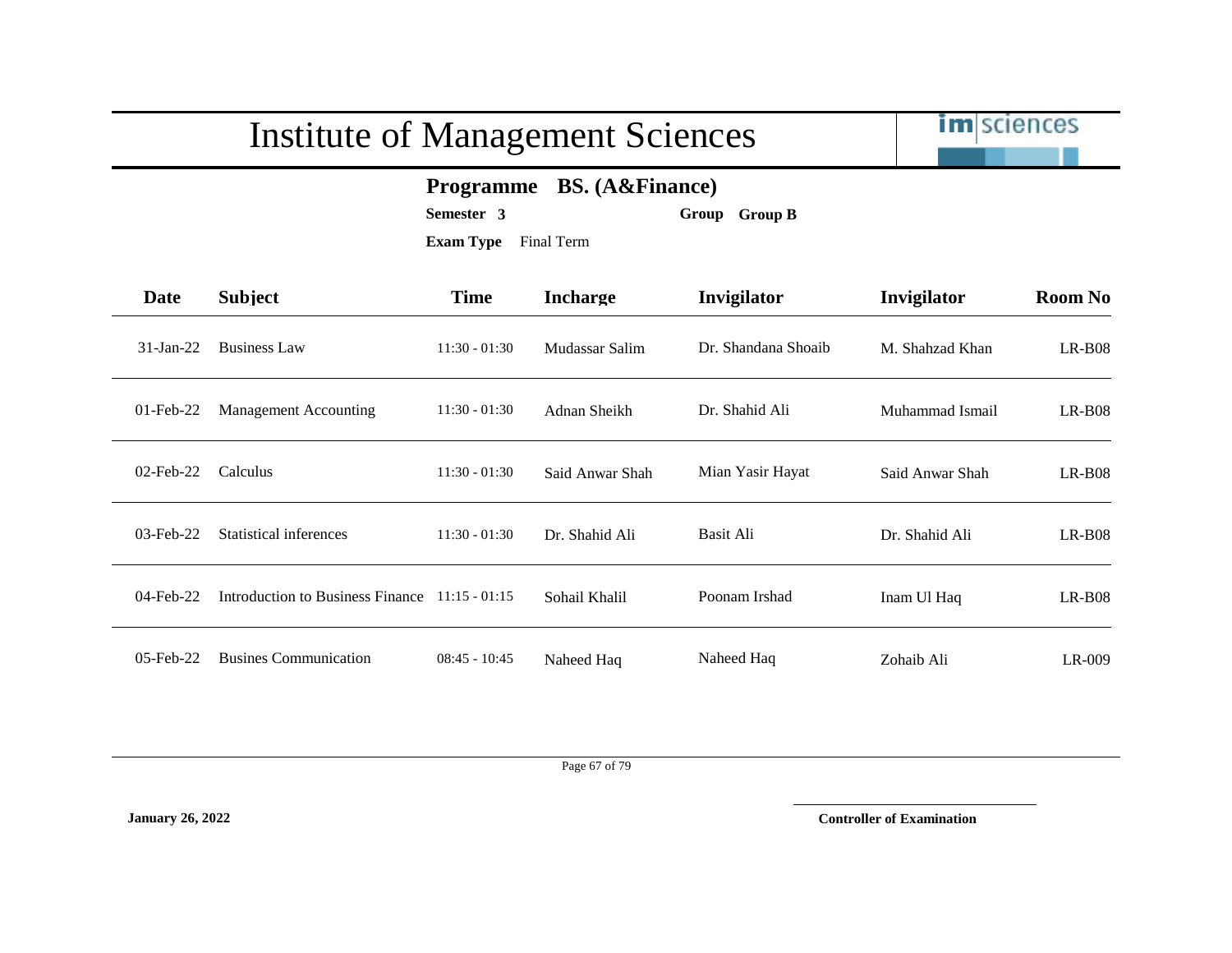# Institute of Management Sciences

**Programme BS. (A&Finance)**

**Semester 3** **Group Group B**

**Exam Type** Final Term

| Date | Subject | Time | Incharge | Invigilator | Invigilator | Room No |
|---|---|---|---|---|---|---|
| 31-Jan-22 | Business Law | 11:30 - 01:30 | Mudassar Salim | Dr. Shandana Shoaib | M. Shahzad Khan | LR-B08 |
| 01-Feb-22 | Management Accounting | 11:30 - 01:30 | Adnan Sheikh | Dr. Shahid Ali | Muhammad Ismail | LR-B08 |
| 02-Feb-22 | Calculus | 11:30 - 01:30 | Said Anwar Shah | Mian Yasir Hayat | Said Anwar Shah | LR-B08 |
| 03-Feb-22 | Statistical inferences | 11:30 - 01:30 | Dr. Shahid Ali | Basit Ali | Dr. Shahid Ali | LR-B08 |
| 04-Feb-22 | Introduction to Business Finance | 11:15 - 01:15 | Sohail Khalil | Poonam Irshad | Inam Ul Haq | LR-B08 |
| 05-Feb-22 | Busines Communication | 08:45 - 10:45 | Naheed Haq | Naheed Haq | Zohaib Ali | LR-009 |

**January 26, 2022**

**Controller of Examination**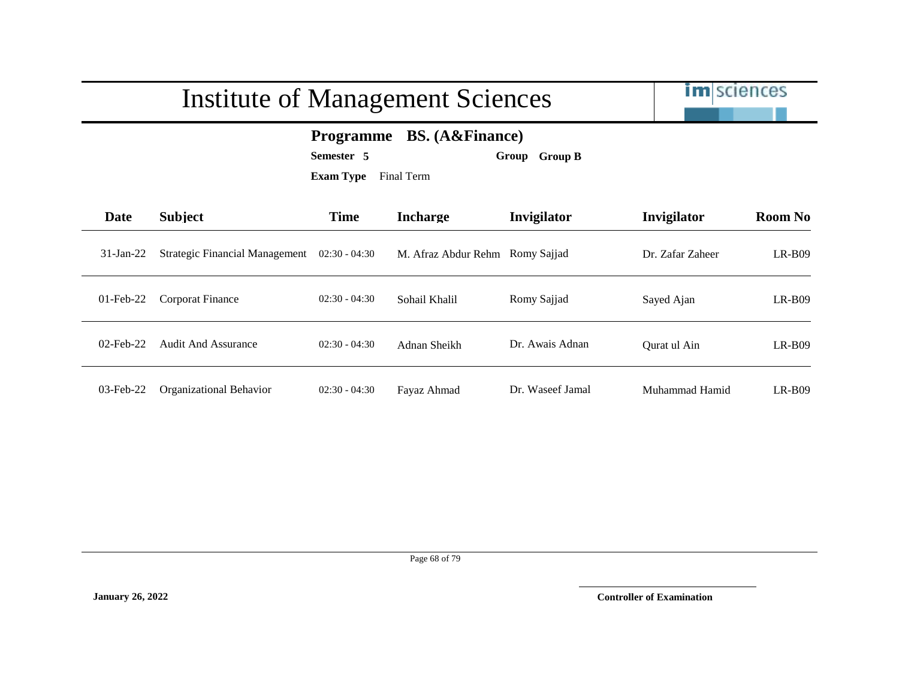# Institute of Management Sciences

**Programme BS. (A&Finance)**

**Semester 5** **Group Group B**

**Exam Type** Final Term

| Date | Subject | Time | Incharge | Invigilator | Invigilator | Room No |
|---|---|---|---|---|---|---|
| 31-Jan-22 | Strategic Financial Management | 02:30 - 04:30 | M. Afraz Abdur Rehm | Romy Sajjad | Dr. Zafar Zaheer | LR-B09 |
| 01-Feb-22 | Corporat Finance | 02:30 - 04:30 | Sohail Khalil | Romy Sajjad | Sayed Ajan | LR-B09 |
| 02-Feb-22 | Audit And Assurance | 02:30 - 04:30 | Adnan Sheikh | Dr. Awais Adnan | Qurat ul Ain | LR-B09 |
| 03-Feb-22 | Organizational Behavior | 02:30 - 04:30 | Fayaz Ahmad | Dr. Waseef Jamal | Muhammad Hamid | LR-B09 |

**January 26, 2022**

**Controller of Examination**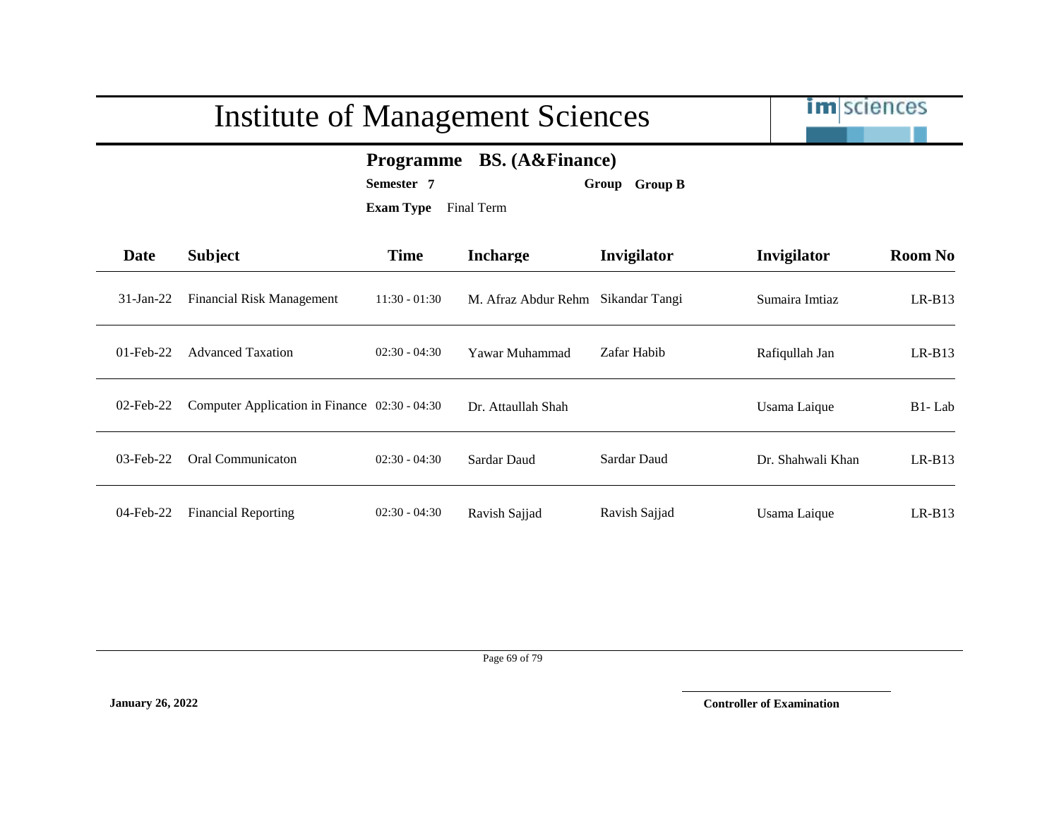# Institute of Management Sciences

**Programme BS. (A&Finance)**

**Semester 7** **Group Group B**

**Exam Type** Final Term

| Date | Subject | Time | Incharge | Invigilator | Invigilator | Room No |
|---|---|---|---|---|---|---|
| 31-Jan-22 | Financial Risk Management | 11:30 - 01:30 | M. Afraz Abdur Rehm | Sikandar Tangi | Sumaira Imtiaz | LR-B13 |
| 01-Feb-22 | Advanced Taxation | 02:30 - 04:30 | Yawar Muhammad | Zafar Habib | Rafiqullah Jan | LR-B13 |
| 02-Feb-22 | Computer Application in Finance | 02:30 - 04:30 | Dr. Attaullah Shah | | Usama Laique | B1- Lab |
| 03-Feb-22 | Oral Communicaton | 02:30 - 04:30 | Sardar Daud | Sardar Daud | Dr. Shahwali Khan | LR-B13 |
| 04-Feb-22 | Financial Reporting | 02:30 - 04:30 | Ravish Sajjad | Ravish Sajjad | Usama Laique | LR-B13 |

**January 26, 2022**

**Controller of Examination**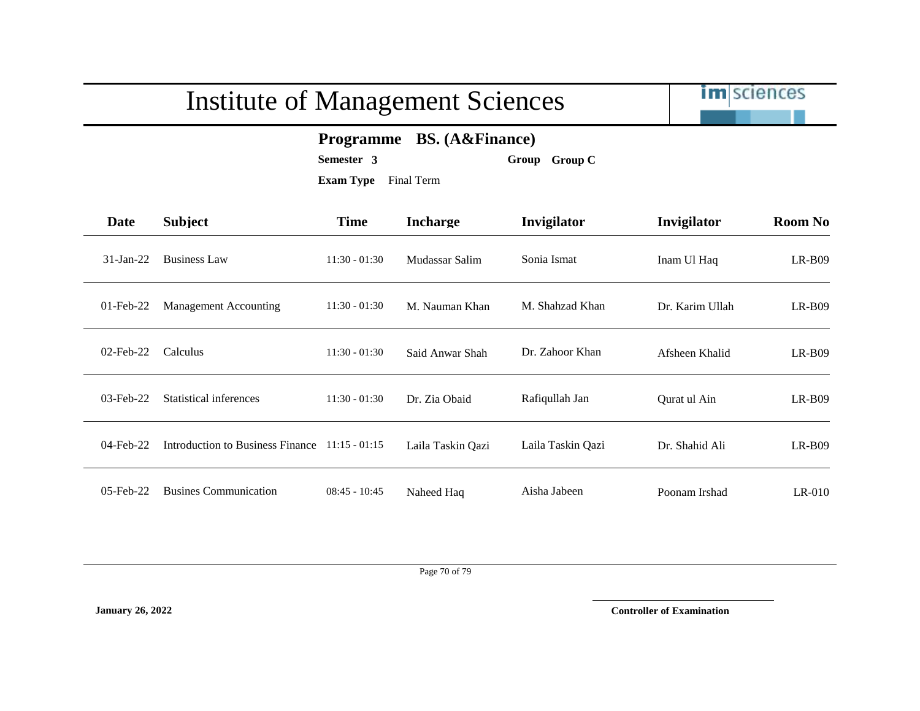# Institute of Management Sciences

**Programme BS. (A&Finance)**

**Semester 3** **Group Group C**

**Exam Type** Final Term

| Date | Subject | Time | Incharge | Invigilator | Invigilator | Room No |
|---|---|---|---|---|---|---|
| 31-Jan-22 | Business Law | 11:30 - 01:30 | Mudassar Salim | Sonia Ismat | Inam Ul Haq | LR-B09 |
| 01-Feb-22 | Management Accounting | 11:30 - 01:30 | M. Nauman Khan | M. Shahzad Khan | Dr. Karim Ullah | LR-B09 |
| 02-Feb-22 | Calculus | 11:30 - 01:30 | Said Anwar Shah | Dr. Zahoor Khan | Afsheen Khalid | LR-B09 |
| 03-Feb-22 | Statistical inferences | 11:30 - 01:30 | Dr. Zia Obaid | Rafiqullah Jan | Qurat ul Ain | LR-B09 |
| 04-Feb-22 | Introduction to Business Finance | 11:15 - 01:15 | Laila Taskin Qazi | Laila Taskin Qazi | Dr. Shahid Ali | LR-B09 |
| 05-Feb-22 | Busines Communication | 08:45 - 10:45 | Naheed Haq | Aisha Jabeen | Poonam Irshad | LR-010 |

**January 26, 2022**

**Controller of Examination**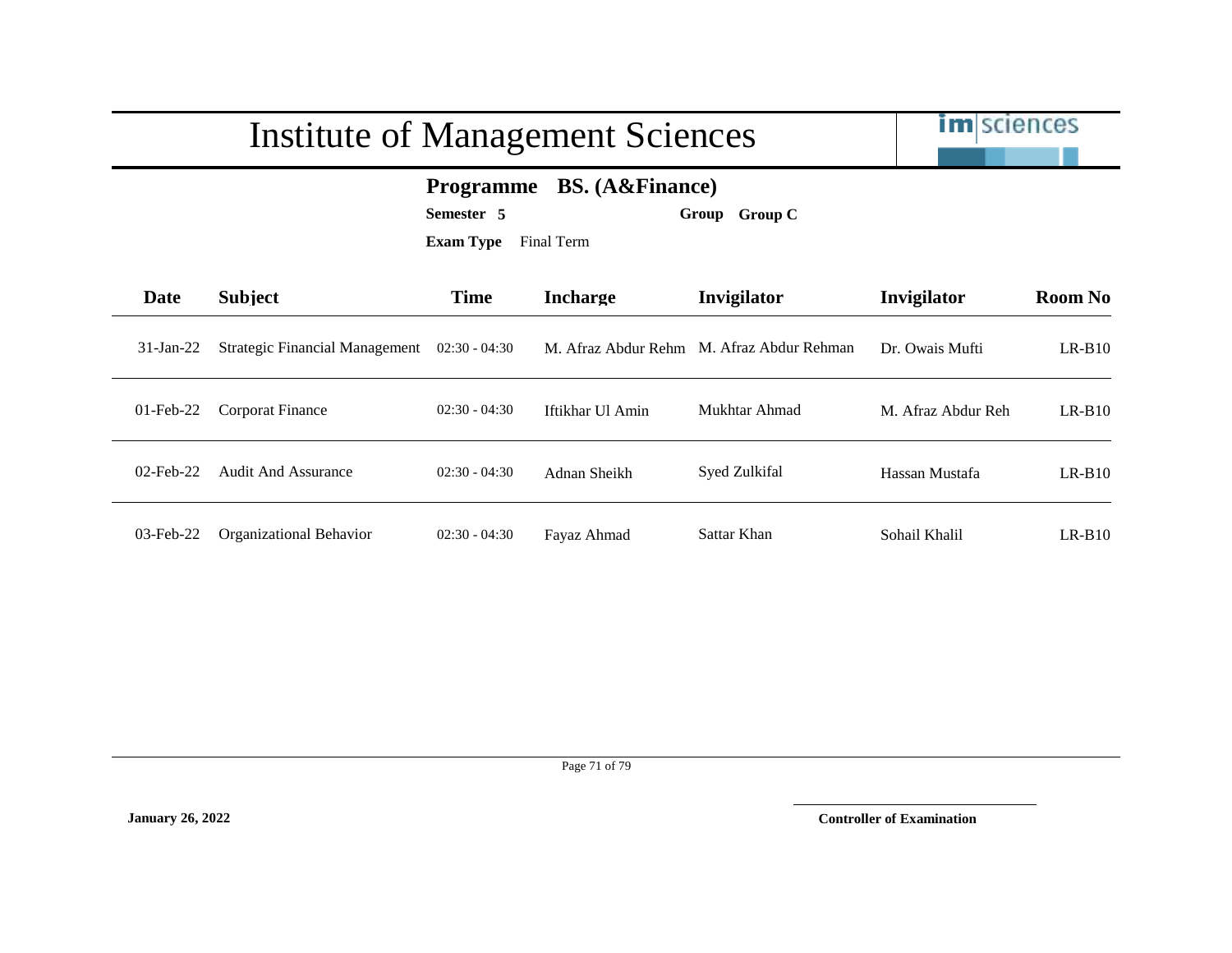# Institute of Management Sciences

**Programme BS. (A&Finance)**

**Semester 5** **Group Group C**

**Exam Type** Final Term

| Date | Subject | Time | Incharge | Invigilator | Invigilator | Room No |
|---|---|---|---|---|---|---|
| 31-Jan-22 | Strategic Financial Management | 02:30 - 04:30 | M. Afraz Abdur Rehm | M. Afraz Abdur Rehman | Dr. Owais Mufti | LR-B10 |
| 01-Feb-22 | Corporat Finance | 02:30 - 04:30 | Iftikhar Ul Amin | Mukhtar Ahmad | M. Afraz Abdur Reh | LR-B10 |
| 02-Feb-22 | Audit And Assurance | 02:30 - 04:30 | Adnan Sheikh | Syed Zulkifal | Hassan Mustafa | LR-B10 |
| 03-Feb-22 | Organizational Behavior | 02:30 - 04:30 | Fayaz Ahmad | Sattar Khan | Sohail Khalil | LR-B10 |

**January 26, 2022**

**Controller of Examination**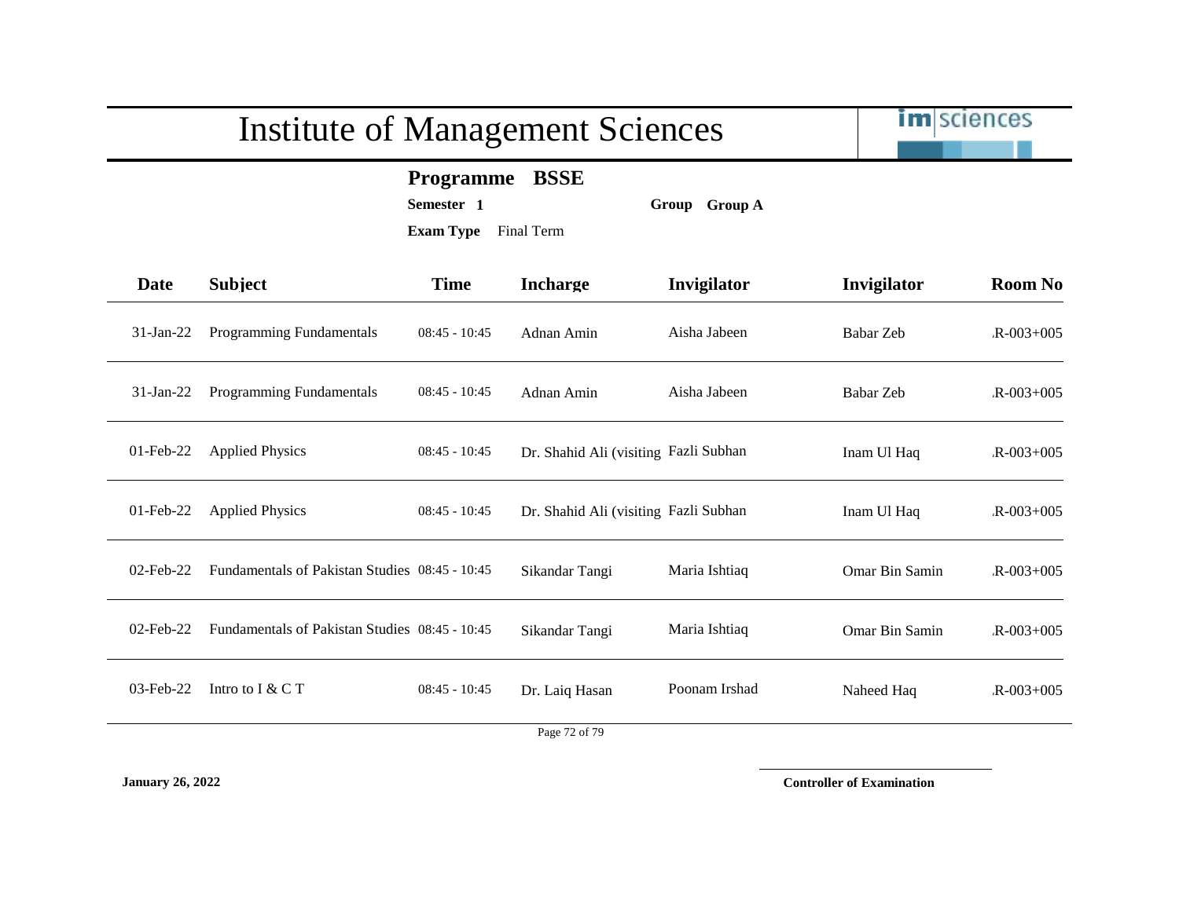# Institute of Management Sciences

**Programme** **BSSE**

**Semester** **1** **Group** **Group A**

**Exam Type** Final Term

| Date | Subject | Time | Incharge | Invigilator | Invigilator | Room No |
|---|---|---|---|---|---|---|
| 31-Jan-22 | Programming Fundamentals | 08:45 - 10:45 | Adnan Amin | Aisha Jabeen | Babar Zeb | .R-003+005 |
| 31-Jan-22 | Programming Fundamentals | 08:45 - 10:45 | Adnan Amin | Aisha Jabeen | Babar Zeb | .R-003+005 |
| 01-Feb-22 | Applied Physics | 08:45 - 10:45 | Dr. Shahid Ali (visiting | Fazli Subhan | Inam Ul Haq | .R-003+005 |
| 01-Feb-22 | Applied Physics | 08:45 - 10:45 | Dr. Shahid Ali (visiting | Fazli Subhan | Inam Ul Haq | .R-003+005 |
| 02-Feb-22 | Fundamentals of Pakistan Studies | 08:45 - 10:45 | Sikandar Tangi | Maria Ishtiaq | Omar Bin Samin | .R-003+005 |
| 02-Feb-22 | Fundamentals of Pakistan Studies | 08:45 - 10:45 | Sikandar Tangi | Maria Ishtiaq | Omar Bin Samin | .R-003+005 |
| 03-Feb-22 | Intro to I & C T | 08:45 - 10:45 | Dr. Laiq Hasan | Poonam Irshad | Naheed Haq | .R-003+005 |

**January 26, 2022**

**Controller of Examination**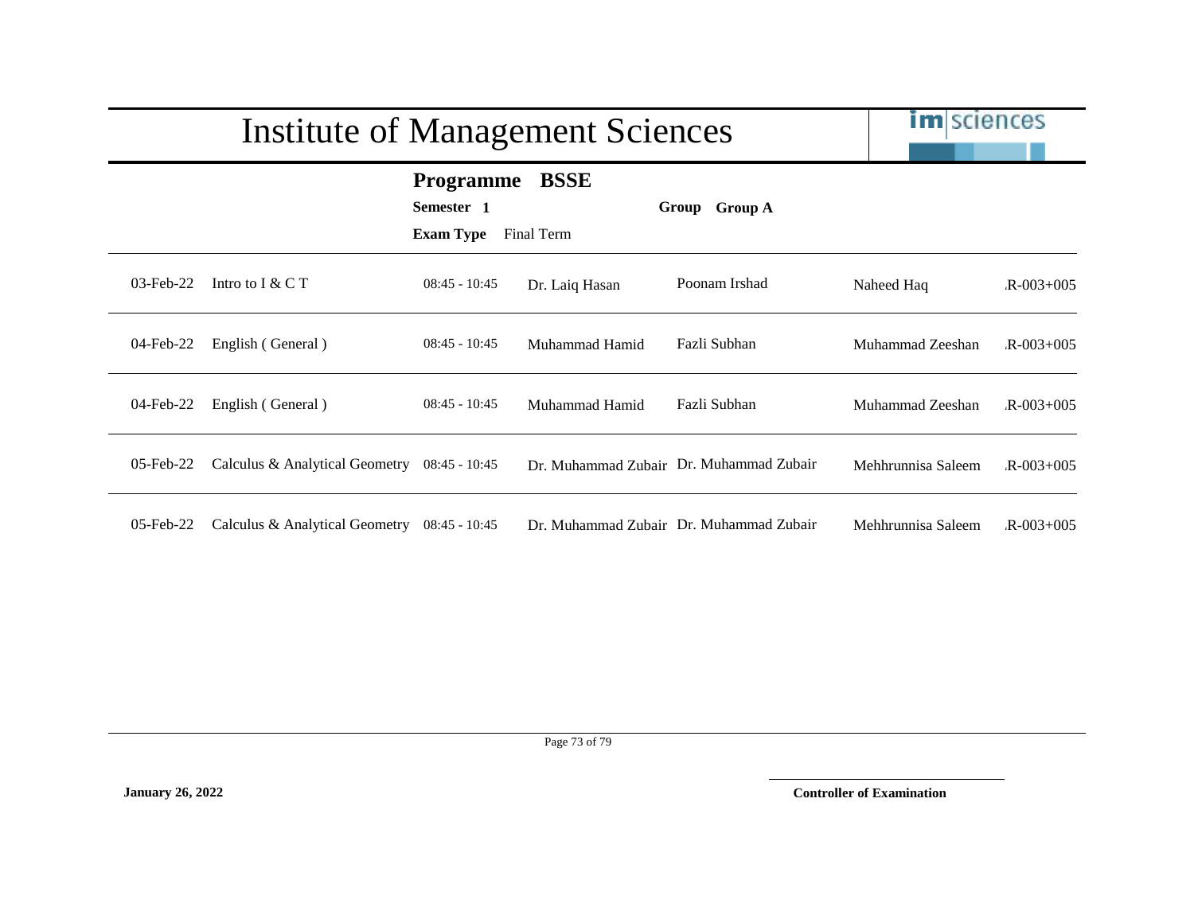# Institute of Management Sciences

**Programme BSSE**

**Semester 1** **Group Group A**

**Exam Type** Final Term

| | | | | | | |
|---|---|---|---|---|---|---|
| 03-Feb-22 | Intro to I & C T | 08:45 - 10:45 | Dr. Laiq Hasan | Poonam Irshad | Naheed Haq | .R-003+005 |
| 04-Feb-22 | English ( General ) | 08:45 - 10:45 | Muhammad Hamid | Fazli Subhan | Muhammad Zeeshan | .R-003+005 |
| 04-Feb-22 | English ( General ) | 08:45 - 10:45 | Muhammad Hamid | Fazli Subhan | Muhammad Zeeshan | .R-003+005 |
| 05-Feb-22 | Calculus & Analytical Geometry | 08:45 - 10:45 | Dr. Muhammad Zubair | Dr. Muhammad Zubair | Mehhrunnisa Saleem | .R-003+005 |
| 05-Feb-22 | Calculus & Analytical Geometry | 08:45 - 10:45 | Dr. Muhammad Zubair | Dr. Muhammad Zubair | Mehhrunnisa Saleem | .R-003+005 |

**January 26, 2022**

**Controller of Examination**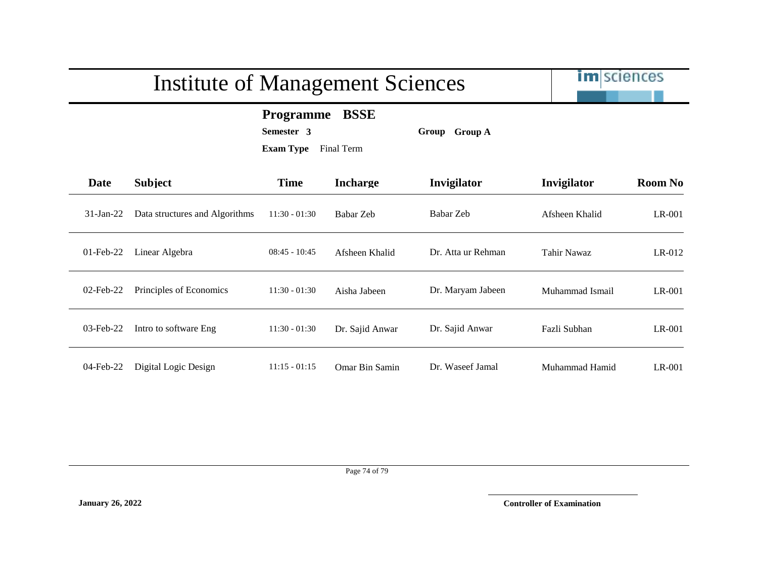# Institute of Management Sciences

**Programme** **BSSE**

**Semester** **3** **Group** **Group A**

**Exam Type** Final Term

| Date | Subject | Time | Incharge | Invigilator | Invigilator | Room No |
|---|---|---|---|---|---|---|
| 31-Jan-22 | Data structures and Algorithms | 11:30 - 01:30 | Babar Zeb | Babar Zeb | Afsheen Khalid | LR-001 |
| 01-Feb-22 | Linear Algebra | 08:45 - 10:45 | Afsheen Khalid | Dr. Atta ur Rehman | Tahir Nawaz | LR-012 |
| 02-Feb-22 | Principles of Economics | 11:30 - 01:30 | Aisha Jabeen | Dr. Maryam Jabeen | Muhammad Ismail | LR-001 |
| 03-Feb-22 | Intro to software Eng | 11:30 - 01:30 | Dr. Sajid Anwar | Dr. Sajid Anwar | Fazli Subhan | LR-001 |
| 04-Feb-22 | Digital Logic Design | 11:15 - 01:15 | Omar Bin Samin | Dr. Waseef Jamal | Muhammad Hamid | LR-001 |

**January 26, 2022**

**Controller of Examination**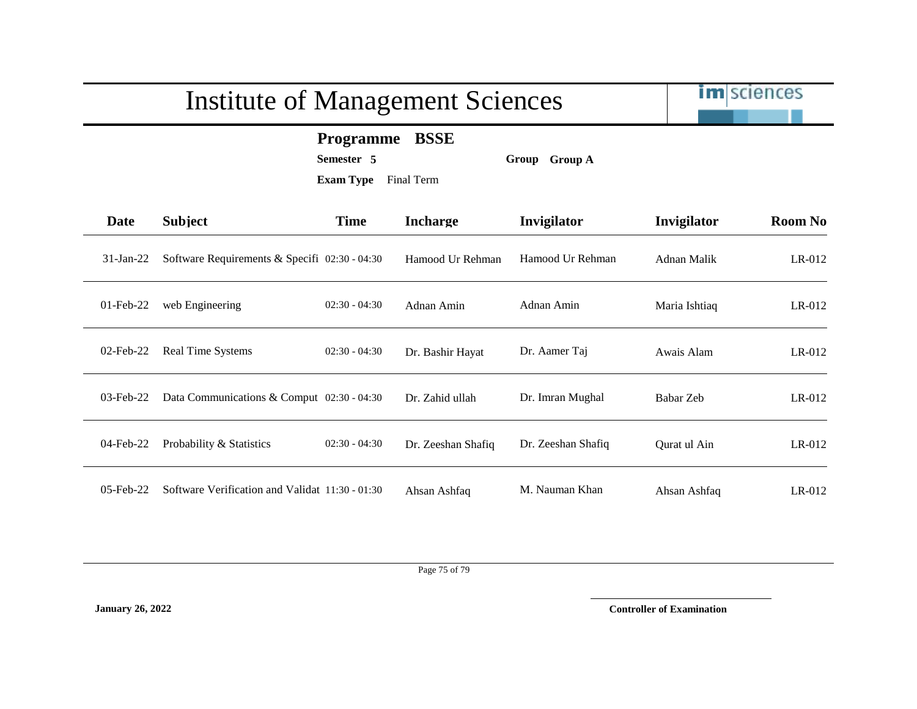# Institute of Management Sciences

**Programme** **BSSE**

**Semester** **5** **Group** **Group A**

**Exam Type** Final Term

| Date | Subject | Time | Incharge | Invigilator | Invigilator | Room No |
|---|---|---|---|---|---|---|
| 31-Jan-22 | Software Requirements & Specifi | 02:30 - 04:30 | Hamood Ur Rehman | Hamood Ur Rehman | Adnan Malik | LR-012 |
| 01-Feb-22 | web Engineering | 02:30 - 04:30 | Adnan Amin | Adnan Amin | Maria Ishtiaq | LR-012 |
| 02-Feb-22 | Real Time Systems | 02:30 - 04:30 | Dr. Bashir Hayat | Dr. Aamer Taj | Awais Alam | LR-012 |
| 03-Feb-22 | Data Communications & Comput | 02:30 - 04:30 | Dr. Zahid ullah | Dr. Imran Mughal | Babar Zeb | LR-012 |
| 04-Feb-22 | Probability & Statistics | 02:30 - 04:30 | Dr. Zeeshan Shafiq | Dr. Zeeshan Shafiq | Qurat ul Ain | LR-012 |
| 05-Feb-22 | Software Verification and Validat | 11:30 - 01:30 | Ahsan Ashfaq | M. Nauman Khan | Ahsan Ashfaq | LR-012 |

**January 26, 2022**

**Controller of Examination**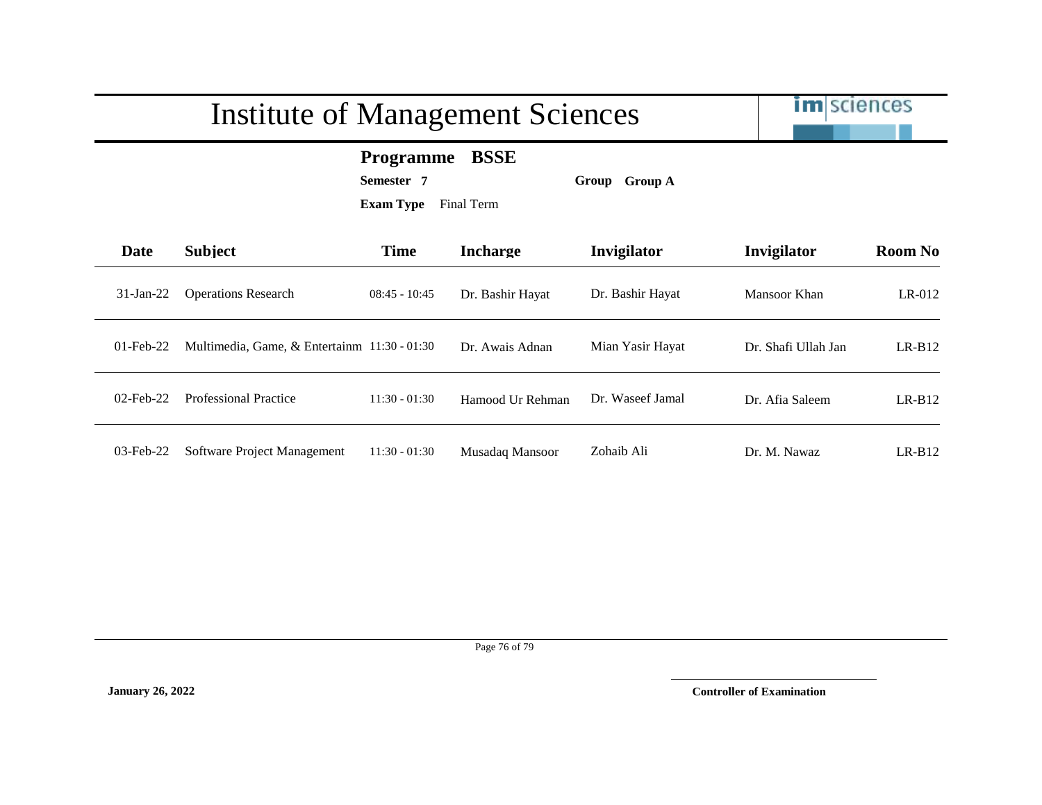# Institute of Management Sciences

**Programme** **BSSE**

**Semester** **7** **Group** **Group A**

**Exam Type** Final Term

| Date | Subject | Time | Incharge | Invigilator | Invigilator | Room No |
|---|---|---|---|---|---|---|
| 31-Jan-22 | Operations Research | 08:45 - 10:45 | Dr. Bashir Hayat | Dr. Bashir Hayat | Mansoor Khan | LR-012 |
| 01-Feb-22 | Multimedia, Game, & Entertainm | 11:30 - 01:30 | Dr. Awais Adnan | Mian Yasir Hayat | Dr. Shafi Ullah Jan | LR-B12 |
| 02-Feb-22 | Professional Practice | 11:30 - 01:30 | Hamood Ur Rehman | Dr. Waseef Jamal | Dr. Afia Saleem | LR-B12 |
| 03-Feb-22 | Software Project Management | 11:30 - 01:30 | Musadaq Mansoor | Zohaib Ali | Dr. M. Nawaz | LR-B12 |

**January 26, 2022**

**Controller of Examination**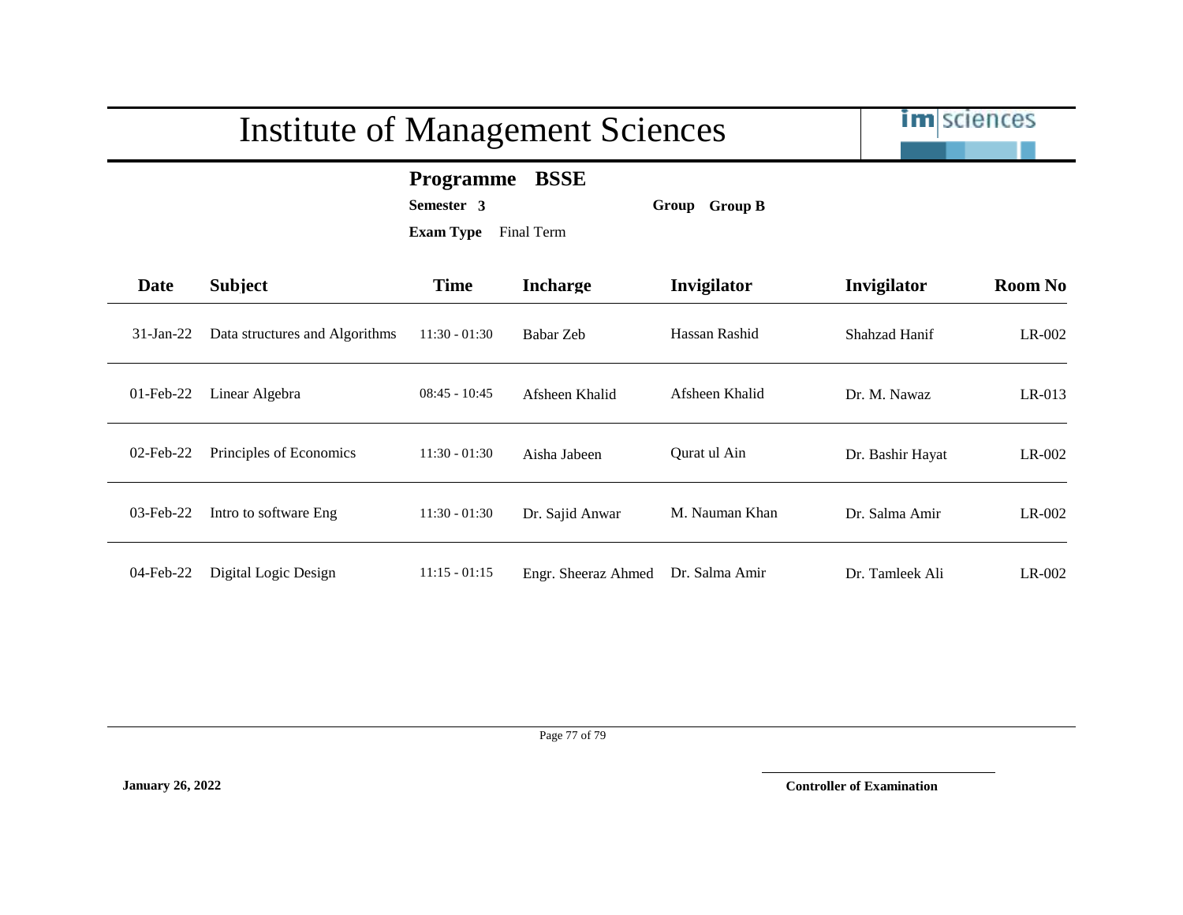# Institute of Management Sciences

**Programme** **BSSE**

**Semester** **3** **Group** **Group B**

**Exam Type** Final Term

| Date | Subject | Time | Incharge | Invigilator | Invigilator | Room No |
|---|---|---|---|---|---|---|
| 31-Jan-22 | Data structures and Algorithms | 11:30 - 01:30 | Babar Zeb | Hassan Rashid | Shahzad Hanif | LR-002 |
| 01-Feb-22 | Linear Algebra | 08:45 - 10:45 | Afsheen Khalid | Afsheen Khalid | Dr. M. Nawaz | LR-013 |
| 02-Feb-22 | Principles of Economics | 11:30 - 01:30 | Aisha Jabeen | Qurat ul Ain | Dr. Bashir Hayat | LR-002 |
| 03-Feb-22 | Intro to software Eng | 11:30 - 01:30 | Dr. Sajid Anwar | M. Nauman Khan | Dr. Salma Amir | LR-002 |
| 04-Feb-22 | Digital Logic Design | 11:15 - 01:15 | Engr. Sheeraz Ahmed | Dr. Salma Amir | Dr. Tamleek Ali | LR-002 |

**January 26, 2022**

**Controller of Examination**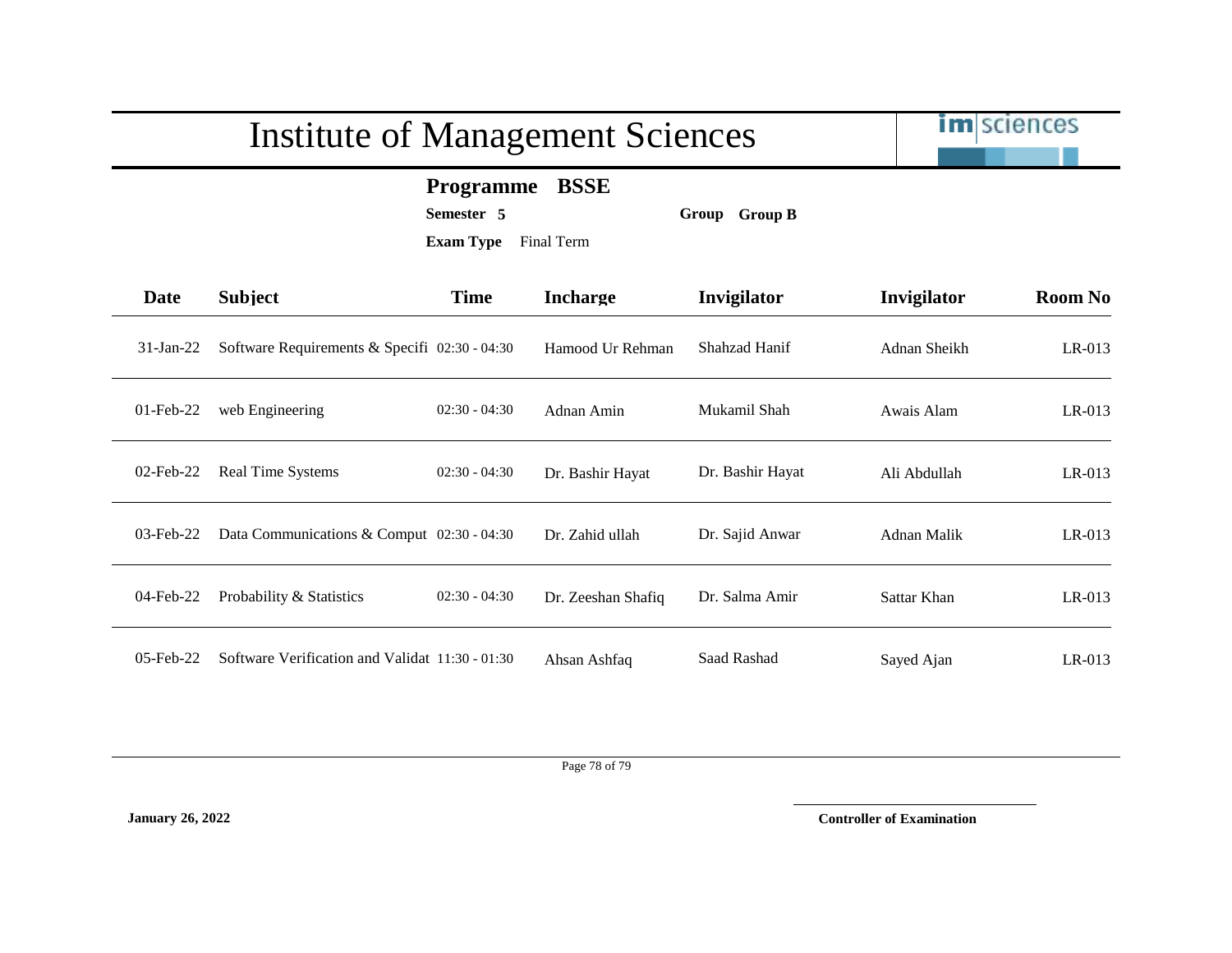# Institute of Management Sciences

**Programme** **BSSE**

**Semester** **5** **Group** **Group B**

**Exam Type** Final Term

| Date | Subject | Time | Incharge | Invigilator | Invigilator | Room No |
|---|---|---|---|---|---|---|
| 31-Jan-22 | Software Requirements & Specifi | 02:30 - 04:30 | Hamood Ur Rehman | Shahzad Hanif | Adnan Sheikh | LR-013 |
| 01-Feb-22 | web Engineering | 02:30 - 04:30 | Adnan Amin | Mukamil Shah | Awais Alam | LR-013 |
| 02-Feb-22 | Real Time Systems | 02:30 - 04:30 | Dr. Bashir Hayat | Dr. Bashir Hayat | Ali Abdullah | LR-013 |
| 03-Feb-22 | Data Communications & Comput | 02:30 - 04:30 | Dr. Zahid ullah | Dr. Sajid Anwar | Adnan Malik | LR-013 |
| 04-Feb-22 | Probability & Statistics | 02:30 - 04:30 | Dr. Zeeshan Shafiq | Dr. Salma Amir | Sattar Khan | LR-013 |
| 05-Feb-22 | Software Verification and Validat | 11:30 - 01:30 | Ahsan Ashfaq | Saad Rashad | Sayed Ajan | LR-013 |

**January 26, 2022**

**Controller of Examination**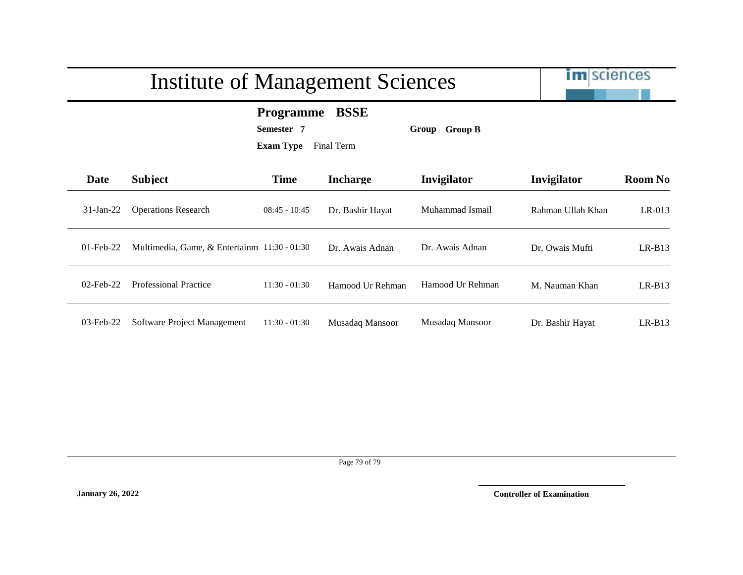# Institute of Management Sciences

**Programme BSSE**

**Semester 7** **Group Group B**

**Exam Type** Final Term

| Date | Subject | Time | Incharge | Invigilator | Invigilator | Room No |
|---|---|---|---|---|---|---|
| 31-Jan-22 | Operations Research | 08:45 - 10:45 | Dr. Bashir Hayat | Muhammad Ismail | Rahman Ullah Khan | LR-013 |
| 01-Feb-22 | Multimedia, Game, & Entertainm | 11:30 - 01:30 | Dr. Awais Adnan | Dr. Awais Adnan | Dr. Owais Mufti | LR-B13 |
| 02-Feb-22 | Professional Practice | 11:30 - 01:30 | Hamood Ur Rehman | Hamood Ur Rehman | M. Nauman Khan | LR-B13 |
| 03-Feb-22 | Software Project Management | 11:30 - 01:30 | Musadaq Mansoor | Musadaq Mansoor | Dr. Bashir Hayat | LR-B13 |

**January 26, 2022**

**Controller of Examination**